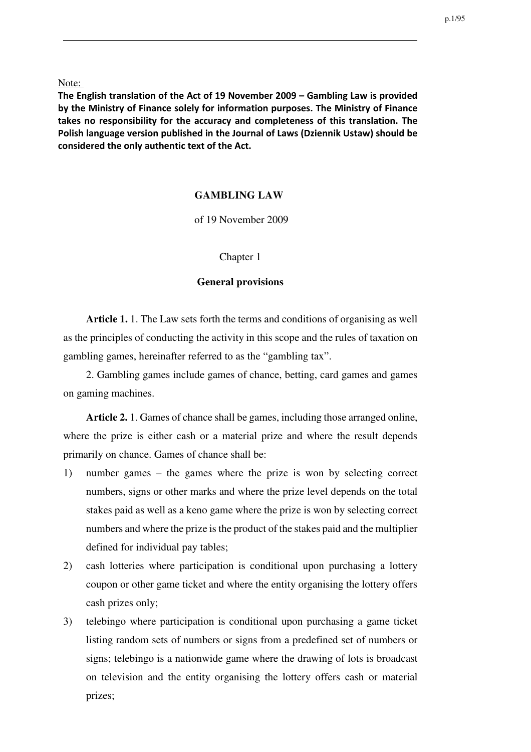Note:

**The English translation of the Act of 19 November 2009 – Gambling Law is provided by the Ministry of Finance solely for information purposes. The Ministry of Finance takes no responsibility for the accuracy and completeness of this translation. The Polish language version published in the Journal of Laws (Dziennik Ustaw) should be considered the only authentic text of the Act.**

# GAMBLING LAW

of 19 November 2009

## Chapter 1

## General provisions

**Article 1.** 1. The Law sets forth the terms and conditions of organising as well as the principles of conducting the activity in this scope and the rules of taxation on gambling games, hereinafter referred to as the "gambling tax".

2. Gambling games include games of chance, betting, card games and games on gaming machines.

**Article 2.** 1. Games of chance shall be games, including those arranged online, where the prize is either cash or a material prize and where the result depends primarily on chance. Games of chance shall be:

1) number games – the games where the prize is won by selecting correct numbers, signs or other marks and where the prize level depends on the total stakes paid as well as a keno game where the prize is won by selecting correct numbers and where the prize is the product of the stakes paid and the multiplier defined for individual pay tables;
2) cash lotteries where participation is conditional upon purchasing a lottery coupon or other game ticket and where the entity organising the lottery offers cash prizes only;
3) telebingo where participation is conditional upon purchasing a game ticket listing random sets of numbers or signs from a predefined set of numbers or signs; telebingo is a nationwide game where the drawing of lots is broadcast on television and the entity organising the lottery offers cash or material prizes;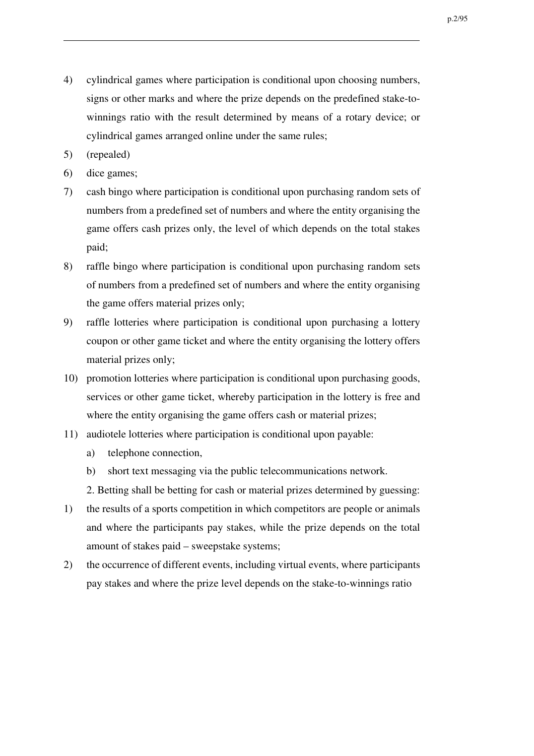4) cylindrical games where participation is conditional upon choosing numbers, signs or other marks and where the prize depends on the predefined stake-to-winnings ratio with the result determined by means of a rotary device; or cylindrical games arranged online under the same rules;
5) (repealed)
6) dice games;
7) cash bingo where participation is conditional upon purchasing random sets of numbers from a predefined set of numbers and where the entity organising the game offers cash prizes only, the level of which depends on the total stakes paid;
8) raffle bingo where participation is conditional upon purchasing random sets of numbers from a predefined set of numbers and where the entity organising the game offers material prizes only;
9) raffle lotteries where participation is conditional upon purchasing a lottery coupon or other game ticket and where the entity organising the lottery offers material prizes only;
10) promotion lotteries where participation is conditional upon purchasing goods, services or other game ticket, whereby participation in the lottery is free and where the entity organising the game offers cash or material prizes;
11) audiotele lotteries where participation is conditional upon payable:
    a) telephone connection,
    b) short text messaging via the public telecommunications network.

2. Betting shall be betting for cash or material prizes determined by guessing:

1) the results of a sports competition in which competitors are people or animals and where the participants pay stakes, while the prize depends on the total amount of stakes paid – sweepstake systems;
2) the occurrence of different events, including virtual events, where participants pay stakes and where the prize level depends on the stake-to-winnings ratio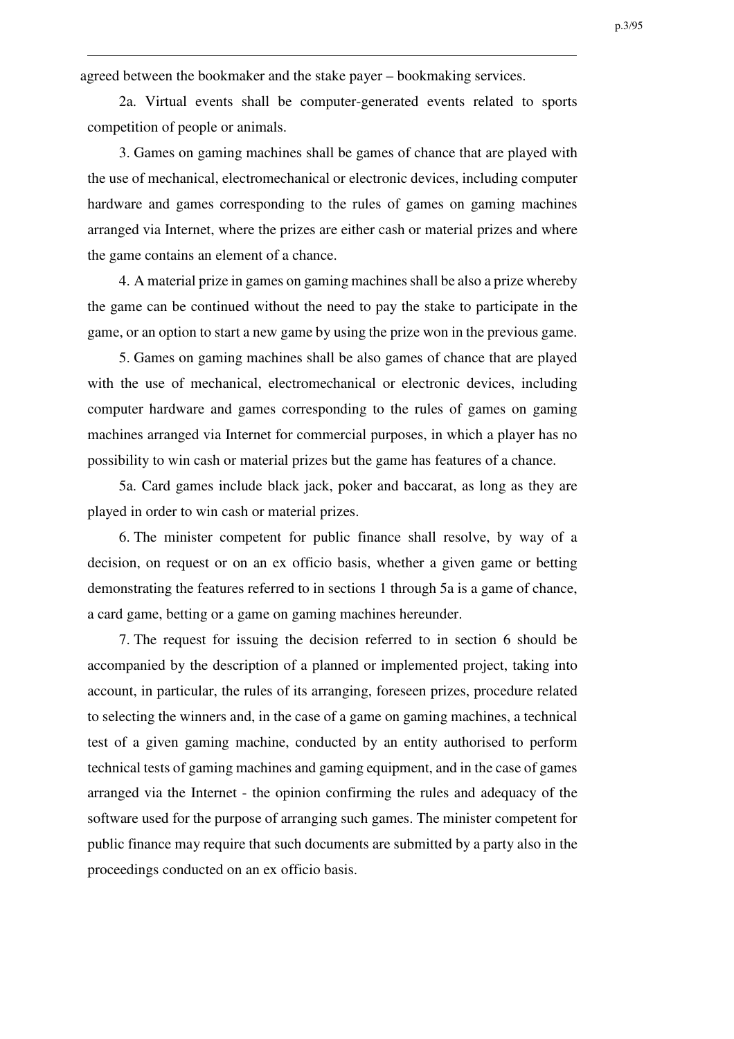agreed between the bookmaker and the stake payer – bookmaking services.

2a. Virtual events shall be computer-generated events related to sports competition of people or animals.

3. Games on gaming machines shall be games of chance that are played with the use of mechanical, electromechanical or electronic devices, including computer hardware and games corresponding to the rules of games on gaming machines arranged via Internet, where the prizes are either cash or material prizes and where the game contains an element of a chance.

4. A material prize in games on gaming machines shall be also a prize whereby the game can be continued without the need to pay the stake to participate in the game, or an option to start a new game by using the prize won in the previous game.

5. Games on gaming machines shall be also games of chance that are played with the use of mechanical, electromechanical or electronic devices, including computer hardware and games corresponding to the rules of games on gaming machines arranged via Internet for commercial purposes, in which a player has no possibility to win cash or material prizes but the game has features of a chance.

5a. Card games include black jack, poker and baccarat, as long as they are played in order to win cash or material prizes.

6. The minister competent for public finance shall resolve, by way of a decision, on request or on an ex officio basis, whether a given game or betting demonstrating the features referred to in sections 1 through 5a is a game of chance, a card game, betting or a game on gaming machines hereunder.

7. The request for issuing the decision referred to in section 6 should be accompanied by the description of a planned or implemented project, taking into account, in particular, the rules of its arranging, foreseen prizes, procedure related to selecting the winners and, in the case of a game on gaming machines, a technical test of a given gaming machine, conducted by an entity authorised to perform technical tests of gaming machines and gaming equipment, and in the case of games arranged via the Internet - the opinion confirming the rules and adequacy of the software used for the purpose of arranging such games. The minister competent for public finance may require that such documents are submitted by a party also in the proceedings conducted on an ex officio basis.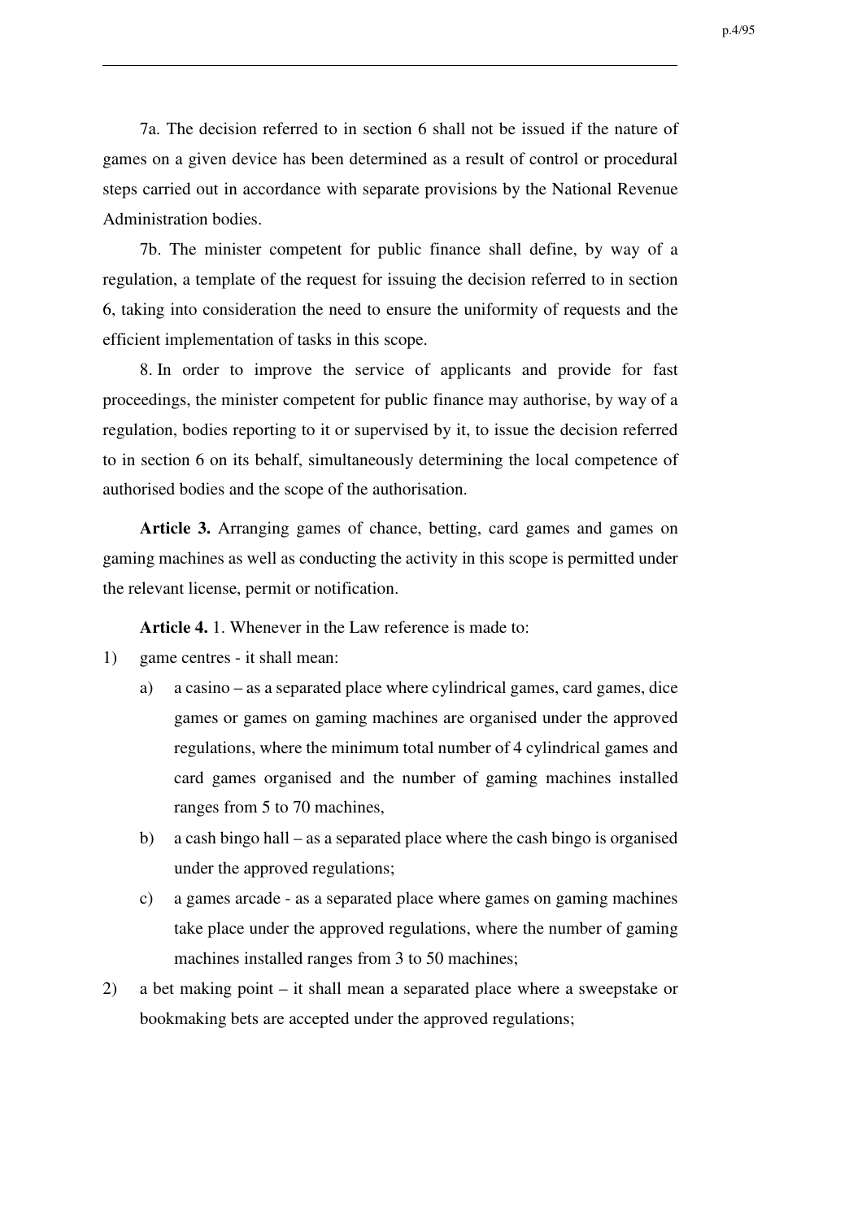7a. The decision referred to in section 6 shall not be issued if the nature of games on a given device has been determined as a result of control or procedural steps carried out in accordance with separate provisions by the National Revenue Administration bodies.

7b. The minister competent for public finance shall define, by way of a regulation, a template of the request for issuing the decision referred to in section 6, taking into consideration the need to ensure the uniformity of requests and the efficient implementation of tasks in this scope.

8. In order to improve the service of applicants and provide for fast proceedings, the minister competent for public finance may authorise, by way of a regulation, bodies reporting to it or supervised by it, to issue the decision referred to in section 6 on its behalf, simultaneously determining the local competence of authorised bodies and the scope of the authorisation.

**Article 3.** Arranging games of chance, betting, card games and games on gaming machines as well as conducting the activity in this scope is permitted under the relevant license, permit or notification.

**Article 4.** 1. Whenever in the Law reference is made to:

1) game centres - it shall mean:
   a) a casino – as a separated place where cylindrical games, card games, dice games or games on gaming machines are organised under the approved regulations, where the minimum total number of 4 cylindrical games and card games organised and the number of gaming machines installed ranges from 5 to 70 machines,
   b) a cash bingo hall – as a separated place where the cash bingo is organised under the approved regulations;
   c) a games arcade - as a separated place where games on gaming machines take place under the approved regulations, where the number of gaming machines installed ranges from 3 to 50 machines;
2) a bet making point – it shall mean a separated place where a sweepstake or bookmaking bets are accepted under the approved regulations;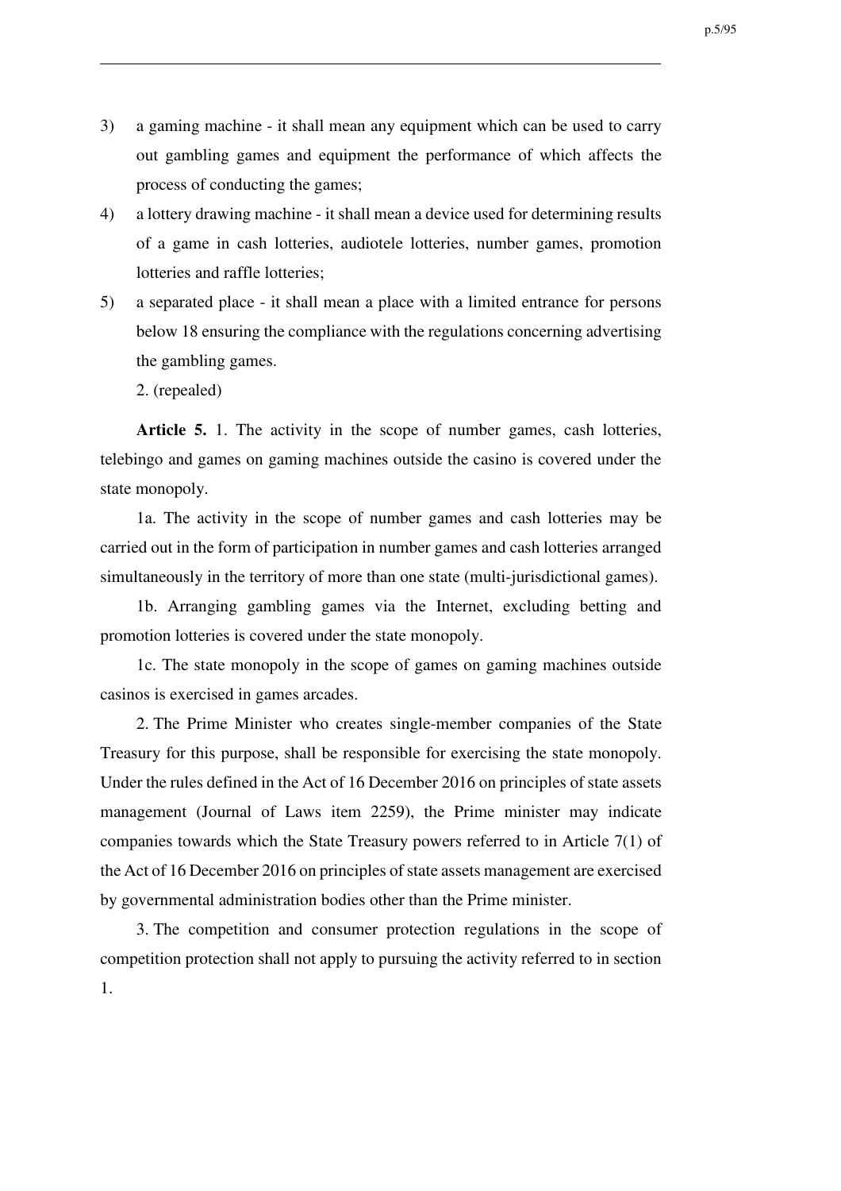3) a gaming machine - it shall mean any equipment which can be used to carry out gambling games and equipment the performance of which affects the process of conducting the games;

4) a lottery drawing machine - it shall mean a device used for determining results of a game in cash lotteries, audiotele lotteries, number games, promotion lotteries and raffle lotteries;

5) a separated place - it shall mean a place with a limited entrance for persons below 18 ensuring the compliance with the regulations concerning advertising the gambling games.

2. (repealed)

**Article 5.** 1. The activity in the scope of number games, cash lotteries, telebingo and games on gaming machines outside the casino is covered under the state monopoly.

1a. The activity in the scope of number games and cash lotteries may be carried out in the form of participation in number games and cash lotteries arranged simultaneously in the territory of more than one state (multi-jurisdictional games).

1b. Arranging gambling games via the Internet, excluding betting and promotion lotteries is covered under the state monopoly.

1c. The state monopoly in the scope of games on gaming machines outside casinos is exercised in games arcades.

2. The Prime Minister who creates single-member companies of the State Treasury for this purpose, shall be responsible for exercising the state monopoly. Under the rules defined in the Act of 16 December 2016 on principles of state assets management (Journal of Laws item 2259), the Prime minister may indicate companies towards which the State Treasury powers referred to in Article 7(1) of the Act of 16 December 2016 on principles of state assets management are exercised by governmental administration bodies other than the Prime minister.

3. The competition and consumer protection regulations in the scope of competition protection shall not apply to pursuing the activity referred to in section 1.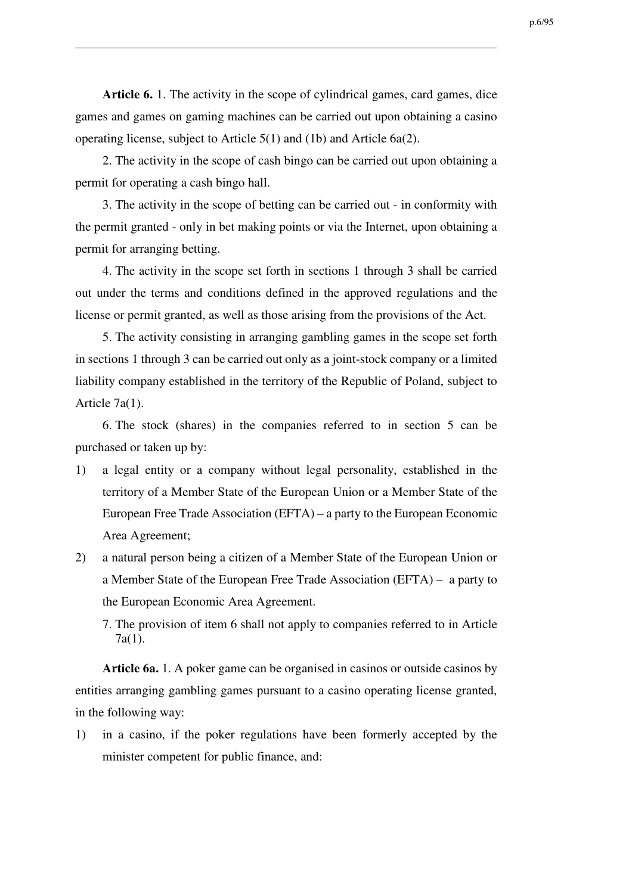**Article 6.** 1. The activity in the scope of cylindrical games, card games, dice games and games on gaming machines can be carried out upon obtaining a casino operating license, subject to Article 5(1) and (1b) and Article 6a(2).

2. The activity in the scope of cash bingo can be carried out upon obtaining a permit for operating a cash bingo hall.

3. The activity in the scope of betting can be carried out - in conformity with the permit granted - only in bet making points or via the Internet, upon obtaining a permit for arranging betting.

4. The activity in the scope set forth in sections 1 through 3 shall be carried out under the terms and conditions defined in the approved regulations and the license or permit granted, as well as those arising from the provisions of the Act.

5. The activity consisting in arranging gambling games in the scope set forth in sections 1 through 3 can be carried out only as a joint-stock company or a limited liability company established in the territory of the Republic of Poland, subject to Article 7a(1).

6. The stock (shares) in the companies referred to in section 5 can be purchased or taken up by:

1) a legal entity or a company without legal personality, established in the territory of a Member State of the European Union or a Member State of the European Free Trade Association (EFTA) – a party to the European Economic Area Agreement;
2) a natural person being a citizen of a Member State of the European Union or a Member State of the European Free Trade Association (EFTA) – a party to the European Economic Area Agreement.

7. The provision of item 6 shall not apply to companies referred to in Article 7a(1).

**Article 6a.** 1. A poker game can be organised in casinos or outside casinos by entities arranging gambling games pursuant to a casino operating license granted, in the following way:

1) in a casino, if the poker regulations have been formerly accepted by the minister competent for public finance, and: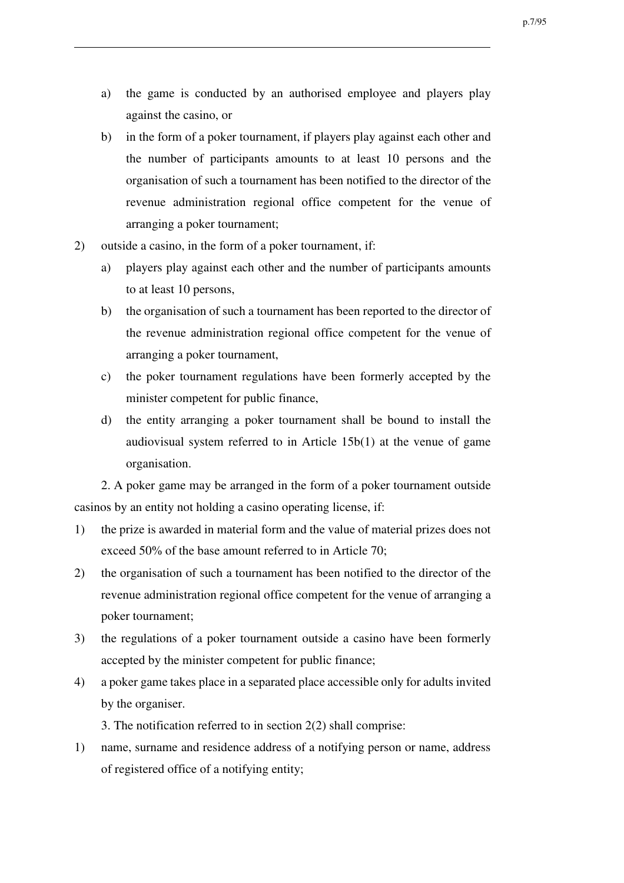a) the game is conducted by an authorised employee and players play against the casino, or
b) in the form of a poker tournament, if players play against each other and the number of participants amounts to at least 10 persons and the organisation of such a tournament has been notified to the director of the revenue administration regional office competent for the venue of arranging a poker tournament;

2) outside a casino, in the form of a poker tournament, if:
   a) players play against each other and the number of participants amounts to at least 10 persons,
   b) the organisation of such a tournament has been reported to the director of the revenue administration regional office competent for the venue of arranging a poker tournament,
   c) the poker tournament regulations have been formerly accepted by the minister competent for public finance,
   d) the entity arranging a poker tournament shall be bound to install the audiovisual system referred to in Article 15b(1) at the venue of game organisation.

2. A poker game may be arranged in the form of a poker tournament outside casinos by an entity not holding a casino operating license, if:

1) the prize is awarded in material form and the value of material prizes does not exceed 50% of the base amount referred to in Article 70;
2) the organisation of such a tournament has been notified to the director of the revenue administration regional office competent for the venue of arranging a poker tournament;
3) the regulations of a poker tournament outside a casino have been formerly accepted by the minister competent for public finance;
4) a poker game takes place in a separated place accessible only for adults invited by the organiser.

3. The notification referred to in section 2(2) shall comprise:

1) name, surname and residence address of a notifying person or name, address of registered office of a notifying entity;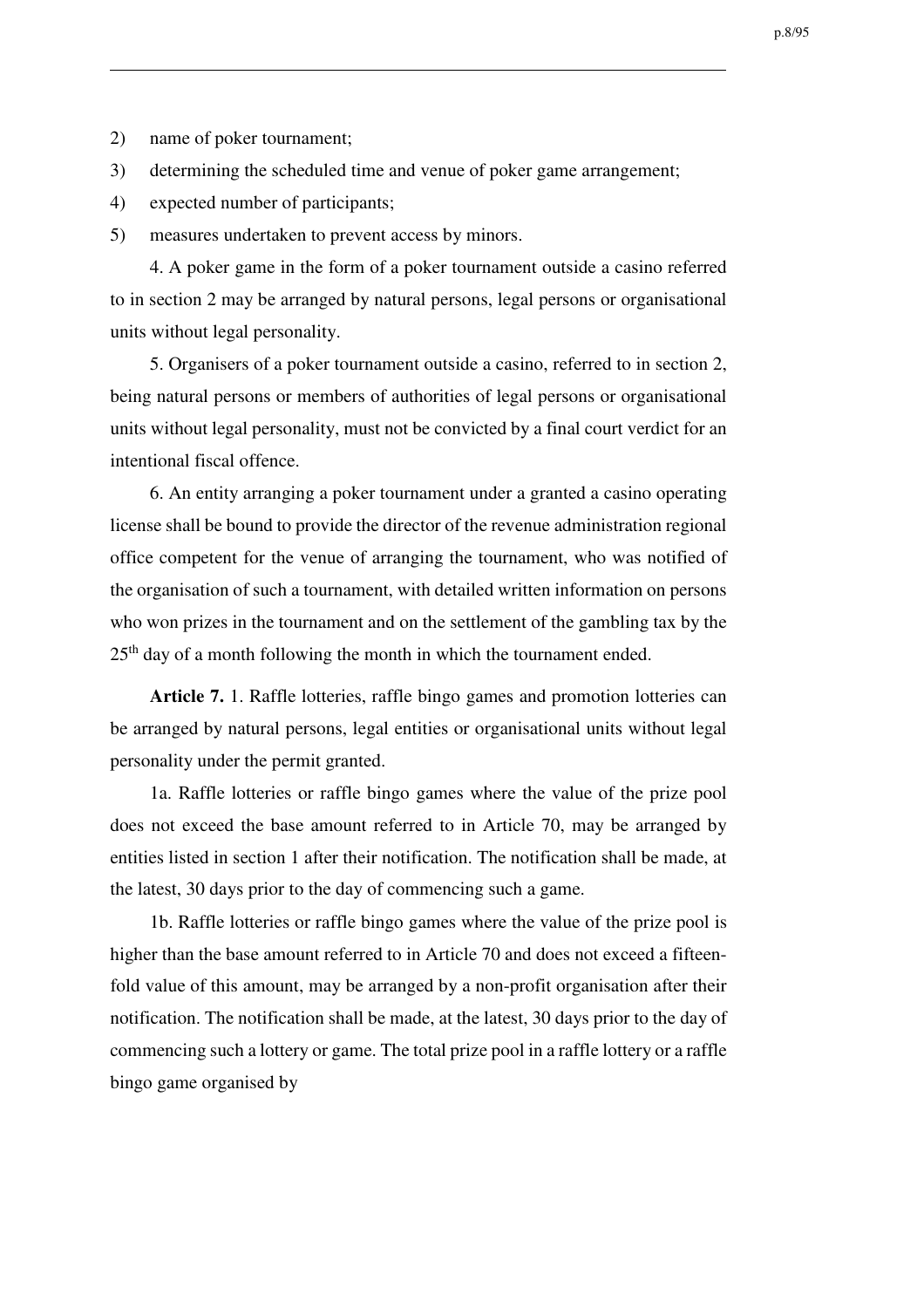2) name of poker tournament;

3) determining the scheduled time and venue of poker game arrangement;

4) expected number of participants;

5) measures undertaken to prevent access by minors.

4. A poker game in the form of a poker tournament outside a casino referred to in section 2 may be arranged by natural persons, legal persons or organisational units without legal personality.

5. Organisers of a poker tournament outside a casino, referred to in section 2, being natural persons or members of authorities of legal persons or organisational units without legal personality, must not be convicted by a final court verdict for an intentional fiscal offence.

6. An entity arranging a poker tournament under a granted a casino operating license shall be bound to provide the director of the revenue administration regional office competent for the venue of arranging the tournament, who was notified of the organisation of such a tournament, with detailed written information on persons who won prizes in the tournament and on the settlement of the gambling tax by the 25th day of a month following the month in which the tournament ended.

**Article 7.** 1. Raffle lotteries, raffle bingo games and promotion lotteries can be arranged by natural persons, legal entities or organisational units without legal personality under the permit granted.

1a. Raffle lotteries or raffle bingo games where the value of the prize pool does not exceed the base amount referred to in Article 70, may be arranged by entities listed in section 1 after their notification. The notification shall be made, at the latest, 30 days prior to the day of commencing such a game.

1b. Raffle lotteries or raffle bingo games where the value of the prize pool is higher than the base amount referred to in Article 70 and does not exceed a fifteen-fold value of this amount, may be arranged by a non-profit organisation after their notification. The notification shall be made, at the latest, 30 days prior to the day of commencing such a lottery or game. The total prize pool in a raffle lottery or a raffle bingo game organised by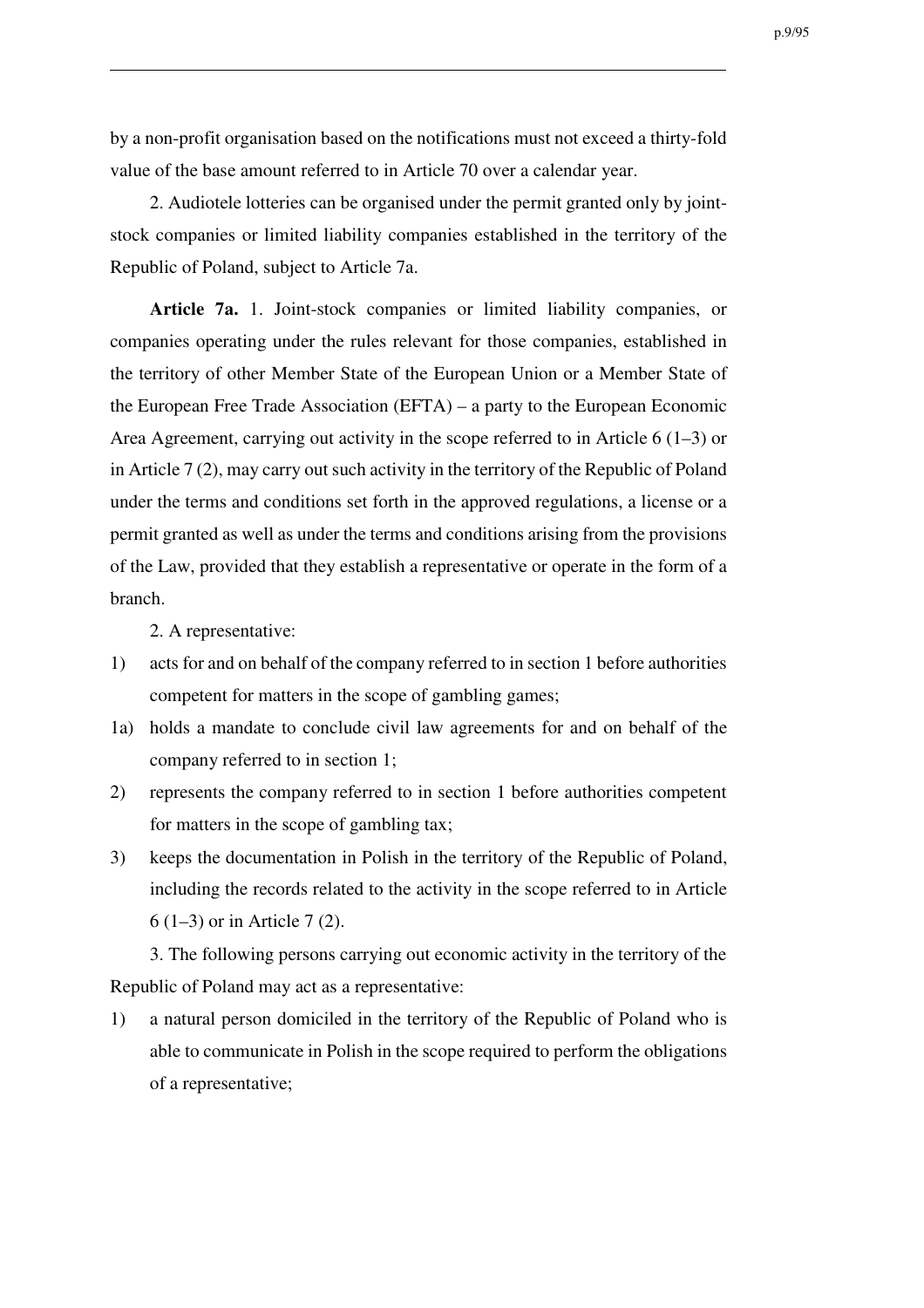by a non-profit organisation based on the notifications must not exceed a thirty-fold value of the base amount referred to in Article 70 over a calendar year.

2. Audiotele lotteries can be organised under the permit granted only by joint-stock companies or limited liability companies established in the territory of the Republic of Poland, subject to Article 7a.

**Article 7a.** 1. Joint-stock companies or limited liability companies, or companies operating under the rules relevant for those companies, established in the territory of other Member State of the European Union or a Member State of the European Free Trade Association (EFTA) – a party to the European Economic Area Agreement, carrying out activity in the scope referred to in Article 6 (1–3) or in Article 7 (2), may carry out such activity in the territory of the Republic of Poland under the terms and conditions set forth in the approved regulations, a license or a permit granted as well as under the terms and conditions arising from the provisions of the Law, provided that they establish a representative or operate in the form of a branch.

2. A representative:

1) acts for and on behalf of the company referred to in section 1 before authorities competent for matters in the scope of gambling games;

1a) holds a mandate to conclude civil law agreements for and on behalf of the company referred to in section 1;

2) represents the company referred to in section 1 before authorities competent for matters in the scope of gambling tax;

3) keeps the documentation in Polish in the territory of the Republic of Poland, including the records related to the activity in the scope referred to in Article 6 (1–3) or in Article 7 (2).

3. The following persons carrying out economic activity in the territory of the Republic of Poland may act as a representative:

1) a natural person domiciled in the territory of the Republic of Poland who is able to communicate in Polish in the scope required to perform the obligations of a representative;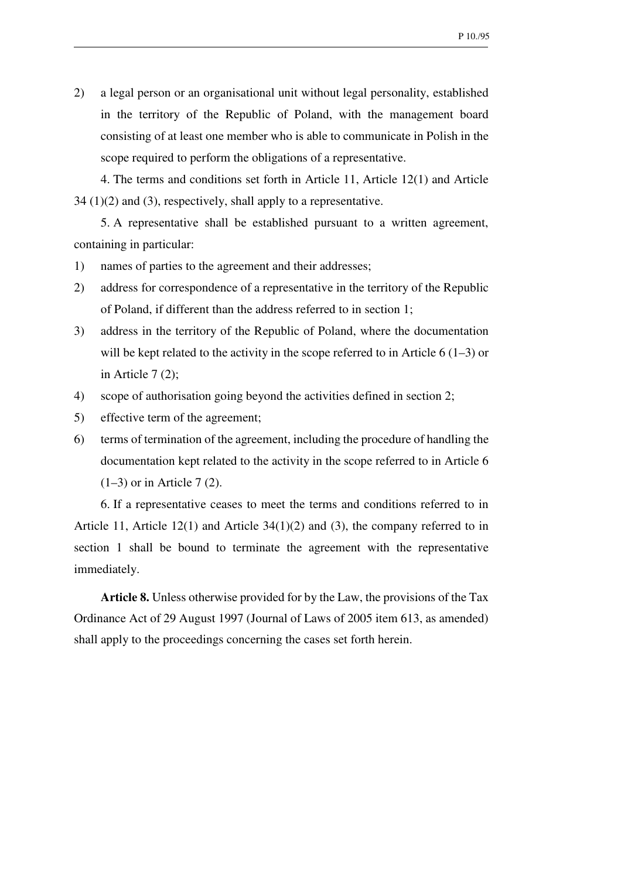2) a legal person or an organisational unit without legal personality, established in the territory of the Republic of Poland, with the management board consisting of at least one member who is able to communicate in Polish in the scope required to perform the obligations of a representative.

4. The terms and conditions set forth in Article 11, Article 12(1) and Article 34 (1)(2) and (3), respectively, shall apply to a representative.

5. A representative shall be established pursuant to a written agreement, containing in particular:

1) names of parties to the agreement and their addresses;
2) address for correspondence of a representative in the territory of the Republic of Poland, if different than the address referred to in section 1;
3) address in the territory of the Republic of Poland, where the documentation will be kept related to the activity in the scope referred to in Article 6 (1–3) or in Article 7 (2);
4) scope of authorisation going beyond the activities defined in section 2;
5) effective term of the agreement;
6) terms of termination of the agreement, including the procedure of handling the documentation kept related to the activity in the scope referred to in Article 6 (1–3) or in Article 7 (2).

6. If a representative ceases to meet the terms and conditions referred to in Article 11, Article 12(1) and Article 34(1)(2) and (3), the company referred to in section 1 shall be bound to terminate the agreement with the representative immediately.

**Article 8.** Unless otherwise provided for by the Law, the provisions of the Tax Ordinance Act of 29 August 1997 (Journal of Laws of 2005 item 613, as amended) shall apply to the proceedings concerning the cases set forth herein.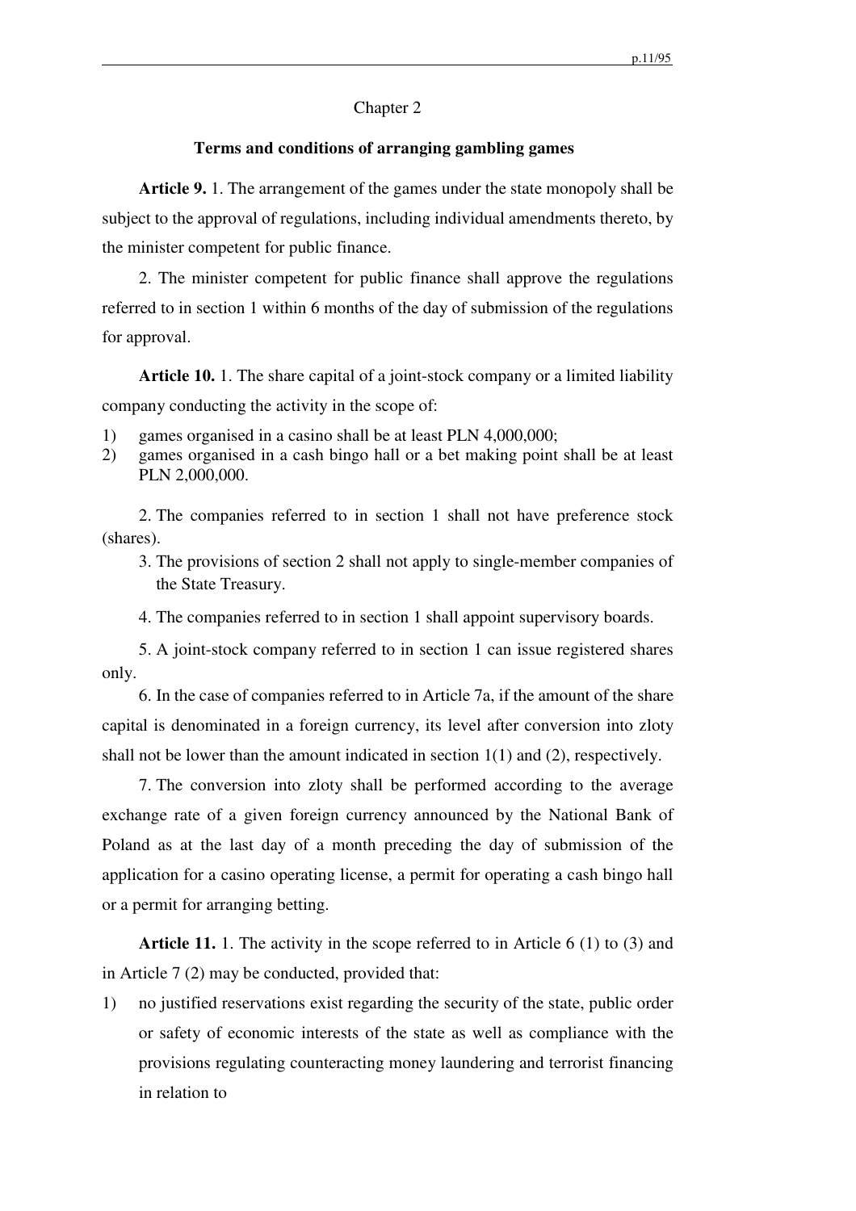## Chapter 2

### Terms and conditions of arranging gambling games

**Article 9.** 1. The arrangement of the games under the state monopoly shall be subject to the approval of regulations, including individual amendments thereto, by the minister competent for public finance.

2. The minister competent for public finance shall approve the regulations referred to in section 1 within 6 months of the day of submission of the regulations for approval.

**Article 10.** 1. The share capital of a joint-stock company or a limited liability company conducting the activity in the scope of:

1) games organised in a casino shall be at least PLN 4,000,000;
2) games organised in a cash bingo hall or a bet making point shall be at least PLN 2,000,000.

2. The companies referred to in section 1 shall not have preference stock (shares).

3. The provisions of section 2 shall not apply to single-member companies of the State Treasury.

4. The companies referred to in section 1 shall appoint supervisory boards.

5. A joint-stock company referred to in section 1 can issue registered shares only.

6. In the case of companies referred to in Article 7a, if the amount of the share capital is denominated in a foreign currency, its level after conversion into zloty shall not be lower than the amount indicated in section 1(1) and (2), respectively.

7. The conversion into zloty shall be performed according to the average exchange rate of a given foreign currency announced by the National Bank of Poland as at the last day of a month preceding the day of submission of the application for a casino operating license, a permit for operating a cash bingo hall or a permit for arranging betting.

**Article 11.** 1. The activity in the scope referred to in Article 6 (1) to (3) and in Article 7 (2) may be conducted, provided that:

1) no justified reservations exist regarding the security of the state, public order or safety of economic interests of the state as well as compliance with the provisions regulating counteracting money laundering and terrorist financing in relation to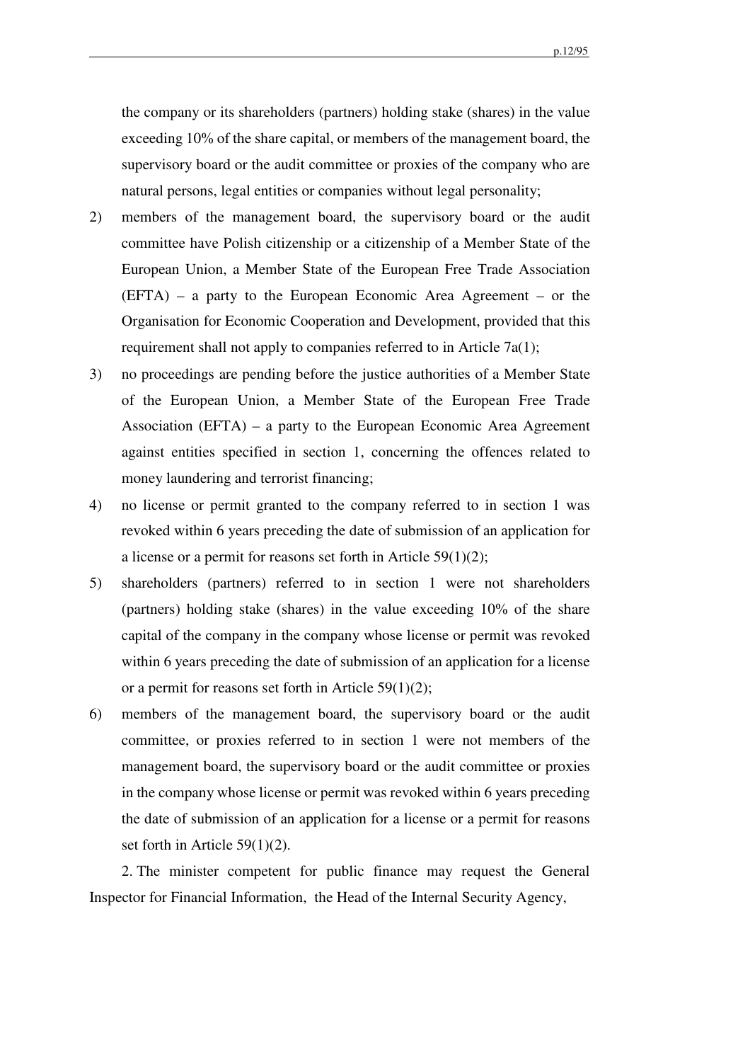the company or its shareholders (partners) holding stake (shares) in the value exceeding 10% of the share capital, or members of the management board, the supervisory board or the audit committee or proxies of the company who are natural persons, legal entities or companies without legal personality;

2) members of the management board, the supervisory board or the audit committee have Polish citizenship or a citizenship of a Member State of the European Union, a Member State of the European Free Trade Association (EFTA) – a party to the European Economic Area Agreement – or the Organisation for Economic Cooperation and Development, provided that this requirement shall not apply to companies referred to in Article 7a(1);

3) no proceedings are pending before the justice authorities of a Member State of the European Union, a Member State of the European Free Trade Association (EFTA) – a party to the European Economic Area Agreement against entities specified in section 1, concerning the offences related to money laundering and terrorist financing;

4) no license or permit granted to the company referred to in section 1 was revoked within 6 years preceding the date of submission of an application for a license or a permit for reasons set forth in Article 59(1)(2);

5) shareholders (partners) referred to in section 1 were not shareholders (partners) holding stake (shares) in the value exceeding 10% of the share capital of the company in the company whose license or permit was revoked within 6 years preceding the date of submission of an application for a license or a permit for reasons set forth in Article 59(1)(2);

6) members of the management board, the supervisory board or the audit committee, or proxies referred to in section 1 were not members of the management board, the supervisory board or the audit committee or proxies in the company whose license or permit was revoked within 6 years preceding the date of submission of an application for a license or a permit for reasons set forth in Article 59(1)(2).

2. The minister competent for public finance may request the General Inspector for Financial Information, the Head of the Internal Security Agency,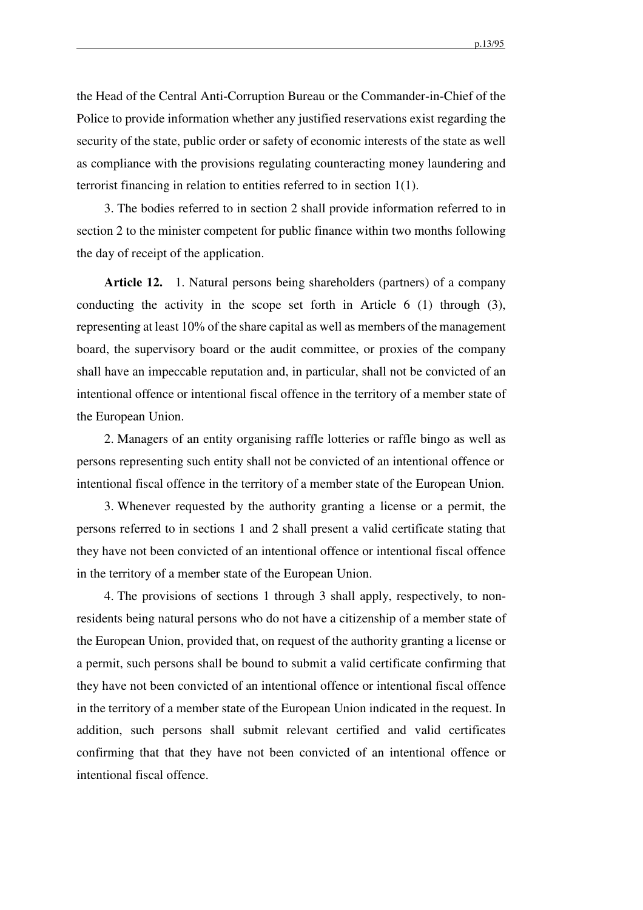the Head of the Central Anti-Corruption Bureau or the Commander-in-Chief of the Police to provide information whether any justified reservations exist regarding the security of the state, public order or safety of economic interests of the state as well as compliance with the provisions regulating counteracting money laundering and terrorist financing in relation to entities referred to in section 1(1).

3. The bodies referred to in section 2 shall provide information referred to in section 2 to the minister competent for public finance within two months following the day of receipt of the application.

**Article 12.** 1. Natural persons being shareholders (partners) of a company conducting the activity in the scope set forth in Article 6 (1) through (3), representing at least 10% of the share capital as well as members of the management board, the supervisory board or the audit committee, or proxies of the company shall have an impeccable reputation and, in particular, shall not be convicted of an intentional offence or intentional fiscal offence in the territory of a member state of the European Union.

2. Managers of an entity organising raffle lotteries or raffle bingo as well as persons representing such entity shall not be convicted of an intentional offence or intentional fiscal offence in the territory of a member state of the European Union.

3. Whenever requested by the authority granting a license or a permit, the persons referred to in sections 1 and 2 shall present a valid certificate stating that they have not been convicted of an intentional offence or intentional fiscal offence in the territory of a member state of the European Union.

4. The provisions of sections 1 through 3 shall apply, respectively, to non-residents being natural persons who do not have a citizenship of a member state of the European Union, provided that, on request of the authority granting a license or a permit, such persons shall be bound to submit a valid certificate confirming that they have not been convicted of an intentional offence or intentional fiscal offence in the territory of a member state of the European Union indicated in the request. In addition, such persons shall submit relevant certified and valid certificates confirming that that they have not been convicted of an intentional offence or intentional fiscal offence.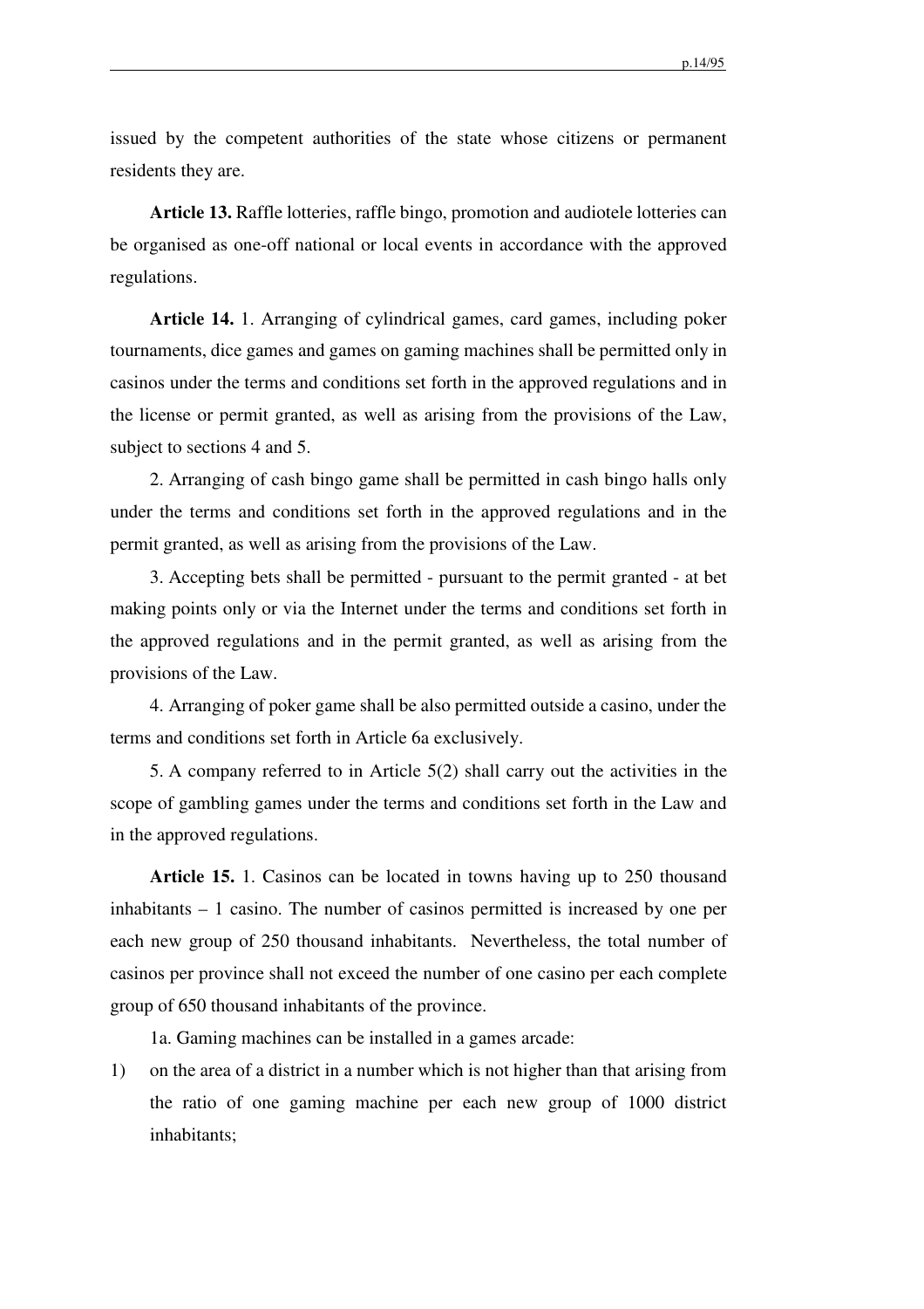issued by the competent authorities of the state whose citizens or permanent residents they are.

**Article 13.** Raffle lotteries, raffle bingo, promotion and audiotele lotteries can be organised as one-off national or local events in accordance with the approved regulations.

**Article 14.** 1. Arranging of cylindrical games, card games, including poker tournaments, dice games and games on gaming machines shall be permitted only in casinos under the terms and conditions set forth in the approved regulations and in the license or permit granted, as well as arising from the provisions of the Law, subject to sections 4 and 5.

2. Arranging of cash bingo game shall be permitted in cash bingo halls only under the terms and conditions set forth in the approved regulations and in the permit granted, as well as arising from the provisions of the Law.

3. Accepting bets shall be permitted - pursuant to the permit granted - at bet making points only or via the Internet under the terms and conditions set forth in the approved regulations and in the permit granted, as well as arising from the provisions of the Law.

4. Arranging of poker game shall be also permitted outside a casino, under the terms and conditions set forth in Article 6a exclusively.

5. A company referred to in Article 5(2) shall carry out the activities in the scope of gambling games under the terms and conditions set forth in the Law and in the approved regulations.

**Article 15.** 1. Casinos can be located in towns having up to 250 thousand inhabitants – 1 casino. The number of casinos permitted is increased by one per each new group of 250 thousand inhabitants. Nevertheless, the total number of casinos per province shall not exceed the number of one casino per each complete group of 650 thousand inhabitants of the province.

1a. Gaming machines can be installed in a games arcade:

1) on the area of a district in a number which is not higher than that arising from the ratio of one gaming machine per each new group of 1000 district inhabitants;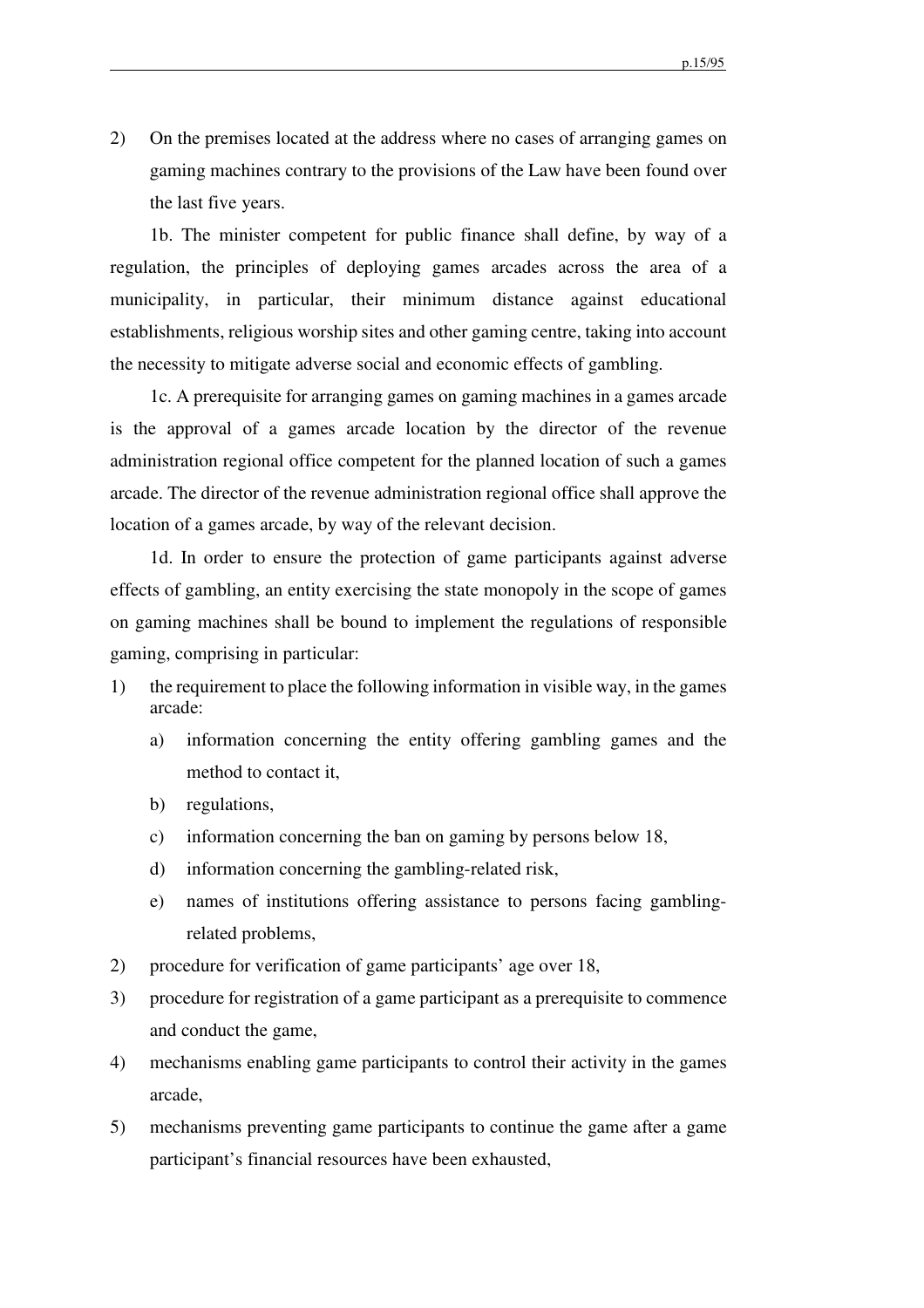2) On the premises located at the address where no cases of arranging games on gaming machines contrary to the provisions of the Law have been found over the last five years.

1b. The minister competent for public finance shall define, by way of a regulation, the principles of deploying games arcades across the area of a municipality, in particular, their minimum distance against educational establishments, religious worship sites and other gaming centre, taking into account the necessity to mitigate adverse social and economic effects of gambling.

1c. A prerequisite for arranging games on gaming machines in a games arcade is the approval of a games arcade location by the director of the revenue administration regional office competent for the planned location of such a games arcade. The director of the revenue administration regional office shall approve the location of a games arcade, by way of the relevant decision.

1d. In order to ensure the protection of game participants against adverse effects of gambling, an entity exercising the state monopoly in the scope of games on gaming machines shall be bound to implement the regulations of responsible gaming, comprising in particular:

1) the requirement to place the following information in visible way, in the games arcade:
   a) information concerning the entity offering gambling games and the method to contact it,
   b) regulations,
   c) information concerning the ban on gaming by persons below 18,
   d) information concerning the gambling-related risk,
   e) names of institutions offering assistance to persons facing gambling-related problems,
2) procedure for verification of game participants' age over 18,
3) procedure for registration of a game participant as a prerequisite to commence and conduct the game,
4) mechanisms enabling game participants to control their activity in the games arcade,
5) mechanisms preventing game participants to continue the game after a game participant's financial resources have been exhausted,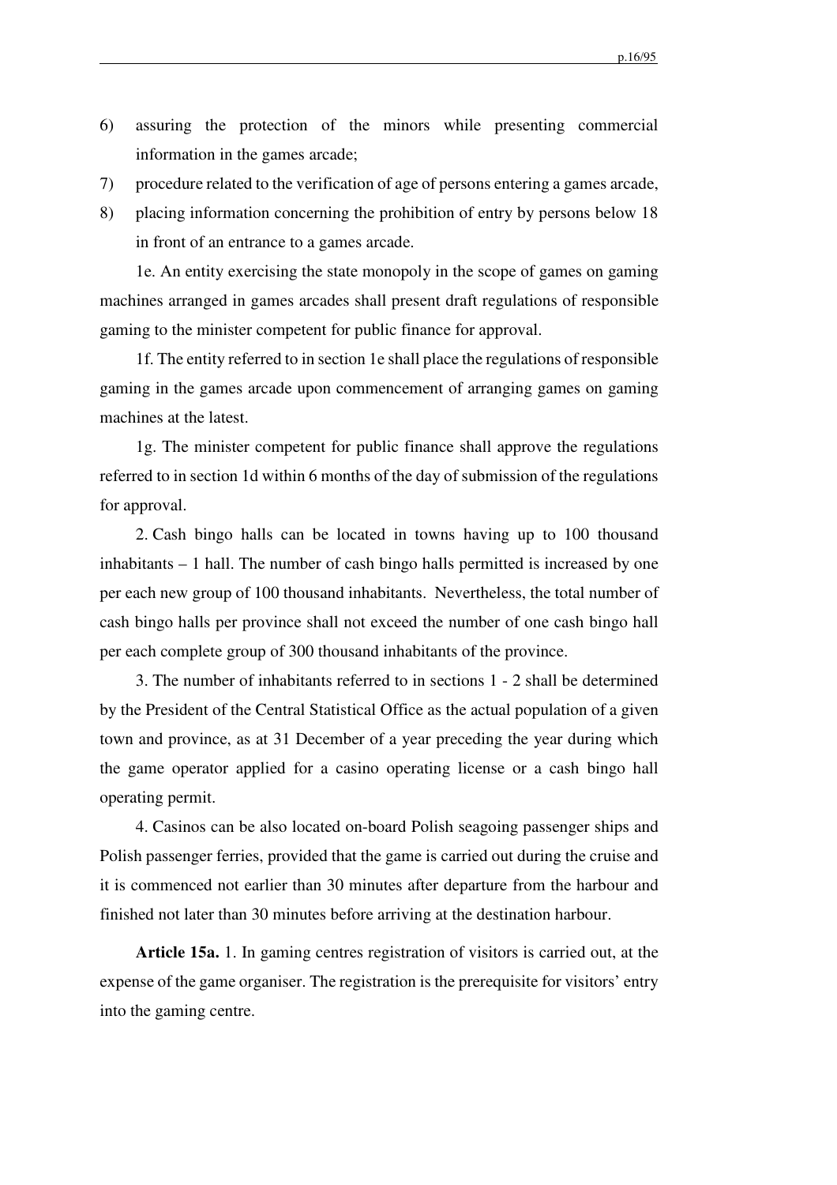6) assuring the protection of the minors while presenting commercial information in the games arcade;
7) procedure related to the verification of age of persons entering a games arcade,
8) placing information concerning the prohibition of entry by persons below 18 in front of an entrance to a games arcade.

1e. An entity exercising the state monopoly in the scope of games on gaming machines arranged in games arcades shall present draft regulations of responsible gaming to the minister competent for public finance for approval.

1f. The entity referred to in section 1e shall place the regulations of responsible gaming in the games arcade upon commencement of arranging games on gaming machines at the latest.

1g. The minister competent for public finance shall approve the regulations referred to in section 1d within 6 months of the day of submission of the regulations for approval.

2. Cash bingo halls can be located in towns having up to 100 thousand inhabitants – 1 hall. The number of cash bingo halls permitted is increased by one per each new group of 100 thousand inhabitants. Nevertheless, the total number of cash bingo halls per province shall not exceed the number of one cash bingo hall per each complete group of 300 thousand inhabitants of the province.

3. The number of inhabitants referred to in sections 1 - 2 shall be determined by the President of the Central Statistical Office as the actual population of a given town and province, as at 31 December of a year preceding the year during which the game operator applied for a casino operating license or a cash bingo hall operating permit.

4. Casinos can be also located on-board Polish seagoing passenger ships and Polish passenger ferries, provided that the game is carried out during the cruise and it is commenced not earlier than 30 minutes after departure from the harbour and finished not later than 30 minutes before arriving at the destination harbour.

**Article 15a.** 1. In gaming centres registration of visitors is carried out, at the expense of the game organiser. The registration is the prerequisite for visitors' entry into the gaming centre.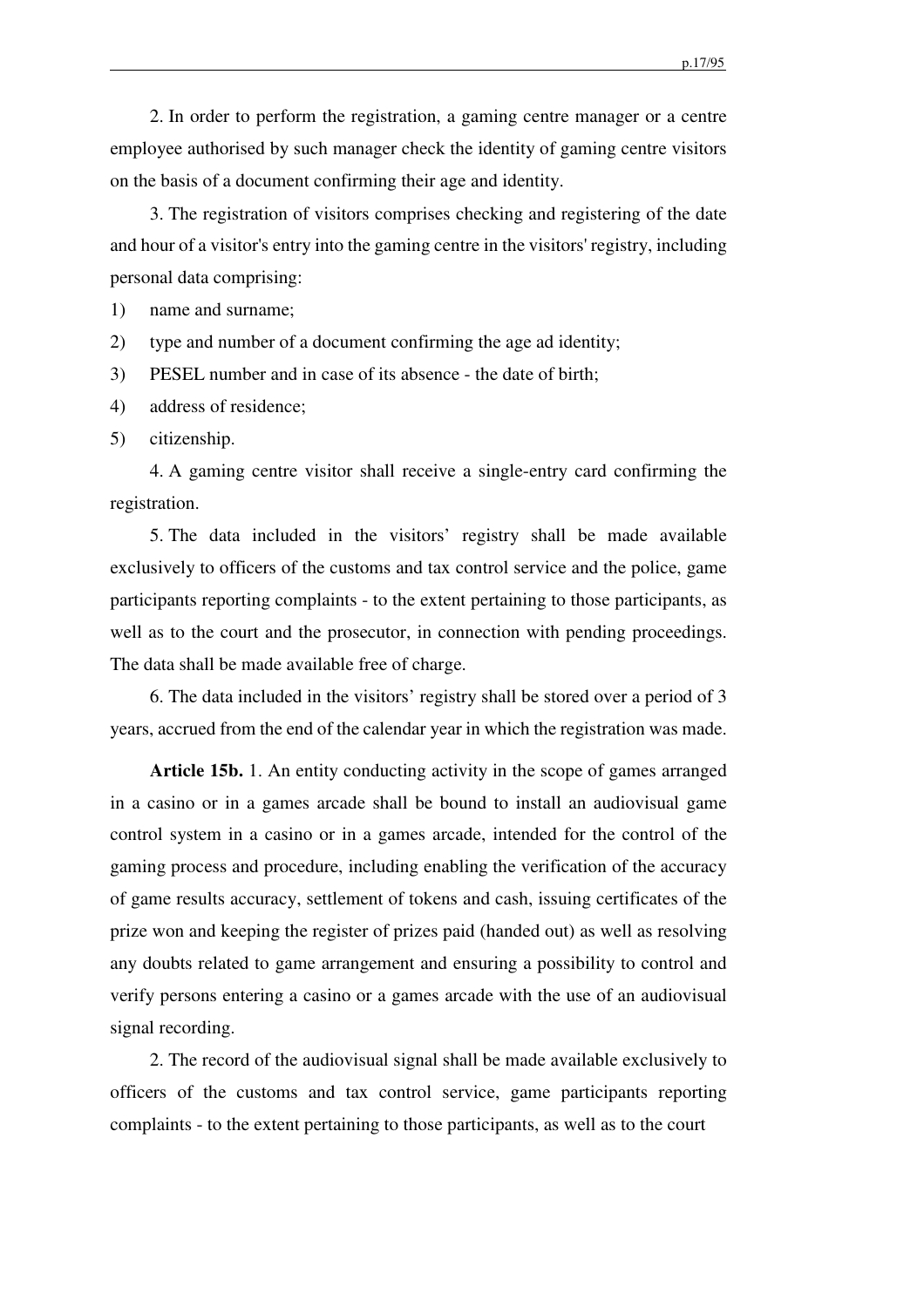2. In order to perform the registration, a gaming centre manager or a centre employee authorised by such manager check the identity of gaming centre visitors on the basis of a document confirming their age and identity.

3. The registration of visitors comprises checking and registering of the date and hour of a visitor's entry into the gaming centre in the visitors' registry, including personal data comprising:

1) name and surname;
2) type and number of a document confirming the age ad identity;
3) PESEL number and in case of its absence - the date of birth;
4) address of residence;
5) citizenship.

4. A gaming centre visitor shall receive a single-entry card confirming the registration.

5. The data included in the visitors' registry shall be made available exclusively to officers of the customs and tax control service and the police, game participants reporting complaints - to the extent pertaining to those participants, as well as to the court and the prosecutor, in connection with pending proceedings. The data shall be made available free of charge.

6. The data included in the visitors' registry shall be stored over a period of 3 years, accrued from the end of the calendar year in which the registration was made.

**Article 15b.** 1. An entity conducting activity in the scope of games arranged in a casino or in a games arcade shall be bound to install an audiovisual game control system in a casino or in a games arcade, intended for the control of the gaming process and procedure, including enabling the verification of the accuracy of game results accuracy, settlement of tokens and cash, issuing certificates of the prize won and keeping the register of prizes paid (handed out) as well as resolving any doubts related to game arrangement and ensuring a possibility to control and verify persons entering a casino or a games arcade with the use of an audiovisual signal recording.

2. The record of the audiovisual signal shall be made available exclusively to officers of the customs and tax control service, game participants reporting complaints - to the extent pertaining to those participants, as well as to the court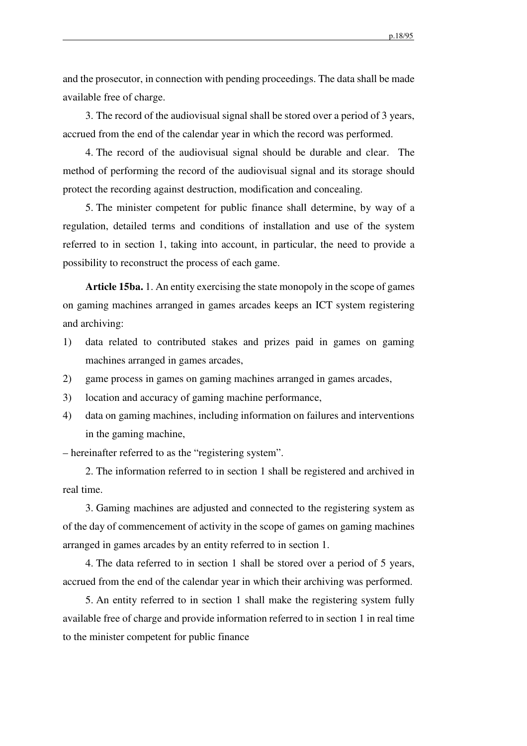and the prosecutor, in connection with pending proceedings. The data shall be made available free of charge.

3. The record of the audiovisual signal shall be stored over a period of 3 years, accrued from the end of the calendar year in which the record was performed.

4. The record of the audiovisual signal should be durable and clear. The method of performing the record of the audiovisual signal and its storage should protect the recording against destruction, modification and concealing.

5. The minister competent for public finance shall determine, by way of a regulation, detailed terms and conditions of installation and use of the system referred to in section 1, taking into account, in particular, the need to provide a possibility to reconstruct the process of each game.

**Article 15ba.** 1. An entity exercising the state monopoly in the scope of games on gaming machines arranged in games arcades keeps an ICT system registering and archiving:

1) data related to contributed stakes and prizes paid in games on gaming machines arranged in games arcades,
2) game process in games on gaming machines arranged in games arcades,
3) location and accuracy of gaming machine performance,
4) data on gaming machines, including information on failures and interventions in the gaming machine,

– hereinafter referred to as the "registering system".

2. The information referred to in section 1 shall be registered and archived in real time.

3. Gaming machines are adjusted and connected to the registering system as of the day of commencement of activity in the scope of games on gaming machines arranged in games arcades by an entity referred to in section 1.

4. The data referred to in section 1 shall be stored over a period of 5 years, accrued from the end of the calendar year in which their archiving was performed.

5. An entity referred to in section 1 shall make the registering system fully available free of charge and provide information referred to in section 1 in real time to the minister competent for public finance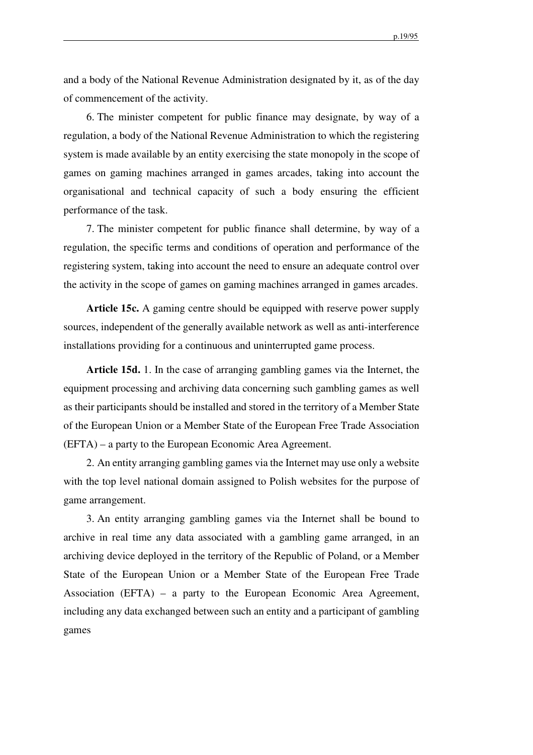and a body of the National Revenue Administration designated by it, as of the day of commencement of the activity.

6. The minister competent for public finance may designate, by way of a regulation, a body of the National Revenue Administration to which the registering system is made available by an entity exercising the state monopoly in the scope of games on gaming machines arranged in games arcades, taking into account the organisational and technical capacity of such a body ensuring the efficient performance of the task.

7. The minister competent for public finance shall determine, by way of a regulation, the specific terms and conditions of operation and performance of the registering system, taking into account the need to ensure an adequate control over the activity in the scope of games on gaming machines arranged in games arcades.

**Article 15c.** A gaming centre should be equipped with reserve power supply sources, independent of the generally available network as well as anti-interference installations providing for a continuous and uninterrupted game process.

**Article 15d.** 1. In the case of arranging gambling games via the Internet, the equipment processing and archiving data concerning such gambling games as well as their participants should be installed and stored in the territory of a Member State of the European Union or a Member State of the European Free Trade Association (EFTA) – a party to the European Economic Area Agreement.

2. An entity arranging gambling games via the Internet may use only a website with the top level national domain assigned to Polish websites for the purpose of game arrangement.

3. An entity arranging gambling games via the Internet shall be bound to archive in real time any data associated with a gambling game arranged, in an archiving device deployed in the territory of the Republic of Poland, or a Member State of the European Union or a Member State of the European Free Trade Association (EFTA) – a party to the European Economic Area Agreement, including any data exchanged between such an entity and a participant of gambling games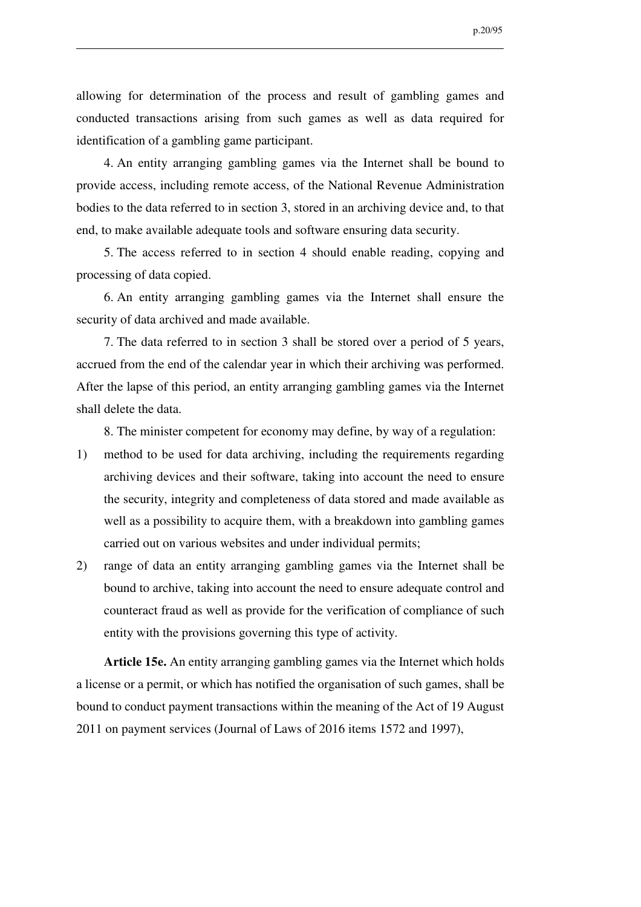allowing for determination of the process and result of gambling games and conducted transactions arising from such games as well as data required for identification of a gambling game participant.

4. An entity arranging gambling games via the Internet shall be bound to provide access, including remote access, of the National Revenue Administration bodies to the data referred to in section 3, stored in an archiving device and, to that end, to make available adequate tools and software ensuring data security.

5. The access referred to in section 4 should enable reading, copying and processing of data copied.

6. An entity arranging gambling games via the Internet shall ensure the security of data archived and made available.

7. The data referred to in section 3 shall be stored over a period of 5 years, accrued from the end of the calendar year in which their archiving was performed. After the lapse of this period, an entity arranging gambling games via the Internet shall delete the data.

8. The minister competent for economy may define, by way of a regulation:

1) method to be used for data archiving, including the requirements regarding archiving devices and their software, taking into account the need to ensure the security, integrity and completeness of data stored and made available as well as a possibility to acquire them, with a breakdown into gambling games carried out on various websites and under individual permits;
2) range of data an entity arranging gambling games via the Internet shall be bound to archive, taking into account the need to ensure adequate control and counteract fraud as well as provide for the verification of compliance of such entity with the provisions governing this type of activity.

**Article 15e.** An entity arranging gambling games via the Internet which holds a license or a permit, or which has notified the organisation of such games, shall be bound to conduct payment transactions within the meaning of the Act of 19 August 2011 on payment services (Journal of Laws of 2016 items 1572 and 1997),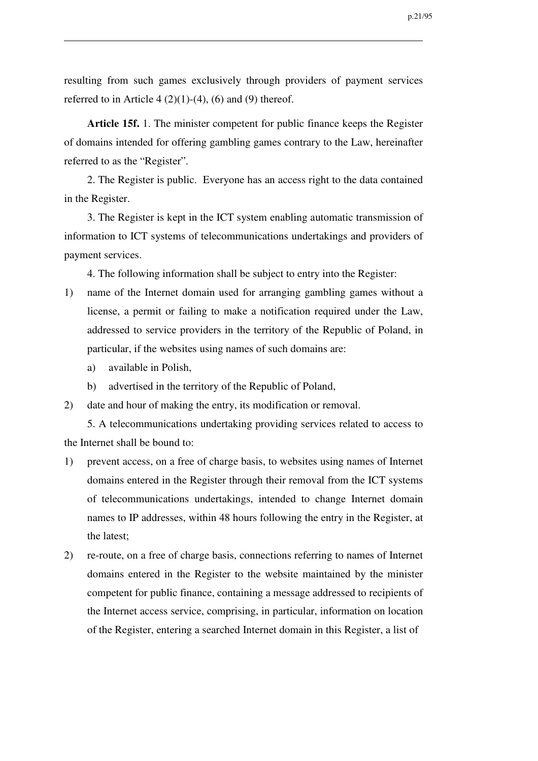resulting from such games exclusively through providers of payment services referred to in Article 4 (2)(1)-(4), (6) and (9) thereof.

**Article 15f.** 1. The minister competent for public finance keeps the Register of domains intended for offering gambling games contrary to the Law, hereinafter referred to as the "Register".

2. The Register is public. Everyone has an access right to the data contained in the Register.

3. The Register is kept in the ICT system enabling automatic transmission of information to ICT systems of telecommunications undertakings and providers of payment services.

4. The following information shall be subject to entry into the Register:

1) name of the Internet domain used for arranging gambling games without a license, a permit or failing to make a notification required under the Law, addressed to service providers in the territory of the Republic of Poland, in particular, if the websites using names of such domains are:
   a) available in Polish,
   b) advertised in the territory of the Republic of Poland,
2) date and hour of making the entry, its modification or removal.

5. A telecommunications undertaking providing services related to access to the Internet shall be bound to:

1) prevent access, on a free of charge basis, to websites using names of Internet domains entered in the Register through their removal from the ICT systems of telecommunications undertakings, intended to change Internet domain names to IP addresses, within 48 hours following the entry in the Register, at the latest;
2) re-route, on a free of charge basis, connections referring to names of Internet domains entered in the Register to the website maintained by the minister competent for public finance, containing a message addressed to recipients of the Internet access service, comprising, in particular, information on location of the Register, entering a searched Internet domain in this Register, a list of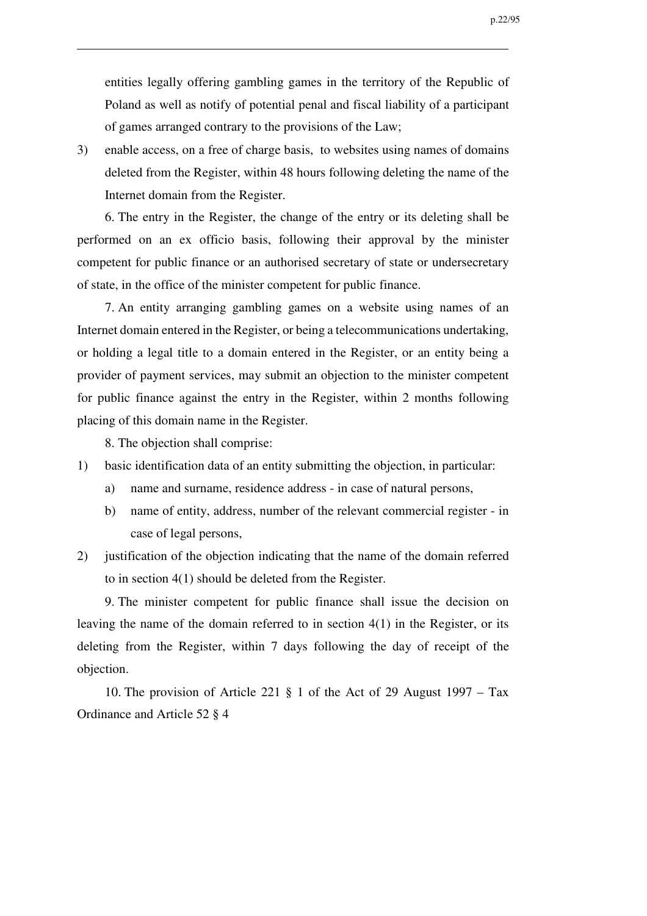entities legally offering gambling games in the territory of the Republic of Poland as well as notify of potential penal and fiscal liability of a participant of games arranged contrary to the provisions of the Law;

3) enable access, on a free of charge basis, to websites using names of domains deleted from the Register, within 48 hours following deleting the name of the Internet domain from the Register.

6. The entry in the Register, the change of the entry or its deleting shall be performed on an ex officio basis, following their approval by the minister competent for public finance or an authorised secretary of state or undersecretary of state, in the office of the minister competent for public finance.

7. An entity arranging gambling games on a website using names of an Internet domain entered in the Register, or being a telecommunications undertaking, or holding a legal title to a domain entered in the Register, or an entity being a provider of payment services, may submit an objection to the minister competent for public finance against the entry in the Register, within 2 months following placing of this domain name in the Register.

8. The objection shall comprise:

1) basic identification data of an entity submitting the objection, in particular:
   a) name and surname, residence address - in case of natural persons,
   b) name of entity, address, number of the relevant commercial register - in case of legal persons,
2) justification of the objection indicating that the name of the domain referred to in section 4(1) should be deleted from the Register.

9. The minister competent for public finance shall issue the decision on leaving the name of the domain referred to in section 4(1) in the Register, or its deleting from the Register, within 7 days following the day of receipt of the objection.

10. The provision of Article 221 § 1 of the Act of 29 August 1997 – Tax Ordinance and Article 52 § 4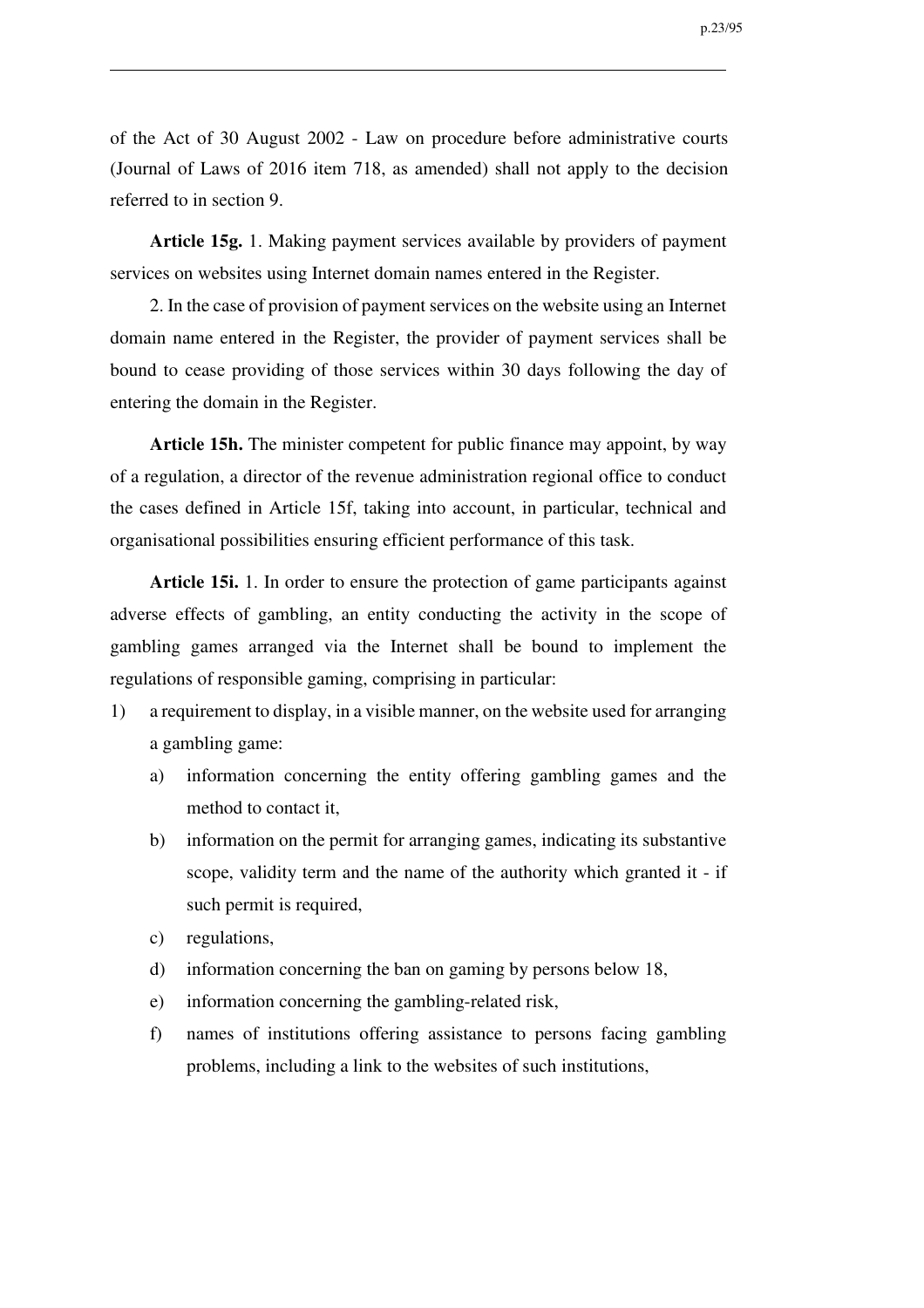of the Act of 30 August 2002 - Law on procedure before administrative courts (Journal of Laws of 2016 item 718, as amended) shall not apply to the decision referred to in section 9.

**Article 15g.** 1. Making payment services available by providers of payment services on websites using Internet domain names entered in the Register.

2. In the case of provision of payment services on the website using an Internet domain name entered in the Register, the provider of payment services shall be bound to cease providing of those services within 30 days following the day of entering the domain in the Register.

**Article 15h.** The minister competent for public finance may appoint, by way of a regulation, a director of the revenue administration regional office to conduct the cases defined in Article 15f, taking into account, in particular, technical and organisational possibilities ensuring efficient performance of this task.

**Article 15i.** 1. In order to ensure the protection of game participants against adverse effects of gambling, an entity conducting the activity in the scope of gambling games arranged via the Internet shall be bound to implement the regulations of responsible gaming, comprising in particular:

1) a requirement to display, in a visible manner, on the website used for arranging a gambling game:
   a) information concerning the entity offering gambling games and the method to contact it,
   b) information on the permit for arranging games, indicating its substantive scope, validity term and the name of the authority which granted it - if such permit is required,
   c) regulations,
   d) information concerning the ban on gaming by persons below 18,
   e) information concerning the gambling-related risk,
   f) names of institutions offering assistance to persons facing gambling problems, including a link to the websites of such institutions,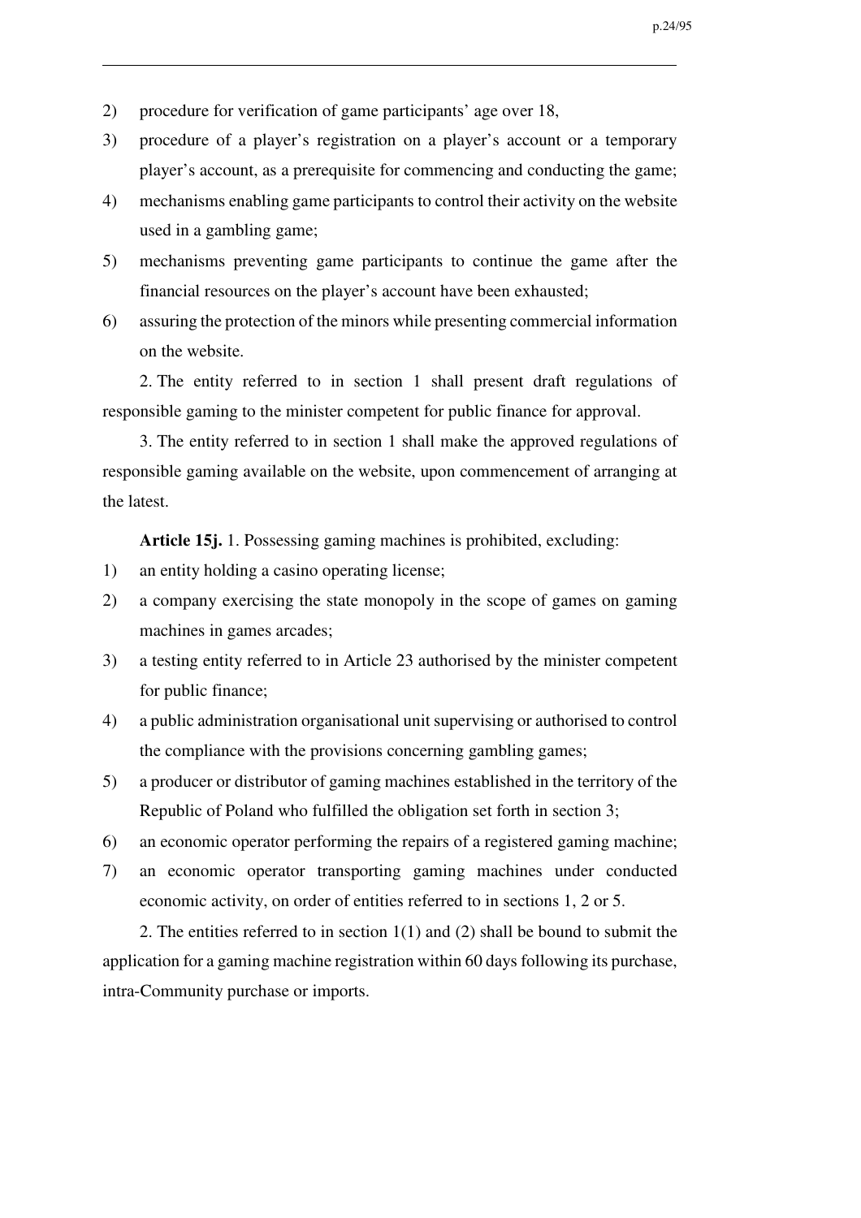2) procedure for verification of game participants' age over 18,
3) procedure of a player's registration on a player's account or a temporary player's account, as a prerequisite for commencing and conducting the game;
4) mechanisms enabling game participants to control their activity on the website used in a gambling game;
5) mechanisms preventing game participants to continue the game after the financial resources on the player's account have been exhausted;
6) assuring the protection of the minors while presenting commercial information on the website.

2. The entity referred to in section 1 shall present draft regulations of responsible gaming to the minister competent for public finance for approval.

3. The entity referred to in section 1 shall make the approved regulations of responsible gaming available on the website, upon commencement of arranging at the latest.

**Article 15j.** 1. Possessing gaming machines is prohibited, excluding:

1) an entity holding a casino operating license;
2) a company exercising the state monopoly in the scope of games on gaming machines in games arcades;
3) a testing entity referred to in Article 23 authorised by the minister competent for public finance;
4) a public administration organisational unit supervising or authorised to control the compliance with the provisions concerning gambling games;
5) a producer or distributor of gaming machines established in the territory of the Republic of Poland who fulfilled the obligation set forth in section 3;
6) an economic operator performing the repairs of a registered gaming machine;
7) an economic operator transporting gaming machines under conducted economic activity, on order of entities referred to in sections 1, 2 or 5.

2. The entities referred to in section 1(1) and (2) shall be bound to submit the application for a gaming machine registration within 60 days following its purchase, intra-Community purchase or imports.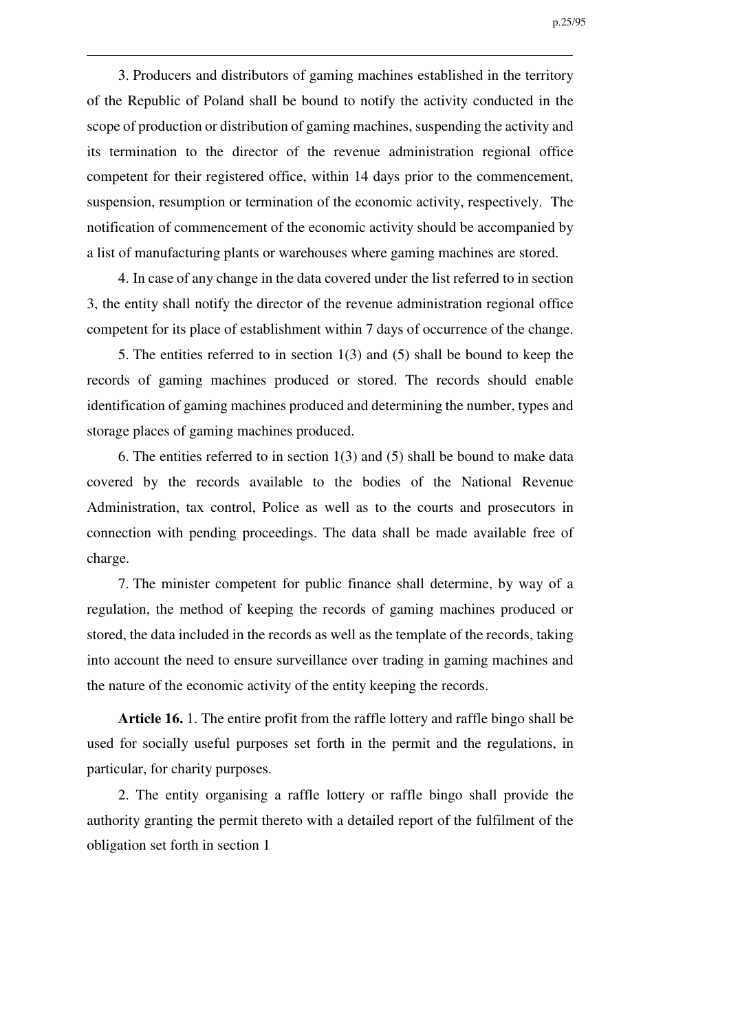3. Producers and distributors of gaming machines established in the territory of the Republic of Poland shall be bound to notify the activity conducted in the scope of production or distribution of gaming machines, suspending the activity and its termination to the director of the revenue administration regional office competent for their registered office, within 14 days prior to the commencement, suspension, resumption or termination of the economic activity, respectively. The notification of commencement of the economic activity should be accompanied by a list of manufacturing plants or warehouses where gaming machines are stored.

4. In case of any change in the data covered under the list referred to in section 3, the entity shall notify the director of the revenue administration regional office competent for its place of establishment within 7 days of occurrence of the change.

5. The entities referred to in section 1(3) and (5) shall be bound to keep the records of gaming machines produced or stored. The records should enable identification of gaming machines produced and determining the number, types and storage places of gaming machines produced.

6. The entities referred to in section 1(3) and (5) shall be bound to make data covered by the records available to the bodies of the National Revenue Administration, tax control, Police as well as to the courts and prosecutors in connection with pending proceedings. The data shall be made available free of charge.

7. The minister competent for public finance shall determine, by way of a regulation, the method of keeping the records of gaming machines produced or stored, the data included in the records as well as the template of the records, taking into account the need to ensure surveillance over trading in gaming machines and the nature of the economic activity of the entity keeping the records.

**Article 16.** 1. The entire profit from the raffle lottery and raffle bingo shall be used for socially useful purposes set forth in the permit and the regulations, in particular, for charity purposes.

2. The entity organising a raffle lottery or raffle bingo shall provide the authority granting the permit thereto with a detailed report of the fulfilment of the obligation set forth in section 1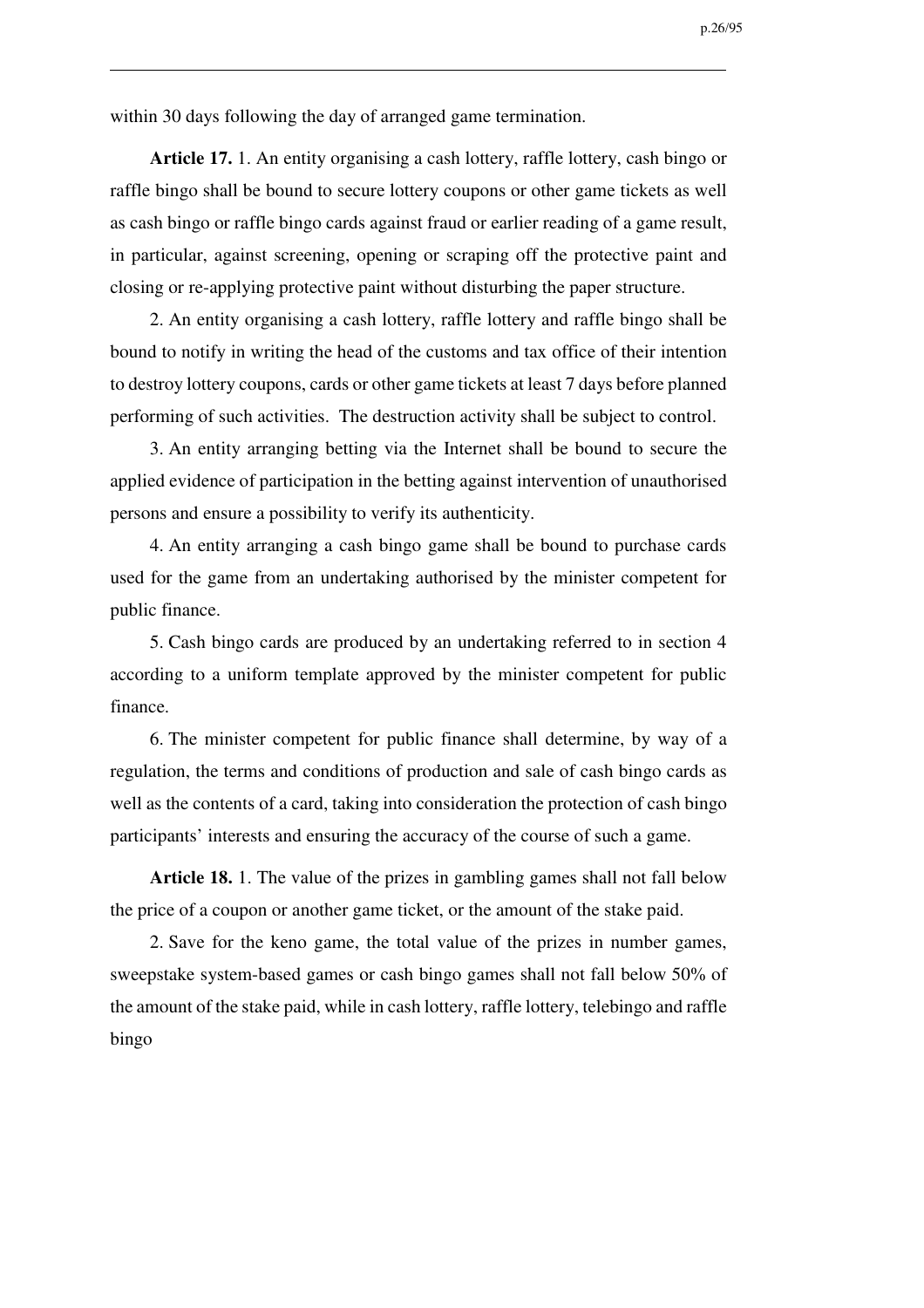within 30 days following the day of arranged game termination.

**Article 17.** 1. An entity organising a cash lottery, raffle lottery, cash bingo or raffle bingo shall be bound to secure lottery coupons or other game tickets as well as cash bingo or raffle bingo cards against fraud or earlier reading of a game result, in particular, against screening, opening or scraping off the protective paint and closing or re-applying protective paint without disturbing the paper structure.

2. An entity organising a cash lottery, raffle lottery and raffle bingo shall be bound to notify in writing the head of the customs and tax office of their intention to destroy lottery coupons, cards or other game tickets at least 7 days before planned performing of such activities. The destruction activity shall be subject to control.

3. An entity arranging betting via the Internet shall be bound to secure the applied evidence of participation in the betting against intervention of unauthorised persons and ensure a possibility to verify its authenticity.

4. An entity arranging a cash bingo game shall be bound to purchase cards used for the game from an undertaking authorised by the minister competent for public finance.

5. Cash bingo cards are produced by an undertaking referred to in section 4 according to a uniform template approved by the minister competent for public finance.

6. The minister competent for public finance shall determine, by way of a regulation, the terms and conditions of production and sale of cash bingo cards as well as the contents of a card, taking into consideration the protection of cash bingo participants' interests and ensuring the accuracy of the course of such a game.

**Article 18.** 1. The value of the prizes in gambling games shall not fall below the price of a coupon or another game ticket, or the amount of the stake paid.

2. Save for the keno game, the total value of the prizes in number games, sweepstake system-based games or cash bingo games shall not fall below 50% of the amount of the stake paid, while in cash lottery, raffle lottery, telebingo and raffle bingo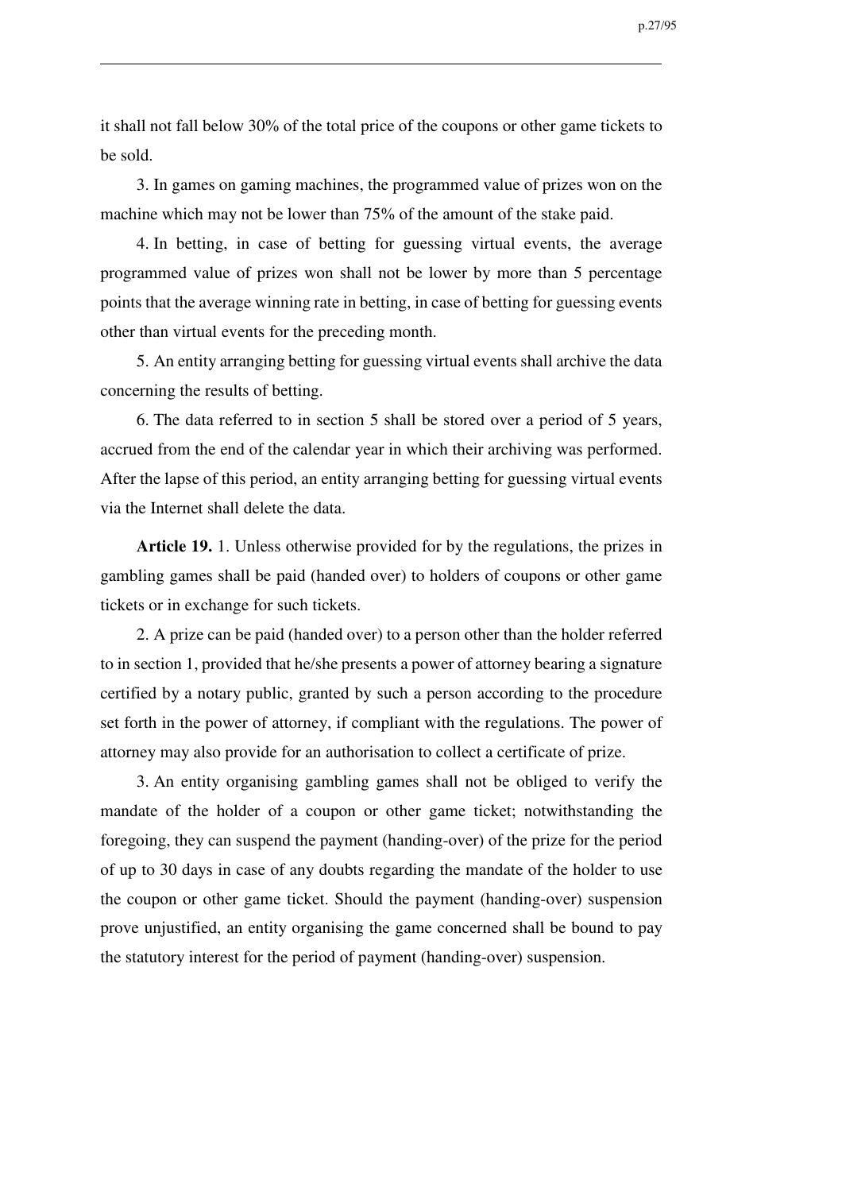it shall not fall below 30% of the total price of the coupons or other game tickets to be sold.

3. In games on gaming machines, the programmed value of prizes won on the machine which may not be lower than 75% of the amount of the stake paid.

4. In betting, in case of betting for guessing virtual events, the average programmed value of prizes won shall not be lower by more than 5 percentage points that the average winning rate in betting, in case of betting for guessing events other than virtual events for the preceding month.

5. An entity arranging betting for guessing virtual events shall archive the data concerning the results of betting.

6. The data referred to in section 5 shall be stored over a period of 5 years, accrued from the end of the calendar year in which their archiving was performed. After the lapse of this period, an entity arranging betting for guessing virtual events via the Internet shall delete the data.

**Article 19.** 1. Unless otherwise provided for by the regulations, the prizes in gambling games shall be paid (handed over) to holders of coupons or other game tickets or in exchange for such tickets.

2. A prize can be paid (handed over) to a person other than the holder referred to in section 1, provided that he/she presents a power of attorney bearing a signature certified by a notary public, granted by such a person according to the procedure set forth in the power of attorney, if compliant with the regulations. The power of attorney may also provide for an authorisation to collect a certificate of prize.

3. An entity organising gambling games shall not be obliged to verify the mandate of the holder of a coupon or other game ticket; notwithstanding the foregoing, they can suspend the payment (handing-over) of the prize for the period of up to 30 days in case of any doubts regarding the mandate of the holder to use the coupon or other game ticket. Should the payment (handing-over) suspension prove unjustified, an entity organising the game concerned shall be bound to pay the statutory interest for the period of payment (handing-over) suspension.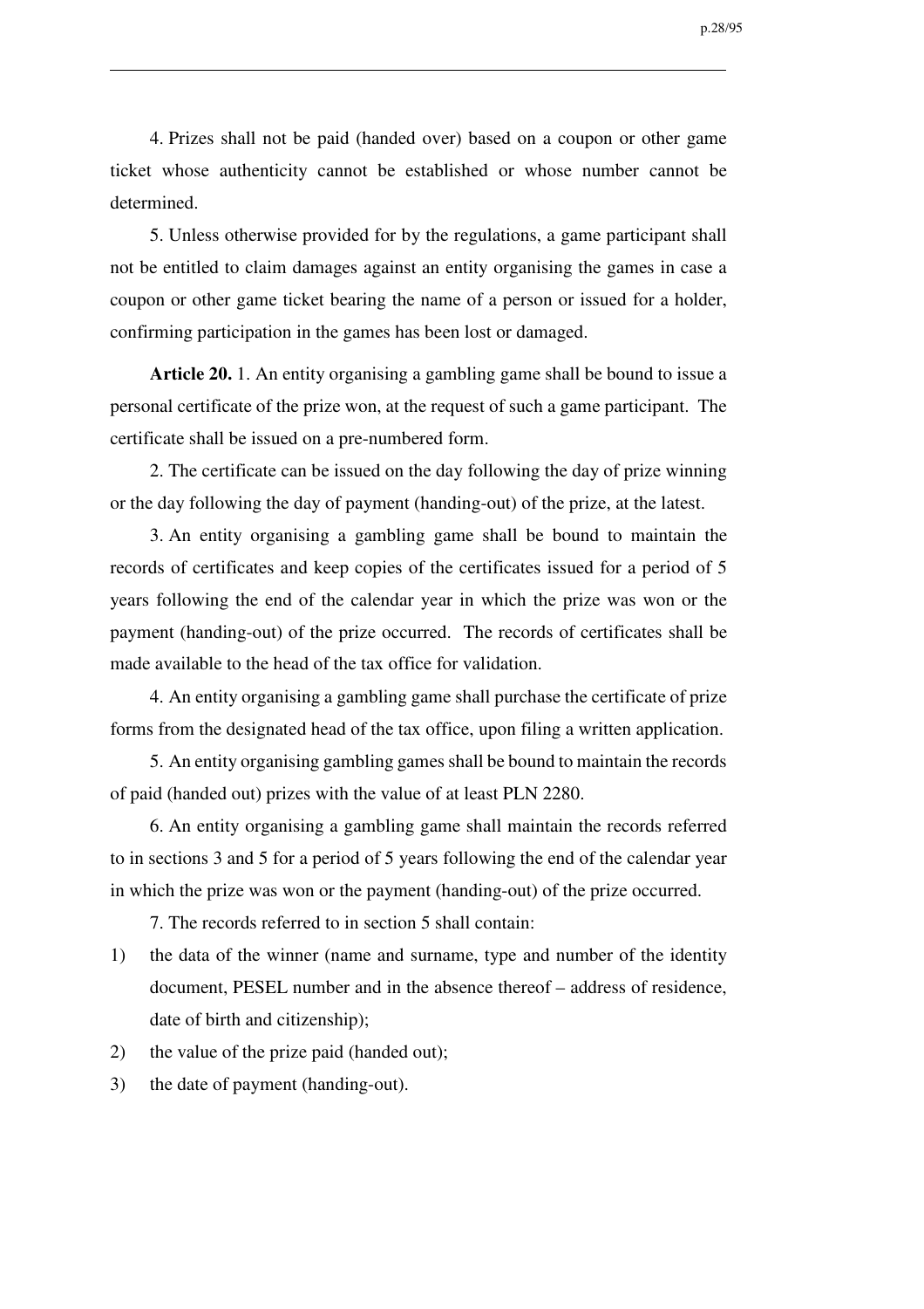4. Prizes shall not be paid (handed over) based on a coupon or other game ticket whose authenticity cannot be established or whose number cannot be determined.

5. Unless otherwise provided for by the regulations, a game participant shall not be entitled to claim damages against an entity organising the games in case a coupon or other game ticket bearing the name of a person or issued for a holder, confirming participation in the games has been lost or damaged.

**Article 20.** 1. An entity organising a gambling game shall be bound to issue a personal certificate of the prize won, at the request of such a game participant. The certificate shall be issued on a pre-numbered form.

2. The certificate can be issued on the day following the day of prize winning or the day following the day of payment (handing-out) of the prize, at the latest.

3. An entity organising a gambling game shall be bound to maintain the records of certificates and keep copies of the certificates issued for a period of 5 years following the end of the calendar year in which the prize was won or the payment (handing-out) of the prize occurred. The records of certificates shall be made available to the head of the tax office for validation.

4. An entity organising a gambling game shall purchase the certificate of prize forms from the designated head of the tax office, upon filing a written application.

5. An entity organising gambling games shall be bound to maintain the records of paid (handed out) prizes with the value of at least PLN 2280.

6. An entity organising a gambling game shall maintain the records referred to in sections 3 and 5 for a period of 5 years following the end of the calendar year in which the prize was won or the payment (handing-out) of the prize occurred.

7. The records referred to in section 5 shall contain:

1) the data of the winner (name and surname, type and number of the identity document, PESEL number and in the absence thereof – address of residence, date of birth and citizenship);
2) the value of the prize paid (handed out);
3) the date of payment (handing-out).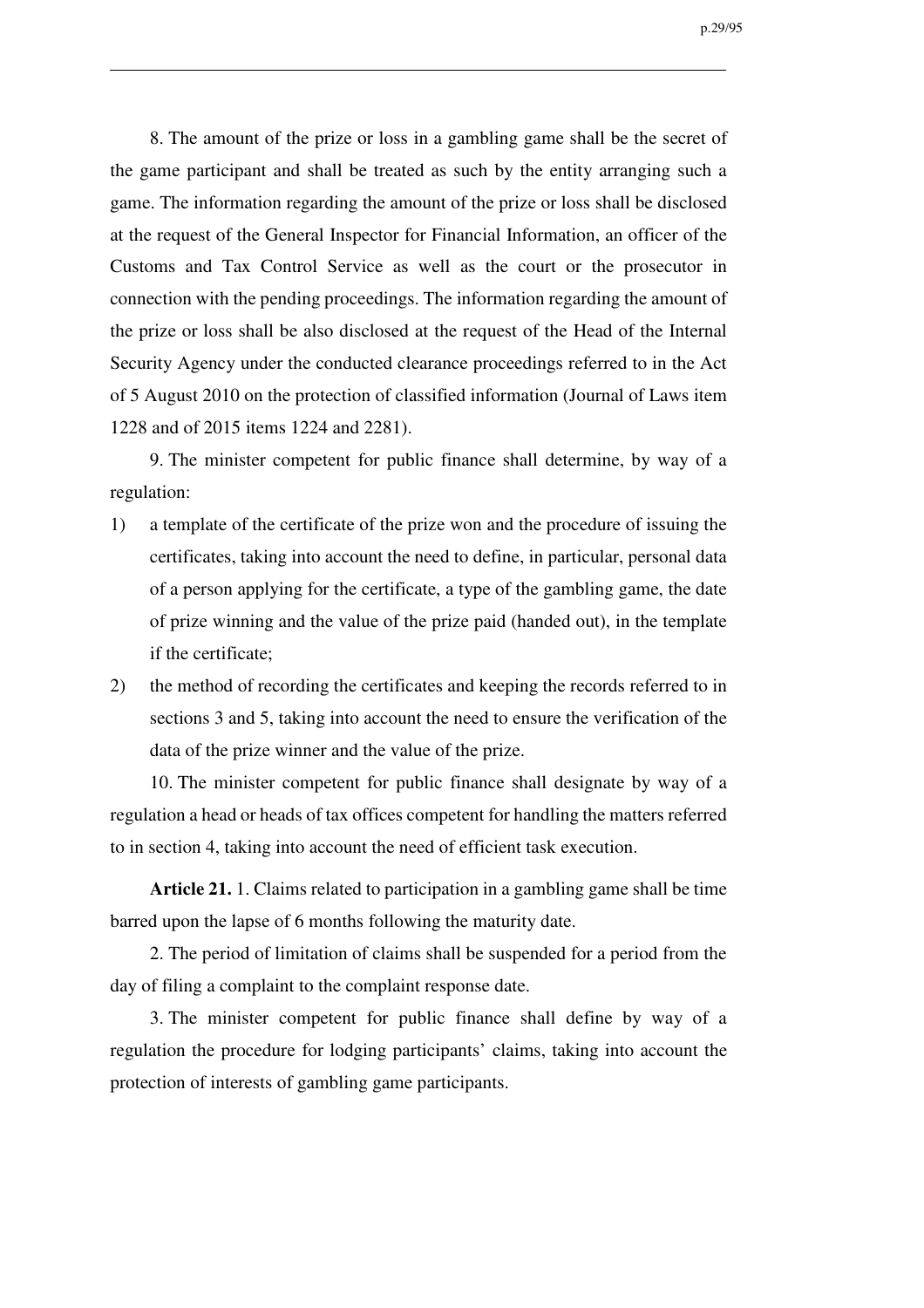8. The amount of the prize or loss in a gambling game shall be the secret of the game participant and shall be treated as such by the entity arranging such a game. The information regarding the amount of the prize or loss shall be disclosed at the request of the General Inspector for Financial Information, an officer of the Customs and Tax Control Service as well as the court or the prosecutor in connection with the pending proceedings. The information regarding the amount of the prize or loss shall be also disclosed at the request of the Head of the Internal Security Agency under the conducted clearance proceedings referred to in the Act of 5 August 2010 on the protection of classified information (Journal of Laws item 1228 and of 2015 items 1224 and 2281).

9. The minister competent for public finance shall determine, by way of a regulation:

1) a template of the certificate of the prize won and the procedure of issuing the certificates, taking into account the need to define, in particular, personal data of a person applying for the certificate, a type of the gambling game, the date of prize winning and the value of the prize paid (handed out), in the template if the certificate;
2) the method of recording the certificates and keeping the records referred to in sections 3 and 5, taking into account the need to ensure the verification of the data of the prize winner and the value of the prize.

10. The minister competent for public finance shall designate by way of a regulation a head or heads of tax offices competent for handling the matters referred to in section 4, taking into account the need of efficient task execution.

**Article 21.** 1. Claims related to participation in a gambling game shall be time barred upon the lapse of 6 months following the maturity date.

2. The period of limitation of claims shall be suspended for a period from the day of filing a complaint to the complaint response date.

3. The minister competent for public finance shall define by way of a regulation the procedure for lodging participants' claims, taking into account the protection of interests of gambling game participants.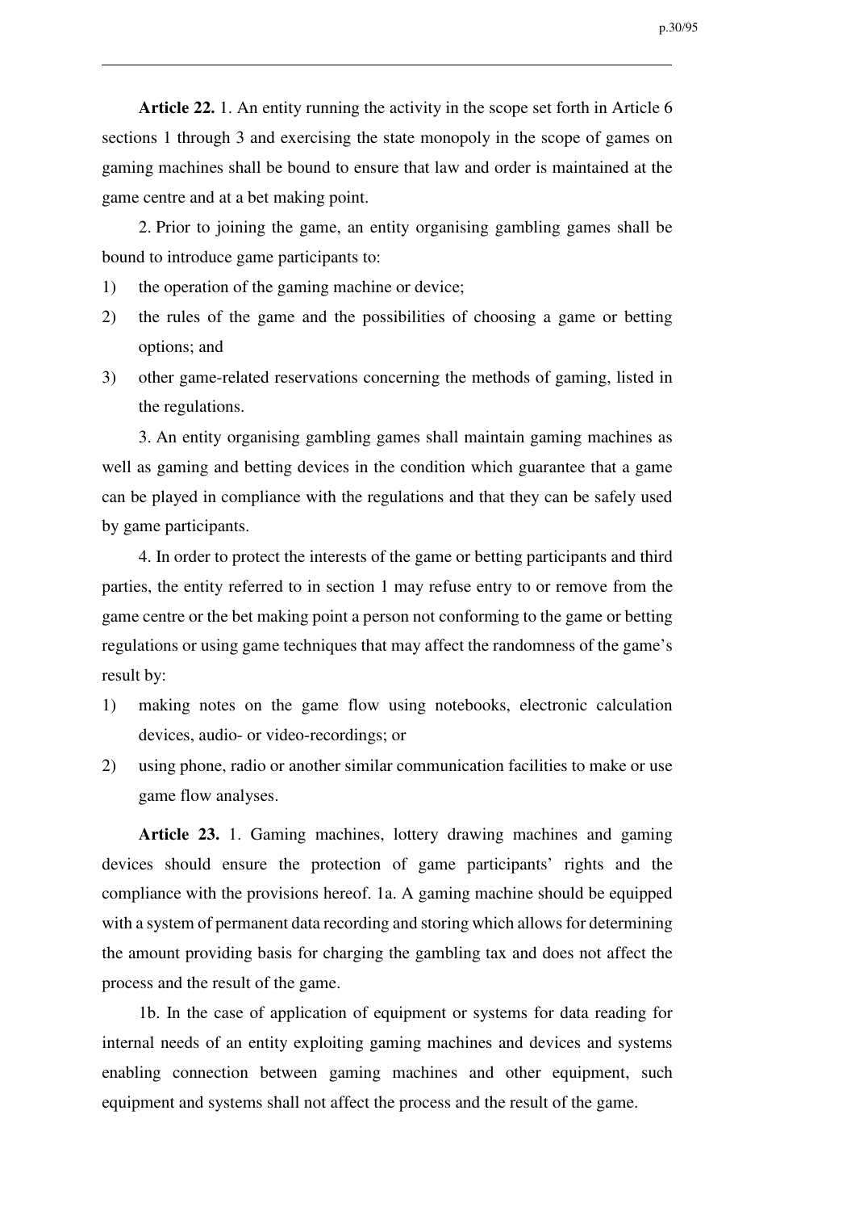**Article 22.** 1. An entity running the activity in the scope set forth in Article 6 sections 1 through 3 and exercising the state monopoly in the scope of games on gaming machines shall be bound to ensure that law and order is maintained at the game centre and at a bet making point.

2. Prior to joining the game, an entity organising gambling games shall be bound to introduce game participants to:

1) the operation of the gaming machine or device;
2) the rules of the game and the possibilities of choosing a game or betting options; and
3) other game-related reservations concerning the methods of gaming, listed in the regulations.

3. An entity organising gambling games shall maintain gaming machines as well as gaming and betting devices in the condition which guarantee that a game can be played in compliance with the regulations and that they can be safely used by game participants.

4. In order to protect the interests of the game or betting participants and third parties, the entity referred to in section 1 may refuse entry to or remove from the game centre or the bet making point a person not conforming to the game or betting regulations or using game techniques that may affect the randomness of the game's result by:

1) making notes on the game flow using notebooks, electronic calculation devices, audio- or video-recordings; or
2) using phone, radio or another similar communication facilities to make or use game flow analyses.

**Article 23.** 1. Gaming machines, lottery drawing machines and gaming devices should ensure the protection of game participants' rights and the compliance with the provisions hereof. 1a. A gaming machine should be equipped with a system of permanent data recording and storing which allows for determining the amount providing basis for charging the gambling tax and does not affect the process and the result of the game.

1b. In the case of application of equipment or systems for data reading for internal needs of an entity exploiting gaming machines and devices and systems enabling connection between gaming machines and other equipment, such equipment and systems shall not affect the process and the result of the game.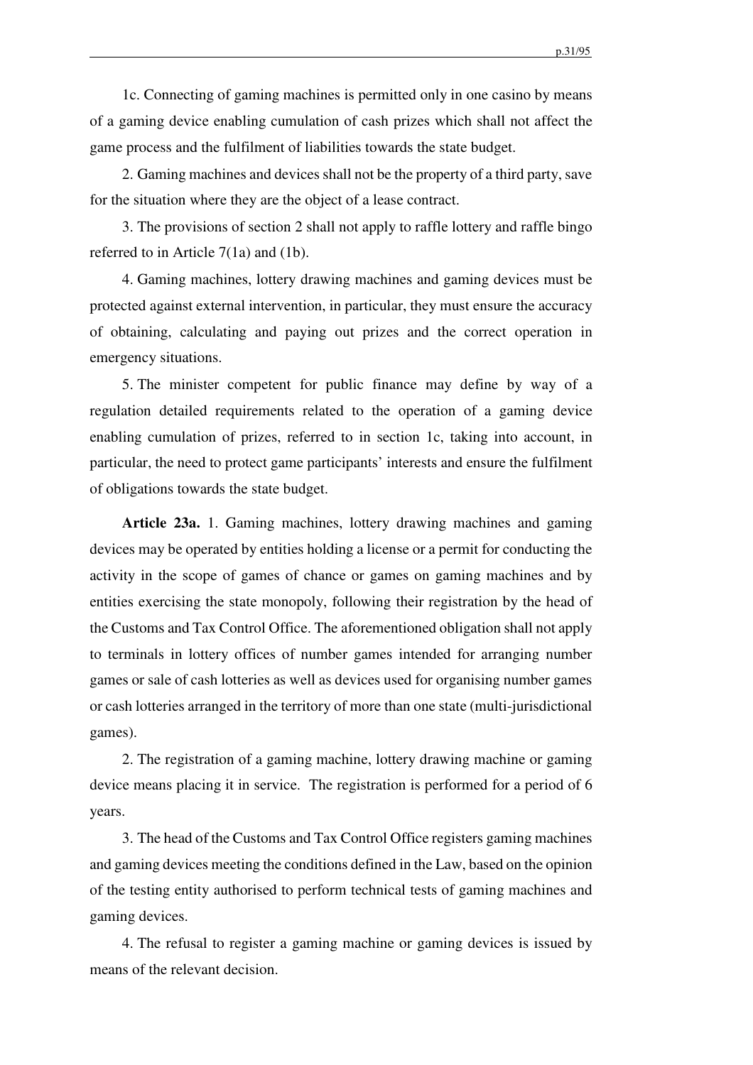1c. Connecting of gaming machines is permitted only in one casino by means of a gaming device enabling cumulation of cash prizes which shall not affect the game process and the fulfilment of liabilities towards the state budget.

2. Gaming machines and devices shall not be the property of a third party, save for the situation where they are the object of a lease contract.

3. The provisions of section 2 shall not apply to raffle lottery and raffle bingo referred to in Article 7(1a) and (1b).

4. Gaming machines, lottery drawing machines and gaming devices must be protected against external intervention, in particular, they must ensure the accuracy of obtaining, calculating and paying out prizes and the correct operation in emergency situations.

5. The minister competent for public finance may define by way of a regulation detailed requirements related to the operation of a gaming device enabling cumulation of prizes, referred to in section 1c, taking into account, in particular, the need to protect game participants' interests and ensure the fulfilment of obligations towards the state budget.

**Article 23a.** 1. Gaming machines, lottery drawing machines and gaming devices may be operated by entities holding a license or a permit for conducting the activity in the scope of games of chance or games on gaming machines and by entities exercising the state monopoly, following their registration by the head of the Customs and Tax Control Office. The aforementioned obligation shall not apply to terminals in lottery offices of number games intended for arranging number games or sale of cash lotteries as well as devices used for organising number games or cash lotteries arranged in the territory of more than one state (multi-jurisdictional games).

2. The registration of a gaming machine, lottery drawing machine or gaming device means placing it in service. The registration is performed for a period of 6 years.

3. The head of the Customs and Tax Control Office registers gaming machines and gaming devices meeting the conditions defined in the Law, based on the opinion of the testing entity authorised to perform technical tests of gaming machines and gaming devices.

4. The refusal to register a gaming machine or gaming devices is issued by means of the relevant decision.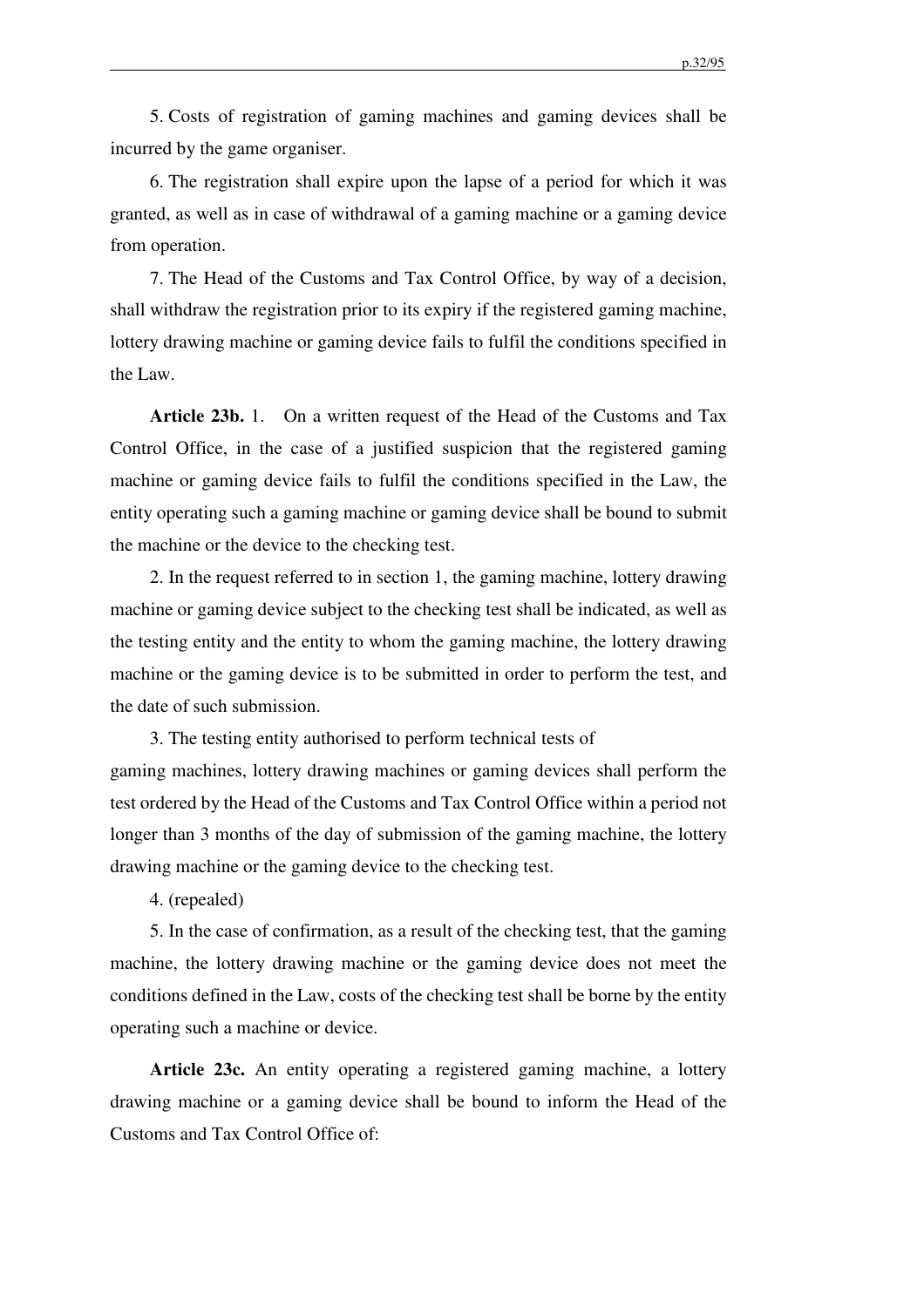5. Costs of registration of gaming machines and gaming devices shall be incurred by the game organiser.

6. The registration shall expire upon the lapse of a period for which it was granted, as well as in case of withdrawal of a gaming machine or a gaming device from operation.

7. The Head of the Customs and Tax Control Office, by way of a decision, shall withdraw the registration prior to its expiry if the registered gaming machine, lottery drawing machine or gaming device fails to fulfil the conditions specified in the Law.

**Article 23b.** 1. On a written request of the Head of the Customs and Tax Control Office, in the case of a justified suspicion that the registered gaming machine or gaming device fails to fulfil the conditions specified in the Law, the entity operating such a gaming machine or gaming device shall be bound to submit the machine or the device to the checking test.

2. In the request referred to in section 1, the gaming machine, lottery drawing machine or gaming device subject to the checking test shall be indicated, as well as the testing entity and the entity to whom the gaming machine, the lottery drawing machine or the gaming device is to be submitted in order to perform the test, and the date of such submission.

3. The testing entity authorised to perform technical tests of gaming machines, lottery drawing machines or gaming devices shall perform the test ordered by the Head of the Customs and Tax Control Office within a period not longer than 3 months of the day of submission of the gaming machine, the lottery drawing machine or the gaming device to the checking test.

4. (repealed)

5. In the case of confirmation, as a result of the checking test, that the gaming machine, the lottery drawing machine or the gaming device does not meet the conditions defined in the Law, costs of the checking test shall be borne by the entity operating such a machine or device.

**Article 23c.** An entity operating a registered gaming machine, a lottery drawing machine or a gaming device shall be bound to inform the Head of the Customs and Tax Control Office of: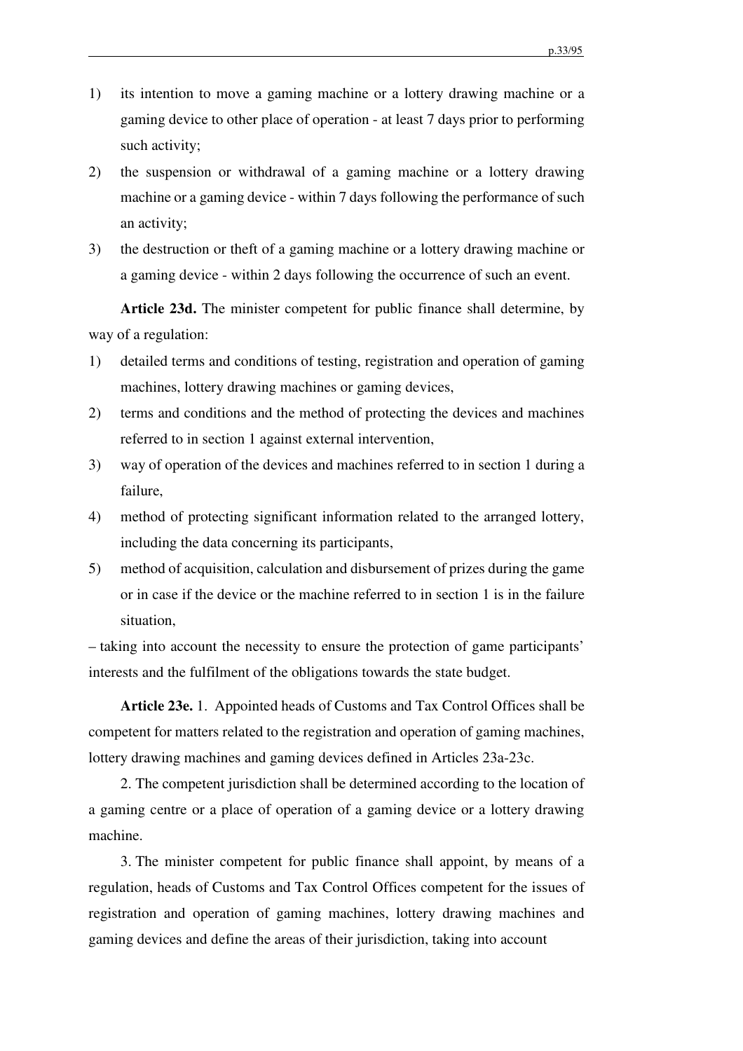1) its intention to move a gaming machine or a lottery drawing machine or a gaming device to other place of operation - at least 7 days prior to performing such activity;
2) the suspension or withdrawal of a gaming machine or a lottery drawing machine or a gaming device - within 7 days following the performance of such an activity;
3) the destruction or theft of a gaming machine or a lottery drawing machine or a gaming device - within 2 days following the occurrence of such an event.

**Article 23d.** The minister competent for public finance shall determine, by way of a regulation:

1) detailed terms and conditions of testing, registration and operation of gaming machines, lottery drawing machines or gaming devices,
2) terms and conditions and the method of protecting the devices and machines referred to in section 1 against external intervention,
3) way of operation of the devices and machines referred to in section 1 during a failure,
4) method of protecting significant information related to the arranged lottery, including the data concerning its participants,
5) method of acquisition, calculation and disbursement of prizes during the game or in case if the device or the machine referred to in section 1 is in the failure situation,

– taking into account the necessity to ensure the protection of game participants' interests and the fulfilment of the obligations towards the state budget.

**Article 23e.** 1. Appointed heads of Customs and Tax Control Offices shall be competent for matters related to the registration and operation of gaming machines, lottery drawing machines and gaming devices defined in Articles 23a-23c.

2. The competent jurisdiction shall be determined according to the location of a gaming centre or a place of operation of a gaming device or a lottery drawing machine.

3. The minister competent for public finance shall appoint, by means of a regulation, heads of Customs and Tax Control Offices competent for the issues of registration and operation of gaming machines, lottery drawing machines and gaming devices and define the areas of their jurisdiction, taking into account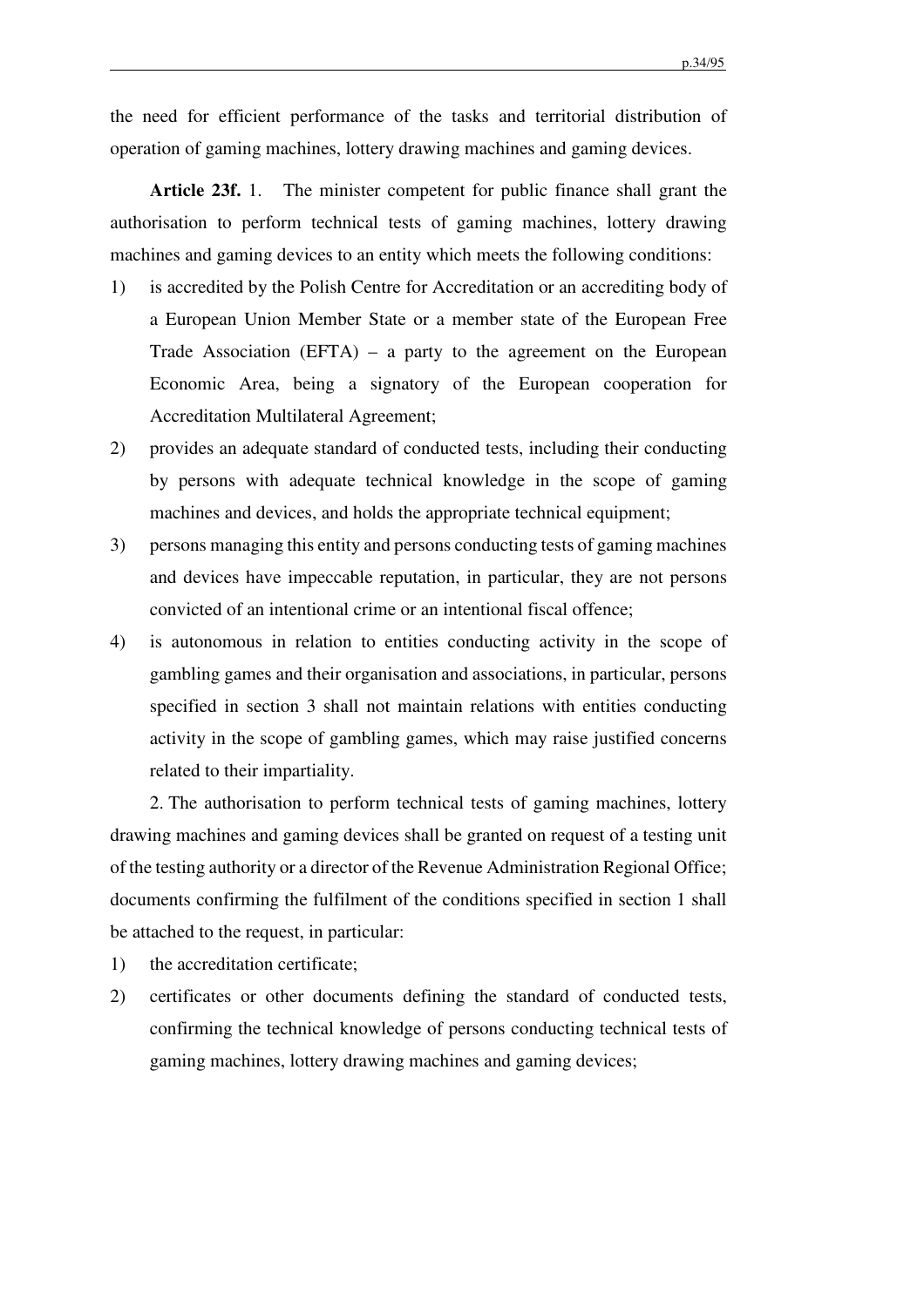the need for efficient performance of the tasks and territorial distribution of operation of gaming machines, lottery drawing machines and gaming devices.

**Article 23f.** 1. The minister competent for public finance shall grant the authorisation to perform technical tests of gaming machines, lottery drawing machines and gaming devices to an entity which meets the following conditions:

1) is accredited by the Polish Centre for Accreditation or an accrediting body of a European Union Member State or a member state of the European Free Trade Association (EFTA) – a party to the agreement on the European Economic Area, being a signatory of the European cooperation for Accreditation Multilateral Agreement;
2) provides an adequate standard of conducted tests, including their conducting by persons with adequate technical knowledge in the scope of gaming machines and devices, and holds the appropriate technical equipment;
3) persons managing this entity and persons conducting tests of gaming machines and devices have impeccable reputation, in particular, they are not persons convicted of an intentional crime or an intentional fiscal offence;
4) is autonomous in relation to entities conducting activity in the scope of gambling games and their organisation and associations, in particular, persons specified in section 3 shall not maintain relations with entities conducting activity in the scope of gambling games, which may raise justified concerns related to their impartiality.

2. The authorisation to perform technical tests of gaming machines, lottery drawing machines and gaming devices shall be granted on request of a testing unit of the testing authority or a director of the Revenue Administration Regional Office; documents confirming the fulfilment of the conditions specified in section 1 shall be attached to the request, in particular:

1) the accreditation certificate;
2) certificates or other documents defining the standard of conducted tests, confirming the technical knowledge of persons conducting technical tests of gaming machines, lottery drawing machines and gaming devices;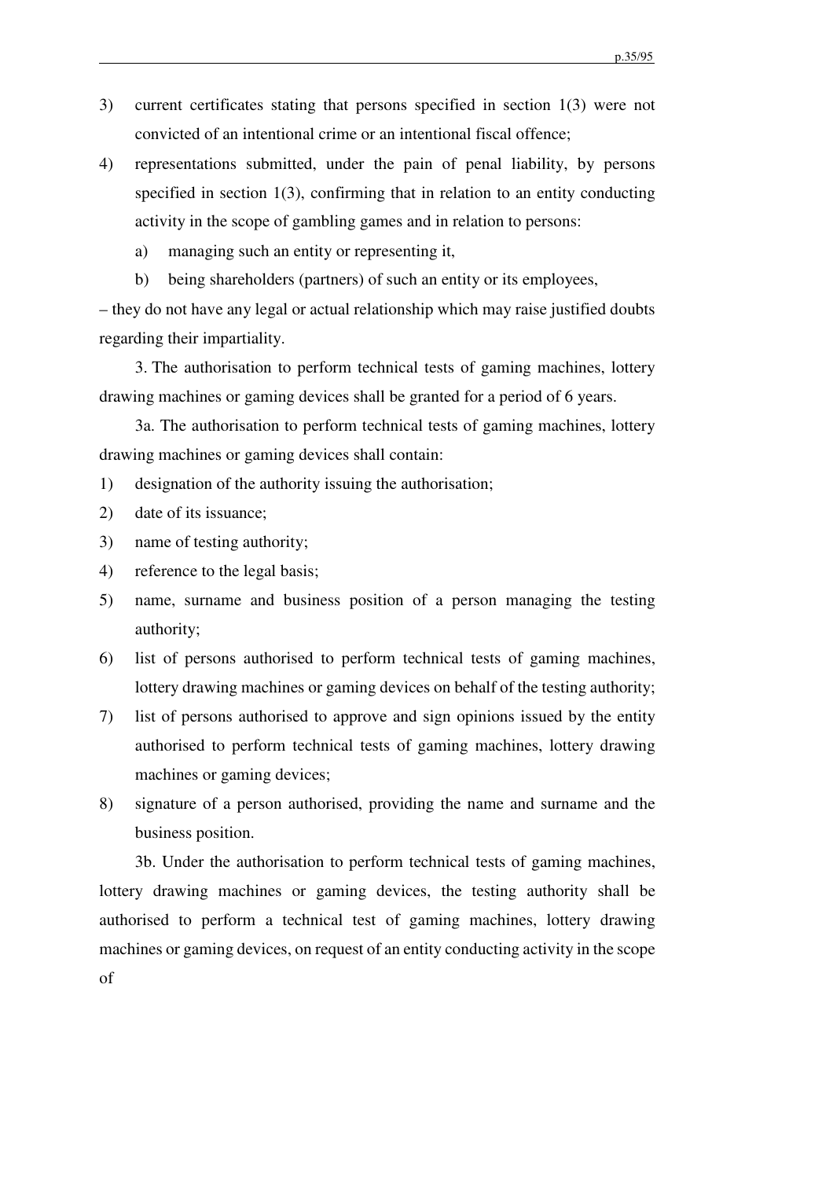3) current certificates stating that persons specified in section 1(3) were not convicted of an intentional crime or an intentional fiscal offence;

4) representations submitted, under the pain of penal liability, by persons specified in section 1(3), confirming that in relation to an entity conducting activity in the scope of gambling games and in relation to persons:

   a) managing such an entity or representing it,

   b) being shareholders (partners) of such an entity or its employees,

– they do not have any legal or actual relationship which may raise justified doubts regarding their impartiality.

3. The authorisation to perform technical tests of gaming machines, lottery drawing machines or gaming devices shall be granted for a period of 6 years.

3a. The authorisation to perform technical tests of gaming machines, lottery drawing machines or gaming devices shall contain:

1) designation of the authority issuing the authorisation;
2) date of its issuance;
3) name of testing authority;
4) reference to the legal basis;
5) name, surname and business position of a person managing the testing authority;
6) list of persons authorised to perform technical tests of gaming machines, lottery drawing machines or gaming devices on behalf of the testing authority;
7) list of persons authorised to approve and sign opinions issued by the entity authorised to perform technical tests of gaming machines, lottery drawing machines or gaming devices;
8) signature of a person authorised, providing the name and surname and the business position.

3b. Under the authorisation to perform technical tests of gaming machines, lottery drawing machines or gaming devices, the testing authority shall be authorised to perform a technical test of gaming machines, lottery drawing machines or gaming devices, on request of an entity conducting activity in the scope of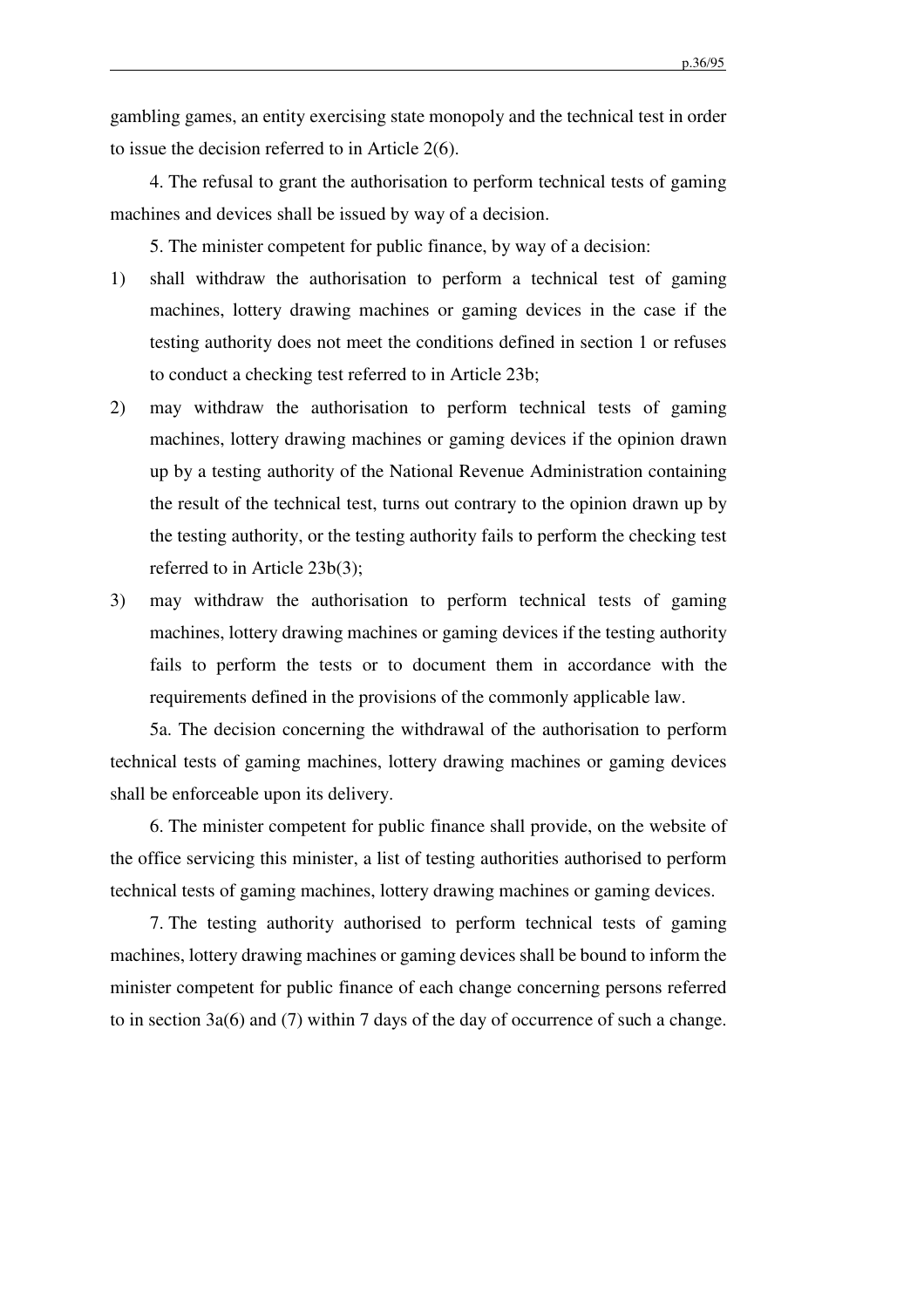gambling games, an entity exercising state monopoly and the technical test in order to issue the decision referred to in Article 2(6).

4. The refusal to grant the authorisation to perform technical tests of gaming machines and devices shall be issued by way of a decision.

5. The minister competent for public finance, by way of a decision:

1) shall withdraw the authorisation to perform a technical test of gaming machines, lottery drawing machines or gaming devices in the case if the testing authority does not meet the conditions defined in section 1 or refuses to conduct a checking test referred to in Article 23b;
2) may withdraw the authorisation to perform technical tests of gaming machines, lottery drawing machines or gaming devices if the opinion drawn up by a testing authority of the National Revenue Administration containing the result of the technical test, turns out contrary to the opinion drawn up by the testing authority, or the testing authority fails to perform the checking test referred to in Article 23b(3);
3) may withdraw the authorisation to perform technical tests of gaming machines, lottery drawing machines or gaming devices if the testing authority fails to perform the tests or to document them in accordance with the requirements defined in the provisions of the commonly applicable law.

5a. The decision concerning the withdrawal of the authorisation to perform technical tests of gaming machines, lottery drawing machines or gaming devices shall be enforceable upon its delivery.

6. The minister competent for public finance shall provide, on the website of the office servicing this minister, a list of testing authorities authorised to perform technical tests of gaming machines, lottery drawing machines or gaming devices.

7. The testing authority authorised to perform technical tests of gaming machines, lottery drawing machines or gaming devices shall be bound to inform the minister competent for public finance of each change concerning persons referred to in section 3a(6) and (7) within 7 days of the day of occurrence of such a change.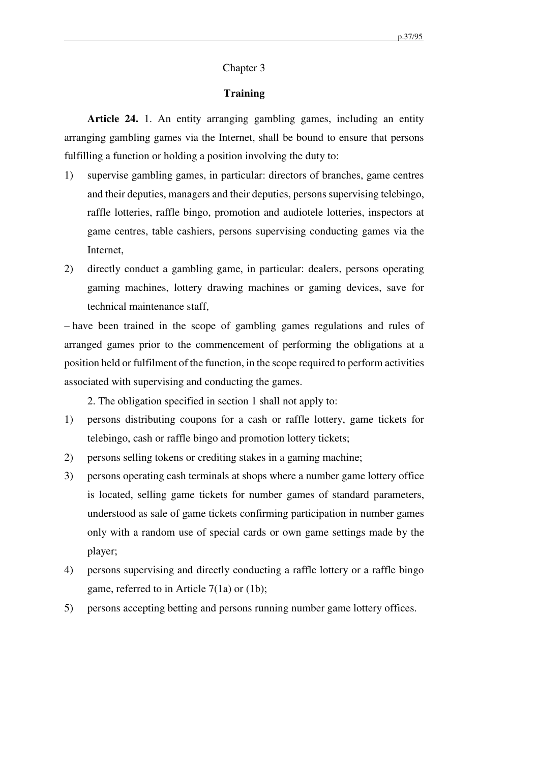## Chapter 3

### Training

**Article 24.** 1. An entity arranging gambling games, including an entity arranging gambling games via the Internet, shall be bound to ensure that persons fulfilling a function or holding a position involving the duty to:

1) supervise gambling games, in particular: directors of branches, game centres and their deputies, managers and their deputies, persons supervising telebingo, raffle lotteries, raffle bingo, promotion and audiotele lotteries, inspectors at game centres, table cashiers, persons supervising conducting games via the Internet,
2) directly conduct a gambling game, in particular: dealers, persons operating gaming machines, lottery drawing machines or gaming devices, save for technical maintenance staff,

– have been trained in the scope of gambling games regulations and rules of arranged games prior to the commencement of performing the obligations at a position held or fulfilment of the function, in the scope required to perform activities associated with supervising and conducting the games.

2. The obligation specified in section 1 shall not apply to:

1) persons distributing coupons for a cash or raffle lottery, game tickets for telebingo, cash or raffle bingo and promotion lottery tickets;
2) persons selling tokens or crediting stakes in a gaming machine;
3) persons operating cash terminals at shops where a number game lottery office is located, selling game tickets for number games of standard parameters, understood as sale of game tickets confirming participation in number games only with a random use of special cards or own game settings made by the player;
4) persons supervising and directly conducting a raffle lottery or a raffle bingo game, referred to in Article 7(1a) or (1b);
5) persons accepting betting and persons running number game lottery offices.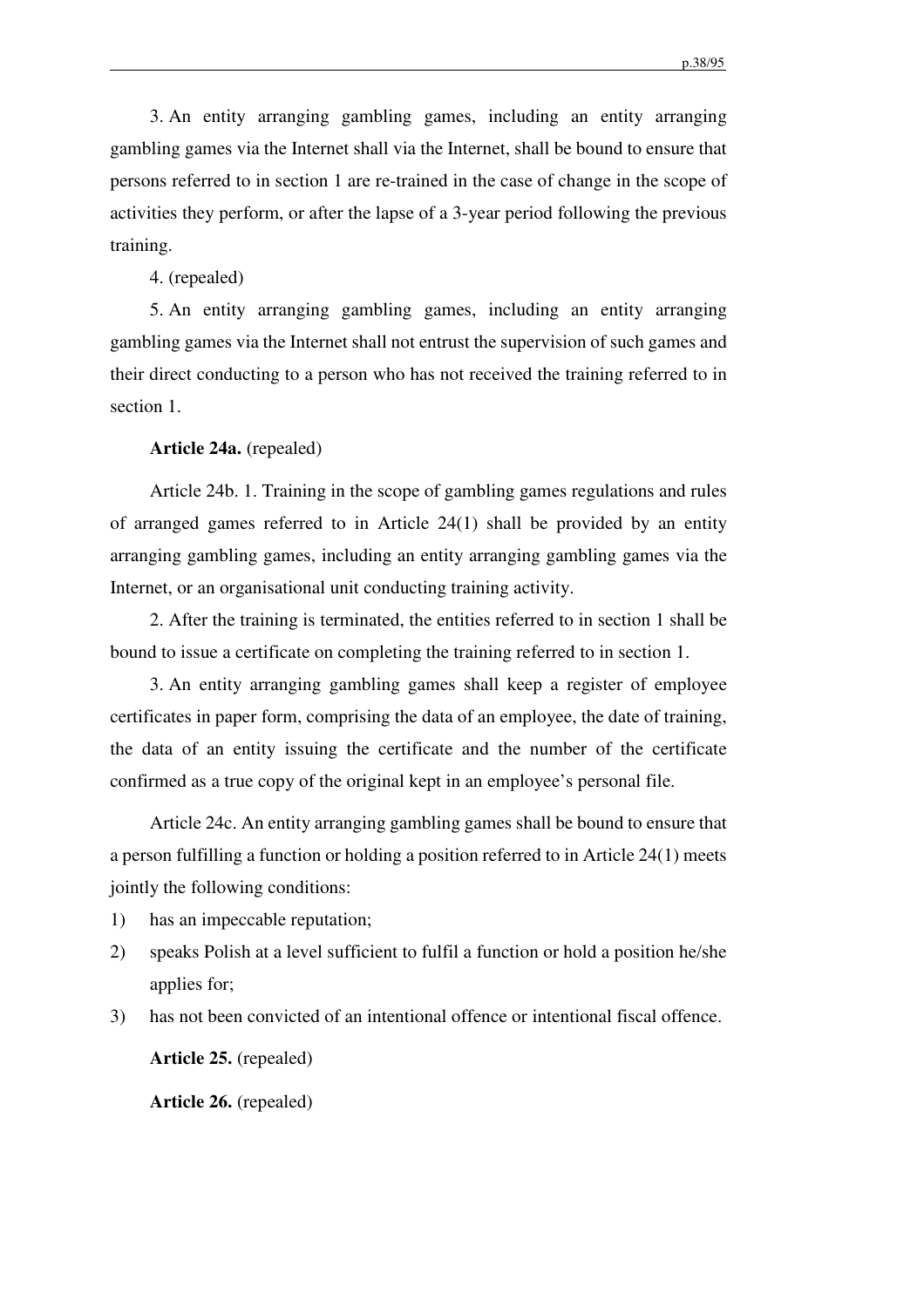3. An entity arranging gambling games, including an entity arranging gambling games via the Internet shall via the Internet, shall be bound to ensure that persons referred to in section 1 are re-trained in the case of change in the scope of activities they perform, or after the lapse of a 3-year period following the previous training.

4. (repealed)

5. An entity arranging gambling games, including an entity arranging gambling games via the Internet shall not entrust the supervision of such games and their direct conducting to a person who has not received the training referred to in section 1.

**Article 24a.** (repealed)

Article 24b. 1. Training in the scope of gambling games regulations and rules of arranged games referred to in Article 24(1) shall be provided by an entity arranging gambling games, including an entity arranging gambling games via the Internet, or an organisational unit conducting training activity.

2. After the training is terminated, the entities referred to in section 1 shall be bound to issue a certificate on completing the training referred to in section 1.

3. An entity arranging gambling games shall keep a register of employee certificates in paper form, comprising the data of an employee, the date of training, the data of an entity issuing the certificate and the number of the certificate confirmed as a true copy of the original kept in an employee's personal file.

Article 24c. An entity arranging gambling games shall be bound to ensure that a person fulfilling a function or holding a position referred to in Article 24(1) meets jointly the following conditions:

1) has an impeccable reputation;
2) speaks Polish at a level sufficient to fulfil a function or hold a position he/she applies for;
3) has not been convicted of an intentional offence or intentional fiscal offence.

**Article 25.** (repealed)

**Article 26.** (repealed)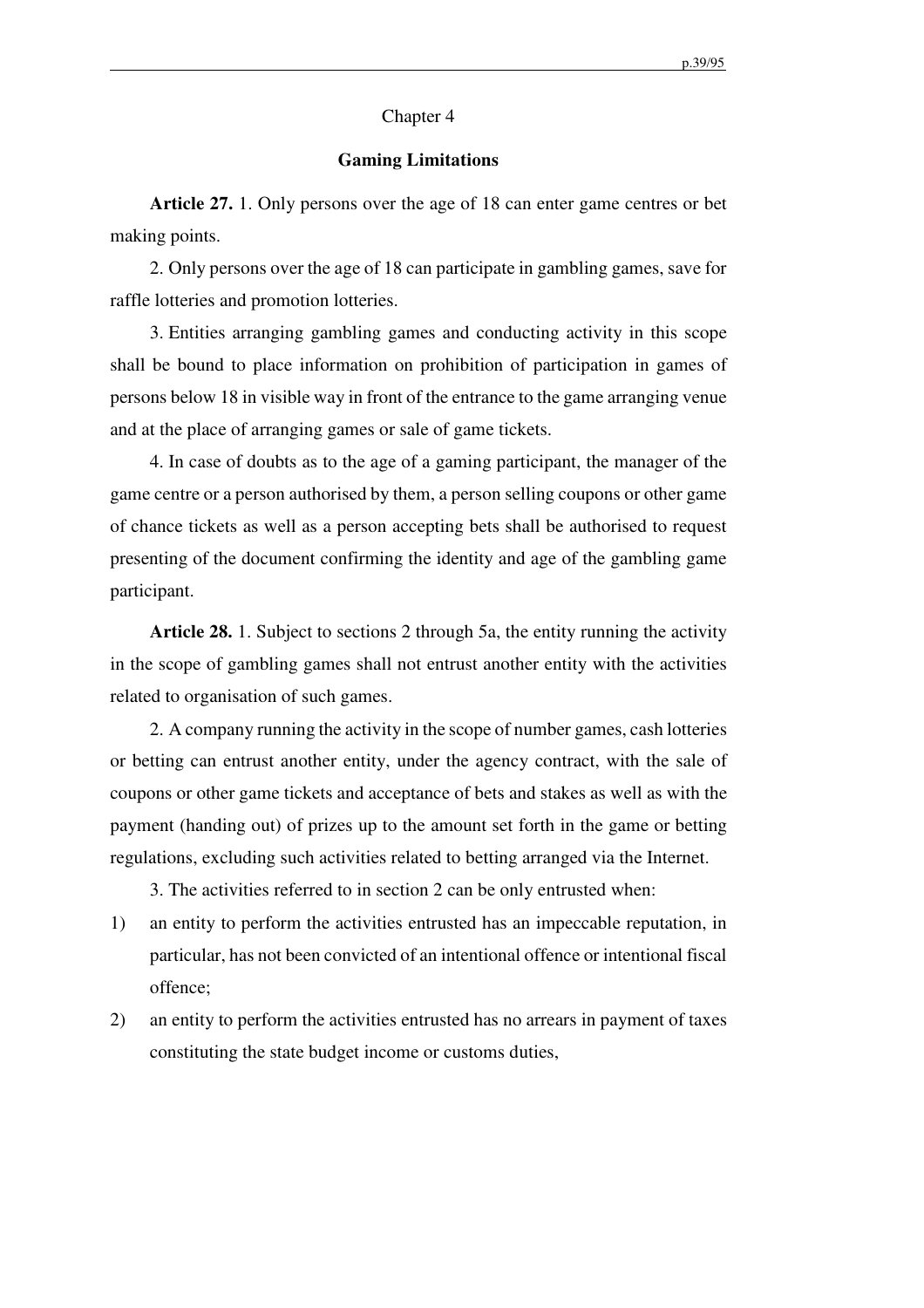## Chapter 4

## Gaming Limitations

**Article 27.** 1. Only persons over the age of 18 can enter game centres or bet making points.

2. Only persons over the age of 18 can participate in gambling games, save for raffle lotteries and promotion lotteries.

3. Entities arranging gambling games and conducting activity in this scope shall be bound to place information on prohibition of participation in games of persons below 18 in visible way in front of the entrance to the game arranging venue and at the place of arranging games or sale of game tickets.

4. In case of doubts as to the age of a gaming participant, the manager of the game centre or a person authorised by them, a person selling coupons or other game of chance tickets as well as a person accepting bets shall be authorised to request presenting of the document confirming the identity and age of the gambling game participant.

**Article 28.** 1. Subject to sections 2 through 5a, the entity running the activity in the scope of gambling games shall not entrust another entity with the activities related to organisation of such games.

2. A company running the activity in the scope of number games, cash lotteries or betting can entrust another entity, under the agency contract, with the sale of coupons or other game tickets and acceptance of bets and stakes as well as with the payment (handing out) of prizes up to the amount set forth in the game or betting regulations, excluding such activities related to betting arranged via the Internet.

3. The activities referred to in section 2 can be only entrusted when:

1) an entity to perform the activities entrusted has an impeccable reputation, in particular, has not been convicted of an intentional offence or intentional fiscal offence;
2) an entity to perform the activities entrusted has no arrears in payment of taxes constituting the state budget income or customs duties,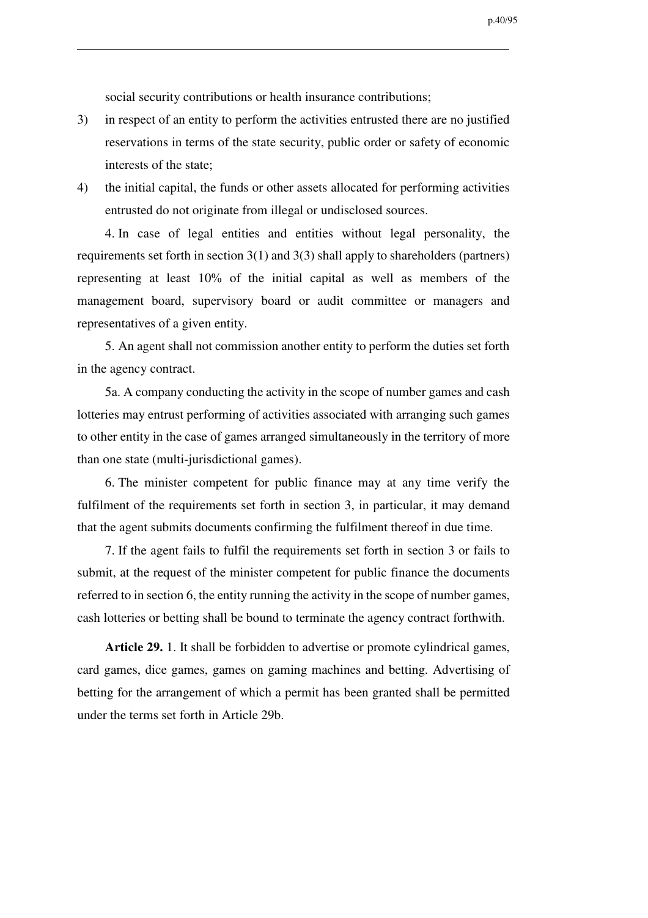social security contributions or health insurance contributions;

3) in respect of an entity to perform the activities entrusted there are no justified reservations in terms of the state security, public order or safety of economic interests of the state;

4) the initial capital, the funds or other assets allocated for performing activities entrusted do not originate from illegal or undisclosed sources.

4. In case of legal entities and entities without legal personality, the requirements set forth in section 3(1) and 3(3) shall apply to shareholders (partners) representing at least 10% of the initial capital as well as members of the management board, supervisory board or audit committee or managers and representatives of a given entity.

5. An agent shall not commission another entity to perform the duties set forth in the agency contract.

5a. A company conducting the activity in the scope of number games and cash lotteries may entrust performing of activities associated with arranging such games to other entity in the case of games arranged simultaneously in the territory of more than one state (multi-jurisdictional games).

6. The minister competent for public finance may at any time verify the fulfilment of the requirements set forth in section 3, in particular, it may demand that the agent submits documents confirming the fulfilment thereof in due time.

7. If the agent fails to fulfil the requirements set forth in section 3 or fails to submit, at the request of the minister competent for public finance the documents referred to in section 6, the entity running the activity in the scope of number games, cash lotteries or betting shall be bound to terminate the agency contract forthwith.

**Article 29.** 1. It shall be forbidden to advertise or promote cylindrical games, card games, dice games, games on gaming machines and betting. Advertising of betting for the arrangement of which a permit has been granted shall be permitted under the terms set forth in Article 29b.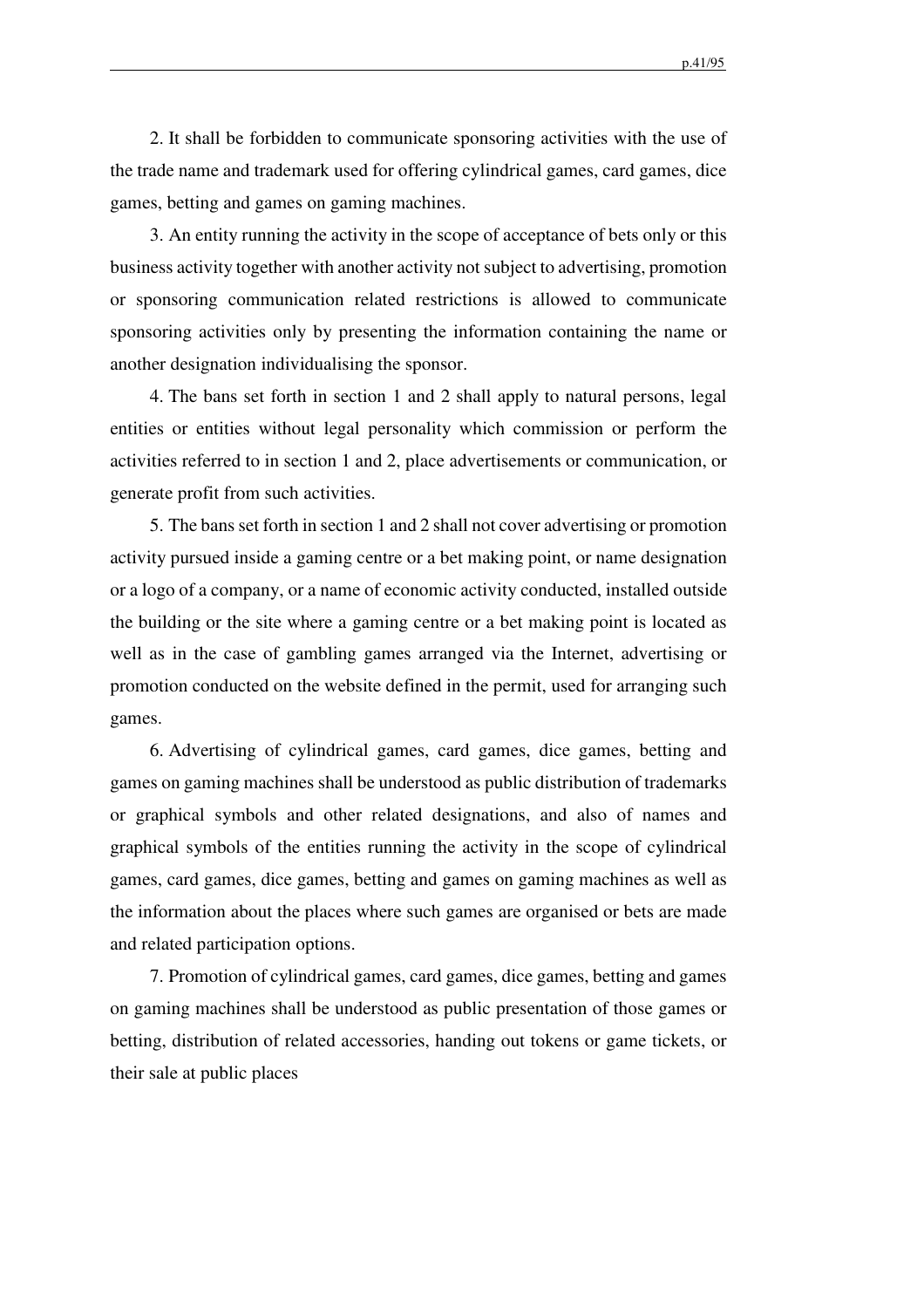2. It shall be forbidden to communicate sponsoring activities with the use of the trade name and trademark used for offering cylindrical games, card games, dice games, betting and games on gaming machines.

3. An entity running the activity in the scope of acceptance of bets only or this business activity together with another activity not subject to advertising, promotion or sponsoring communication related restrictions is allowed to communicate sponsoring activities only by presenting the information containing the name or another designation individualising the sponsor.

4. The bans set forth in section 1 and 2 shall apply to natural persons, legal entities or entities without legal personality which commission or perform the activities referred to in section 1 and 2, place advertisements or communication, or generate profit from such activities.

5. The bans set forth in section 1 and 2 shall not cover advertising or promotion activity pursued inside a gaming centre or a bet making point, or name designation or a logo of a company, or a name of economic activity conducted, installed outside the building or the site where a gaming centre or a bet making point is located as well as in the case of gambling games arranged via the Internet, advertising or promotion conducted on the website defined in the permit, used for arranging such games.

6. Advertising of cylindrical games, card games, dice games, betting and games on gaming machines shall be understood as public distribution of trademarks or graphical symbols and other related designations, and also of names and graphical symbols of the entities running the activity in the scope of cylindrical games, card games, dice games, betting and games on gaming machines as well as the information about the places where such games are organised or bets are made and related participation options.

7. Promotion of cylindrical games, card games, dice games, betting and games on gaming machines shall be understood as public presentation of those games or betting, distribution of related accessories, handing out tokens or game tickets, or their sale at public places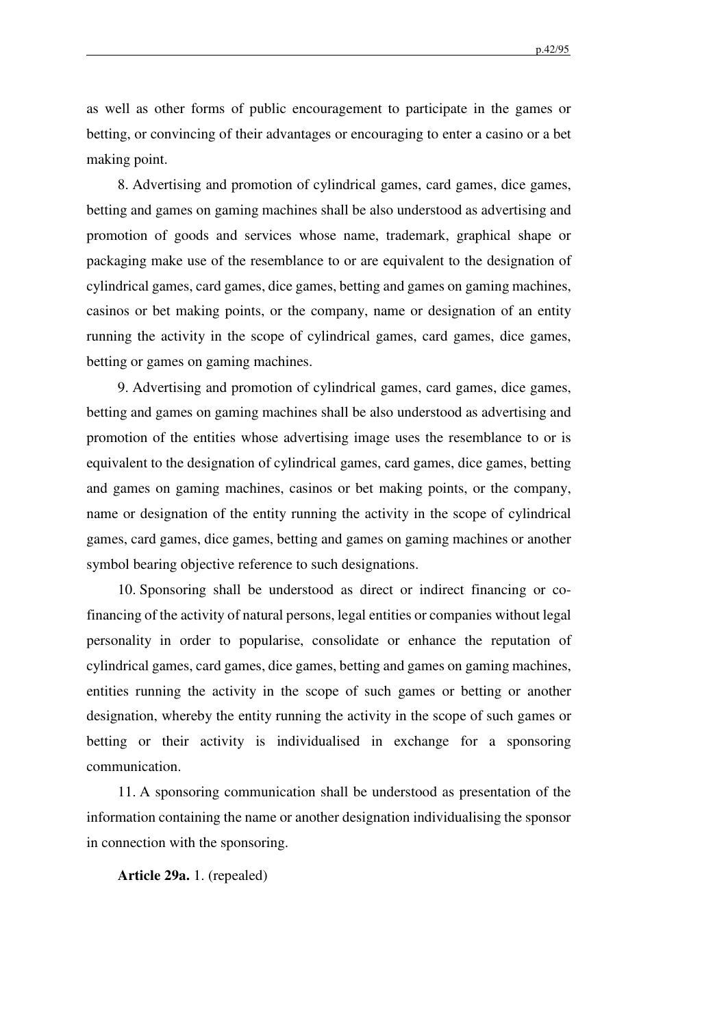as well as other forms of public encouragement to participate in the games or betting, or convincing of their advantages or encouraging to enter a casino or a bet making point.

8. Advertising and promotion of cylindrical games, card games, dice games, betting and games on gaming machines shall be also understood as advertising and promotion of goods and services whose name, trademark, graphical shape or packaging make use of the resemblance to or are equivalent to the designation of cylindrical games, card games, dice games, betting and games on gaming machines, casinos or bet making points, or the company, name or designation of an entity running the activity in the scope of cylindrical games, card games, dice games, betting or games on gaming machines.

9. Advertising and promotion of cylindrical games, card games, dice games, betting and games on gaming machines shall be also understood as advertising and promotion of the entities whose advertising image uses the resemblance to or is equivalent to the designation of cylindrical games, card games, dice games, betting and games on gaming machines, casinos or bet making points, or the company, name or designation of the entity running the activity in the scope of cylindrical games, card games, dice games, betting and games on gaming machines or another symbol bearing objective reference to such designations.

10. Sponsoring shall be understood as direct or indirect financing or co-financing of the activity of natural persons, legal entities or companies without legal personality in order to popularise, consolidate or enhance the reputation of cylindrical games, card games, dice games, betting and games on gaming machines, entities running the activity in the scope of such games or betting or another designation, whereby the entity running the activity in the scope of such games or betting or their activity is individualised in exchange for a sponsoring communication.

11. A sponsoring communication shall be understood as presentation of the information containing the name or another designation individualising the sponsor in connection with the sponsoring.

**Article 29a.** 1. (repealed)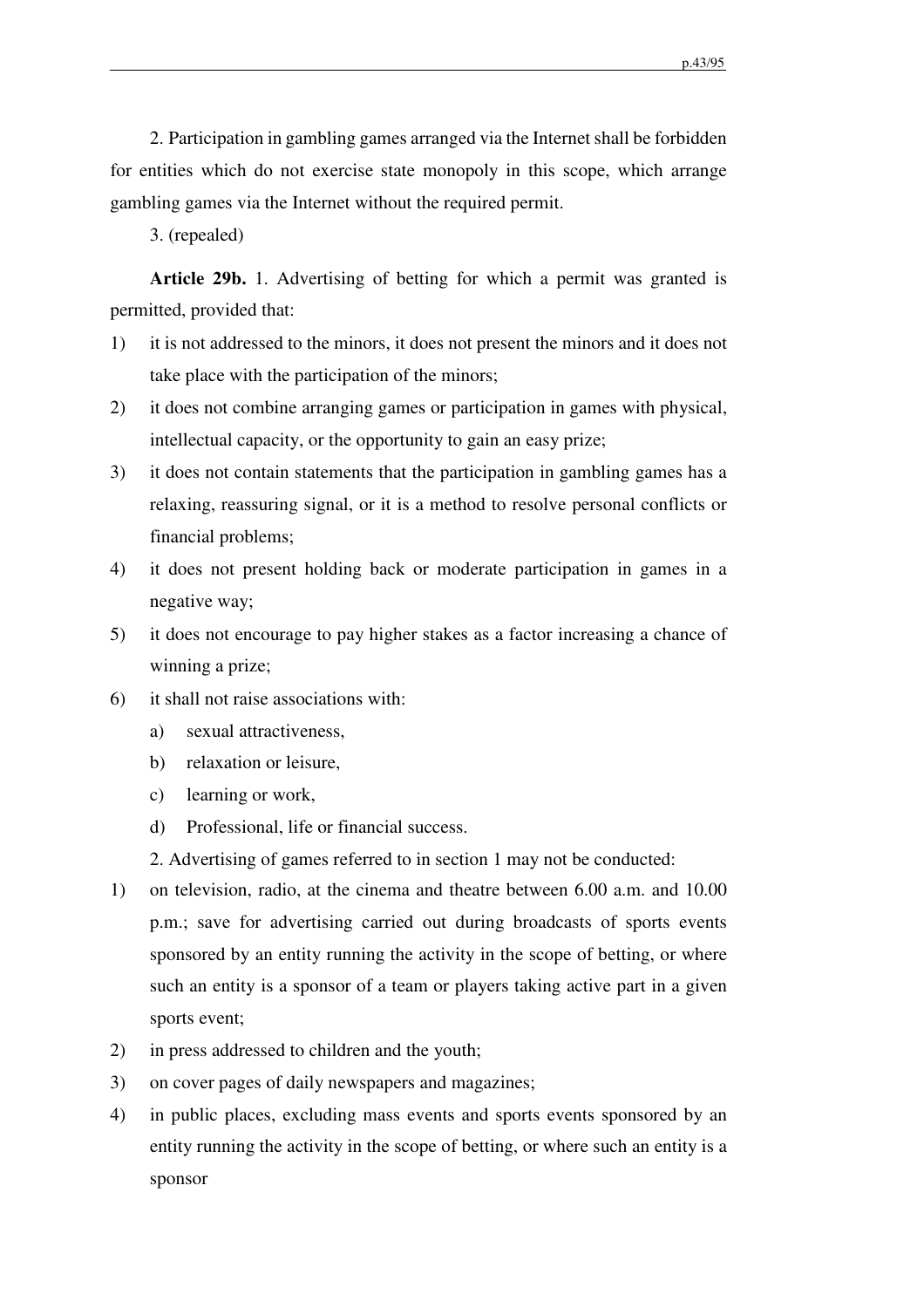2. Participation in gambling games arranged via the Internet shall be forbidden for entities which do not exercise state monopoly in this scope, which arrange gambling games via the Internet without the required permit.

3. (repealed)

**Article 29b.** 1. Advertising of betting for which a permit was granted is permitted, provided that:

1) it is not addressed to the minors, it does not present the minors and it does not take place with the participation of the minors;
2) it does not combine arranging games or participation in games with physical, intellectual capacity, or the opportunity to gain an easy prize;
3) it does not contain statements that the participation in gambling games has a relaxing, reassuring signal, or it is a method to resolve personal conflicts or financial problems;
4) it does not present holding back or moderate participation in games in a negative way;
5) it does not encourage to pay higher stakes as a factor increasing a chance of winning a prize;
6) it shall not raise associations with:
   a) sexual attractiveness,
   b) relaxation or leisure,
   c) learning or work,
   d) Professional, life or financial success.

2. Advertising of games referred to in section 1 may not be conducted:

1) on television, radio, at the cinema and theatre between 6.00 a.m. and 10.00 p.m.; save for advertising carried out during broadcasts of sports events sponsored by an entity running the activity in the scope of betting, or where such an entity is a sponsor of a team or players taking active part in a given sports event;
2) in press addressed to children and the youth;
3) on cover pages of daily newspapers and magazines;
4) in public places, excluding mass events and sports events sponsored by an entity running the activity in the scope of betting, or where such an entity is a sponsor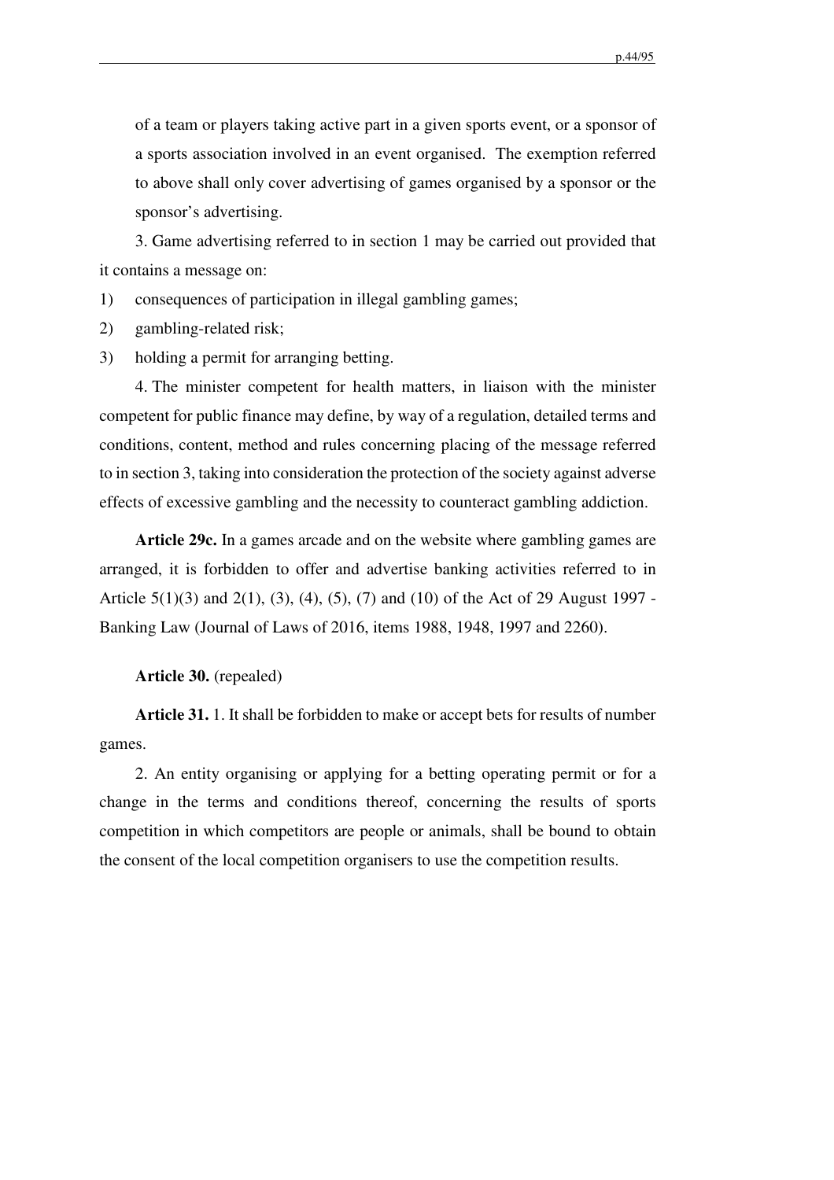of a team or players taking active part in a given sports event, or a sponsor of a sports association involved in an event organised. The exemption referred to above shall only cover advertising of games organised by a sponsor or the sponsor's advertising.

3. Game advertising referred to in section 1 may be carried out provided that it contains a message on:

1) consequences of participation in illegal gambling games;
2) gambling-related risk;
3) holding a permit for arranging betting.

4. The minister competent for health matters, in liaison with the minister competent for public finance may define, by way of a regulation, detailed terms and conditions, content, method and rules concerning placing of the message referred to in section 3, taking into consideration the protection of the society against adverse effects of excessive gambling and the necessity to counteract gambling addiction.

**Article 29c.** In a games arcade and on the website where gambling games are arranged, it is forbidden to offer and advertise banking activities referred to in Article 5(1)(3) and 2(1), (3), (4), (5), (7) and (10) of the Act of 29 August 1997 - Banking Law (Journal of Laws of 2016, items 1988, 1948, 1997 and 2260).

**Article 30.** (repealed)

**Article 31.** 1. It shall be forbidden to make or accept bets for results of number games.

2. An entity organising or applying for a betting operating permit or for a change in the terms and conditions thereof, concerning the results of sports competition in which competitors are people or animals, shall be bound to obtain the consent of the local competition organisers to use the competition results.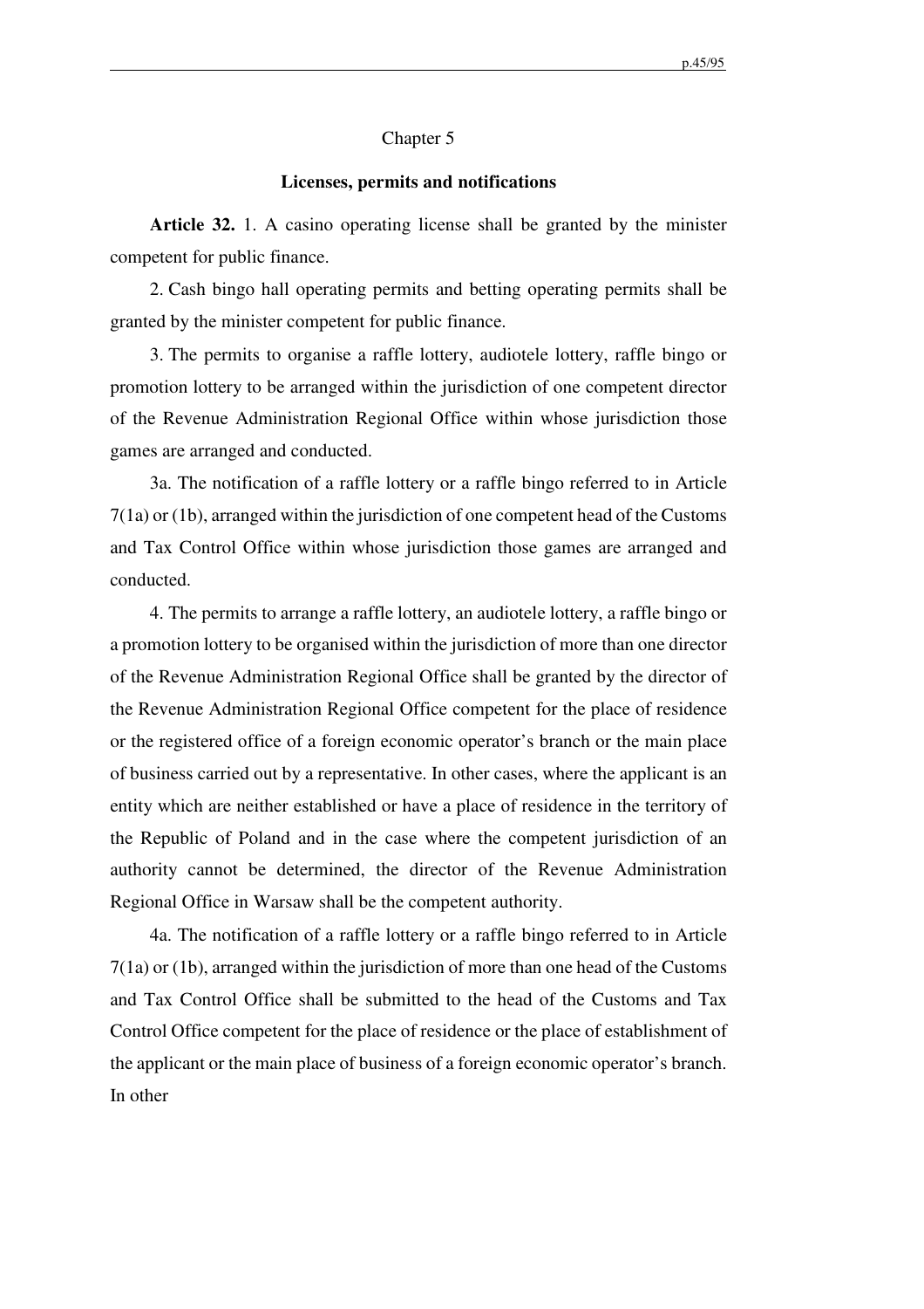## Chapter 5

### Licenses, permits and notifications

**Article 32.** 1. A casino operating license shall be granted by the minister competent for public finance.

2. Cash bingo hall operating permits and betting operating permits shall be granted by the minister competent for public finance.

3. The permits to organise a raffle lottery, audiotele lottery, raffle bingo or promotion lottery to be arranged within the jurisdiction of one competent director of the Revenue Administration Regional Office within whose jurisdiction those games are arranged and conducted.

3a. The notification of a raffle lottery or a raffle bingo referred to in Article 7(1a) or (1b), arranged within the jurisdiction of one competent head of the Customs and Tax Control Office within whose jurisdiction those games are arranged and conducted.

4. The permits to arrange a raffle lottery, an audiotele lottery, a raffle bingo or a promotion lottery to be organised within the jurisdiction of more than one director of the Revenue Administration Regional Office shall be granted by the director of the Revenue Administration Regional Office competent for the place of residence or the registered office of a foreign economic operator's branch or the main place of business carried out by a representative. In other cases, where the applicant is an entity which are neither established or have a place of residence in the territory of the Republic of Poland and in the case where the competent jurisdiction of an authority cannot be determined, the director of the Revenue Administration Regional Office in Warsaw shall be the competent authority.

4a. The notification of a raffle lottery or a raffle bingo referred to in Article 7(1a) or (1b), arranged within the jurisdiction of more than one head of the Customs and Tax Control Office shall be submitted to the head of the Customs and Tax Control Office competent for the place of residence or the place of establishment of the applicant or the main place of business of a foreign economic operator's branch. In other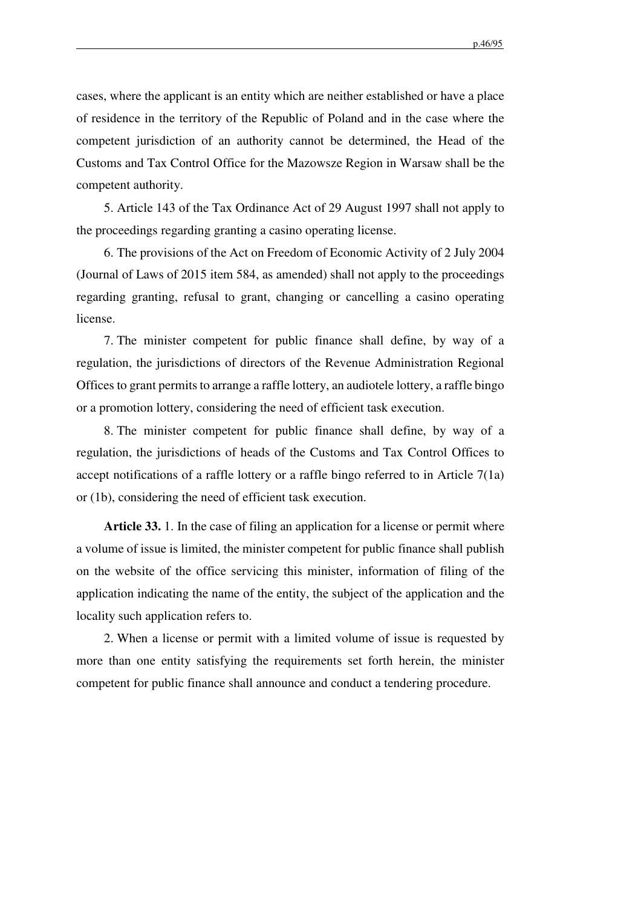cases, where the applicant is an entity which are neither established or have a place of residence in the territory of the Republic of Poland and in the case where the competent jurisdiction of an authority cannot be determined, the Head of the Customs and Tax Control Office for the Mazowsze Region in Warsaw shall be the competent authority.

5. Article 143 of the Tax Ordinance Act of 29 August 1997 shall not apply to the proceedings regarding granting a casino operating license.

6. The provisions of the Act on Freedom of Economic Activity of 2 July 2004 (Journal of Laws of 2015 item 584, as amended) shall not apply to the proceedings regarding granting, refusal to grant, changing or cancelling a casino operating license.

7. The minister competent for public finance shall define, by way of a regulation, the jurisdictions of directors of the Revenue Administration Regional Offices to grant permits to arrange a raffle lottery, an audiotele lottery, a raffle bingo or a promotion lottery, considering the need of efficient task execution.

8. The minister competent for public finance shall define, by way of a regulation, the jurisdictions of heads of the Customs and Tax Control Offices to accept notifications of a raffle lottery or a raffle bingo referred to in Article 7(1a) or (1b), considering the need of efficient task execution.

**Article 33.** 1. In the case of filing an application for a license or permit where a volume of issue is limited, the minister competent for public finance shall publish on the website of the office servicing this minister, information of filing of the application indicating the name of the entity, the subject of the application and the locality such application refers to.

2. When a license or permit with a limited volume of issue is requested by more than one entity satisfying the requirements set forth herein, the minister competent for public finance shall announce and conduct a tendering procedure.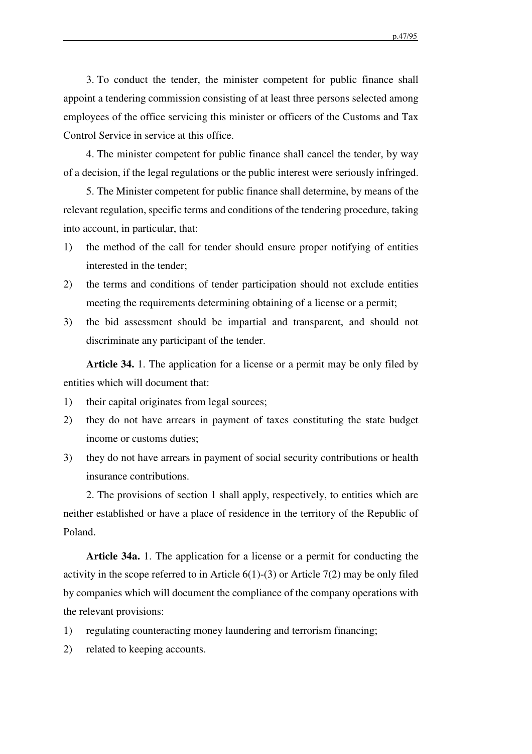3. To conduct the tender, the minister competent for public finance shall appoint a tendering commission consisting of at least three persons selected among employees of the office servicing this minister or officers of the Customs and Tax Control Service in service at this office.

4. The minister competent for public finance shall cancel the tender, by way of a decision, if the legal regulations or the public interest were seriously infringed.

5. The Minister competent for public finance shall determine, by means of the relevant regulation, specific terms and conditions of the tendering procedure, taking into account, in particular, that:

1) the method of the call for tender should ensure proper notifying of entities interested in the tender;
2) the terms and conditions of tender participation should not exclude entities meeting the requirements determining obtaining of a license or a permit;
3) the bid assessment should be impartial and transparent, and should not discriminate any participant of the tender.

**Article 34.** 1. The application for a license or a permit may be only filed by entities which will document that:

1) their capital originates from legal sources;
2) they do not have arrears in payment of taxes constituting the state budget income or customs duties;
3) they do not have arrears in payment of social security contributions or health insurance contributions.

2. The provisions of section 1 shall apply, respectively, to entities which are neither established or have a place of residence in the territory of the Republic of Poland.

**Article 34a.** 1. The application for a license or a permit for conducting the activity in the scope referred to in Article 6(1)-(3) or Article 7(2) may be only filed by companies which will document the compliance of the company operations with the relevant provisions:

1) regulating counteracting money laundering and terrorism financing;
2) related to keeping accounts.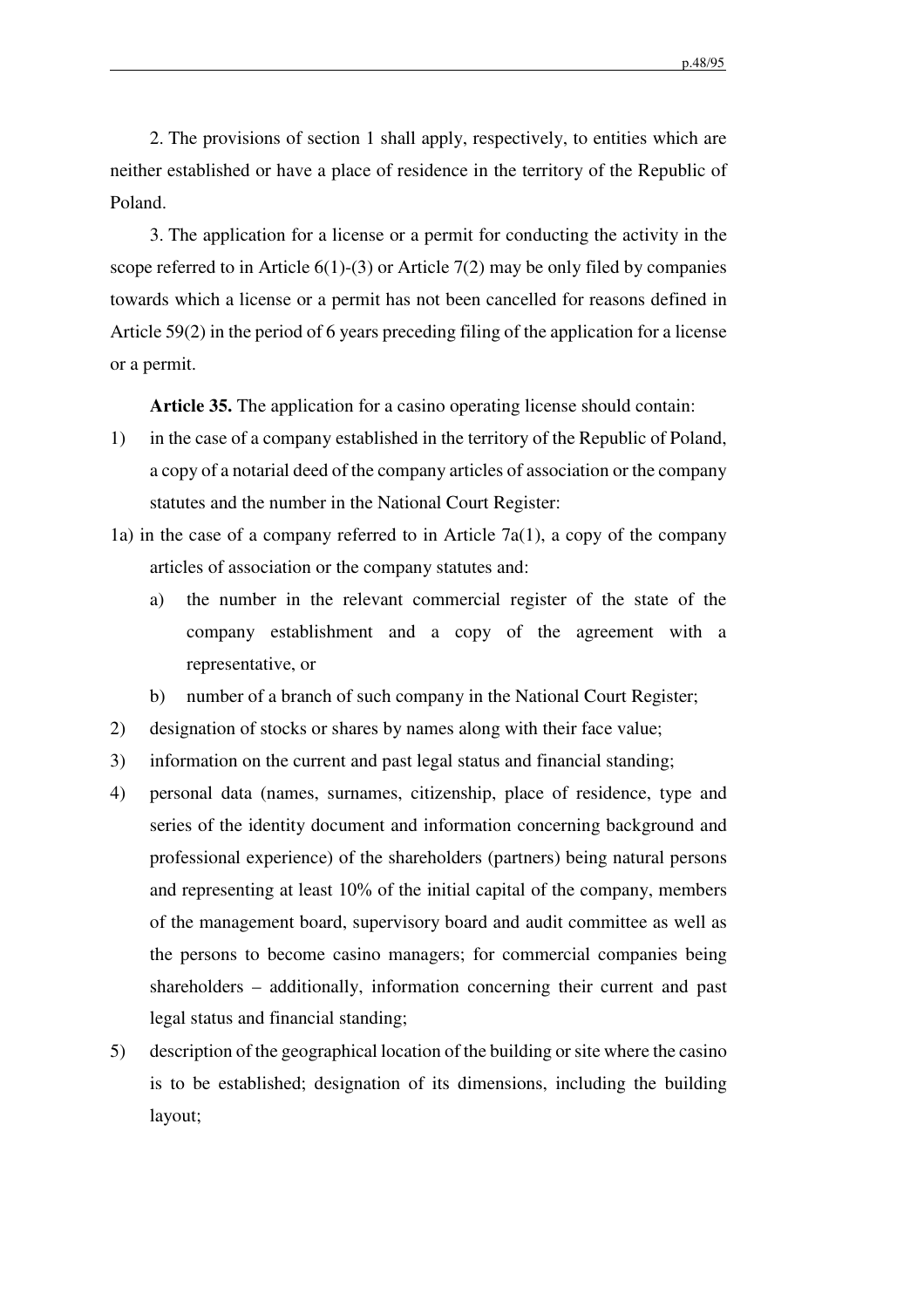2. The provisions of section 1 shall apply, respectively, to entities which are neither established or have a place of residence in the territory of the Republic of Poland.

3. The application for a license or a permit for conducting the activity in the scope referred to in Article 6(1)-(3) or Article 7(2) may be only filed by companies towards which a license or a permit has not been cancelled for reasons defined in Article 59(2) in the period of 6 years preceding filing of the application for a license or a permit.

**Article 35.** The application for a casino operating license should contain:

1) in the case of a company established in the territory of the Republic of Poland, a copy of a notarial deed of the company articles of association or the company statutes and the number in the National Court Register:

1a) in the case of a company referred to in Article 7a(1), a copy of the company articles of association or the company statutes and:
   - a) the number in the relevant commercial register of the state of the company establishment and a copy of the agreement with a representative, or
   - b) number of a branch of such company in the National Court Register;

2) designation of stocks or shares by names along with their face value;

3) information on the current and past legal status and financial standing;

4) personal data (names, surnames, citizenship, place of residence, type and series of the identity document and information concerning background and professional experience) of the shareholders (partners) being natural persons and representing at least 10% of the initial capital of the company, members of the management board, supervisory board and audit committee as well as the persons to become casino managers; for commercial companies being shareholders – additionally, information concerning their current and past legal status and financial standing;

5) description of the geographical location of the building or site where the casino is to be established; designation of its dimensions, including the building layout;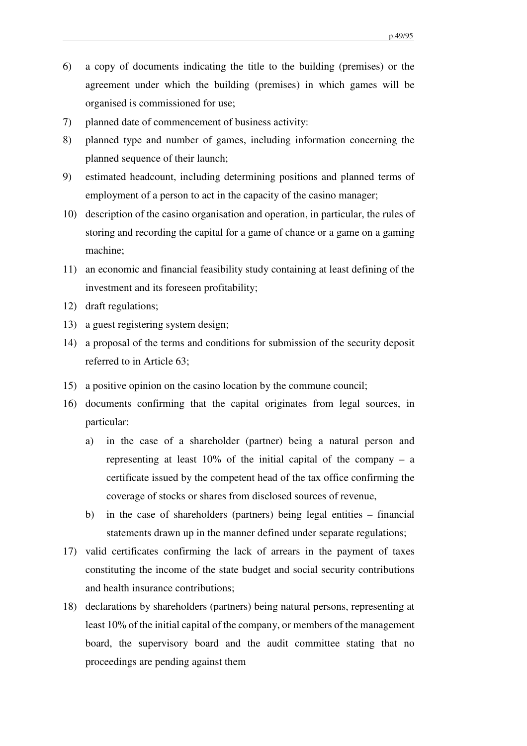6) a copy of documents indicating the title to the building (premises) or the agreement under which the building (premises) in which games will be organised is commissioned for use;
7) planned date of commencement of business activity:
8) planned type and number of games, including information concerning the planned sequence of their launch;
9) estimated headcount, including determining positions and planned terms of employment of a person to act in the capacity of the casino manager;
10) description of the casino organisation and operation, in particular, the rules of storing and recording the capital for a game of chance or a game on a gaming machine;
11) an economic and financial feasibility study containing at least defining of the investment and its foreseen profitability;
12) draft regulations;
13) a guest registering system design;
14) a proposal of the terms and conditions for submission of the security deposit referred to in Article 63;
15) a positive opinion on the casino location by the commune council;
16) documents confirming that the capital originates from legal sources, in particular:
    a) in the case of a shareholder (partner) being a natural person and representing at least 10% of the initial capital of the company – a certificate issued by the competent head of the tax office confirming the coverage of stocks or shares from disclosed sources of revenue,
    b) in the case of shareholders (partners) being legal entities – financial statements drawn up in the manner defined under separate regulations;
17) valid certificates confirming the lack of arrears in the payment of taxes constituting the income of the state budget and social security contributions and health insurance contributions;
18) declarations by shareholders (partners) being natural persons, representing at least 10% of the initial capital of the company, or members of the management board, the supervisory board and the audit committee stating that no proceedings are pending against them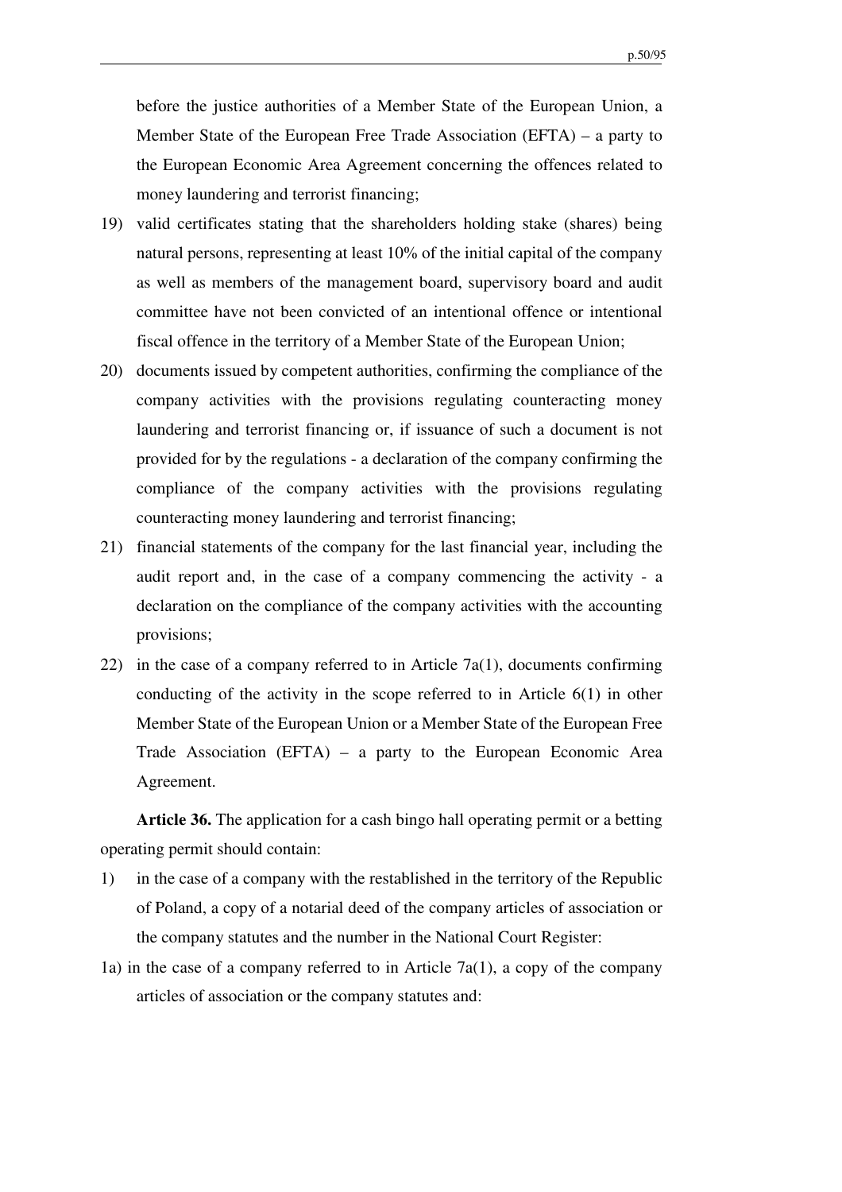before the justice authorities of a Member State of the European Union, a Member State of the European Free Trade Association (EFTA) – a party to the European Economic Area Agreement concerning the offences related to money laundering and terrorist financing;

19) valid certificates stating that the shareholders holding stake (shares) being natural persons, representing at least 10% of the initial capital of the company as well as members of the management board, supervisory board and audit committee have not been convicted of an intentional offence or intentional fiscal offence in the territory of a Member State of the European Union;

20) documents issued by competent authorities, confirming the compliance of the company activities with the provisions regulating counteracting money laundering and terrorist financing or, if issuance of such a document is not provided for by the regulations - a declaration of the company confirming the compliance of the company activities with the provisions regulating counteracting money laundering and terrorist financing;

21) financial statements of the company for the last financial year, including the audit report and, in the case of a company commencing the activity - a declaration on the compliance of the company activities with the accounting provisions;

22) in the case of a company referred to in Article 7a(1), documents confirming conducting of the activity in the scope referred to in Article 6(1) in other Member State of the European Union or a Member State of the European Free Trade Association (EFTA) – a party to the European Economic Area Agreement.

**Article 36.** The application for a cash bingo hall operating permit or a betting operating permit should contain:

1) in the case of a company with the restablished in the territory of the Republic of Poland, a copy of a notarial deed of the company articles of association or the company statutes and the number in the National Court Register:

1a) in the case of a company referred to in Article 7a(1), a copy of the company articles of association or the company statutes and: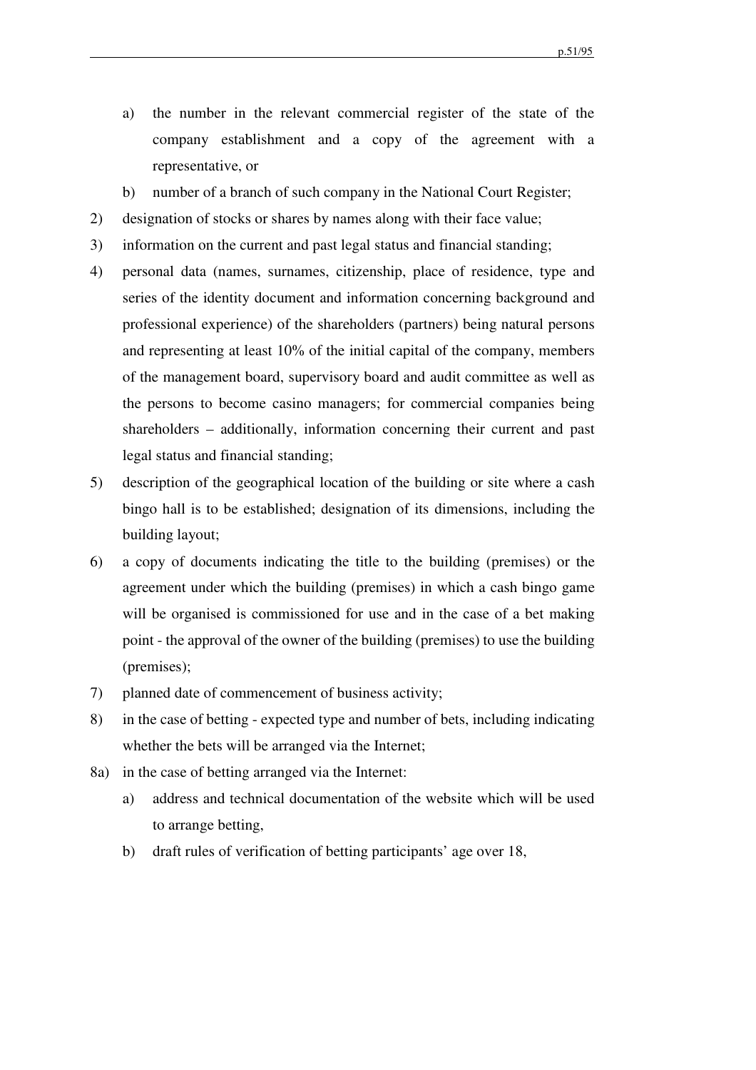a) the number in the relevant commercial register of the state of the company establishment and a copy of the agreement with a representative, or

b) number of a branch of such company in the National Court Register;

2) designation of stocks or shares by names along with their face value;

3) information on the current and past legal status and financial standing;

4) personal data (names, surnames, citizenship, place of residence, type and series of the identity document and information concerning background and professional experience) of the shareholders (partners) being natural persons and representing at least 10% of the initial capital of the company, members of the management board, supervisory board and audit committee as well as the persons to become casino managers; for commercial companies being shareholders – additionally, information concerning their current and past legal status and financial standing;

5) description of the geographical location of the building or site where a cash bingo hall is to be established; designation of its dimensions, including the building layout;

6) a copy of documents indicating the title to the building (premises) or the agreement under which the building (premises) in which a cash bingo game will be organised is commissioned for use and in the case of a bet making point - the approval of the owner of the building (premises) to use the building (premises);

7) planned date of commencement of business activity;

8) in the case of betting - expected type and number of bets, including indicating whether the bets will be arranged via the Internet;

8a) in the case of betting arranged via the Internet:

a) address and technical documentation of the website which will be used to arrange betting,

b) draft rules of verification of betting participants' age over 18,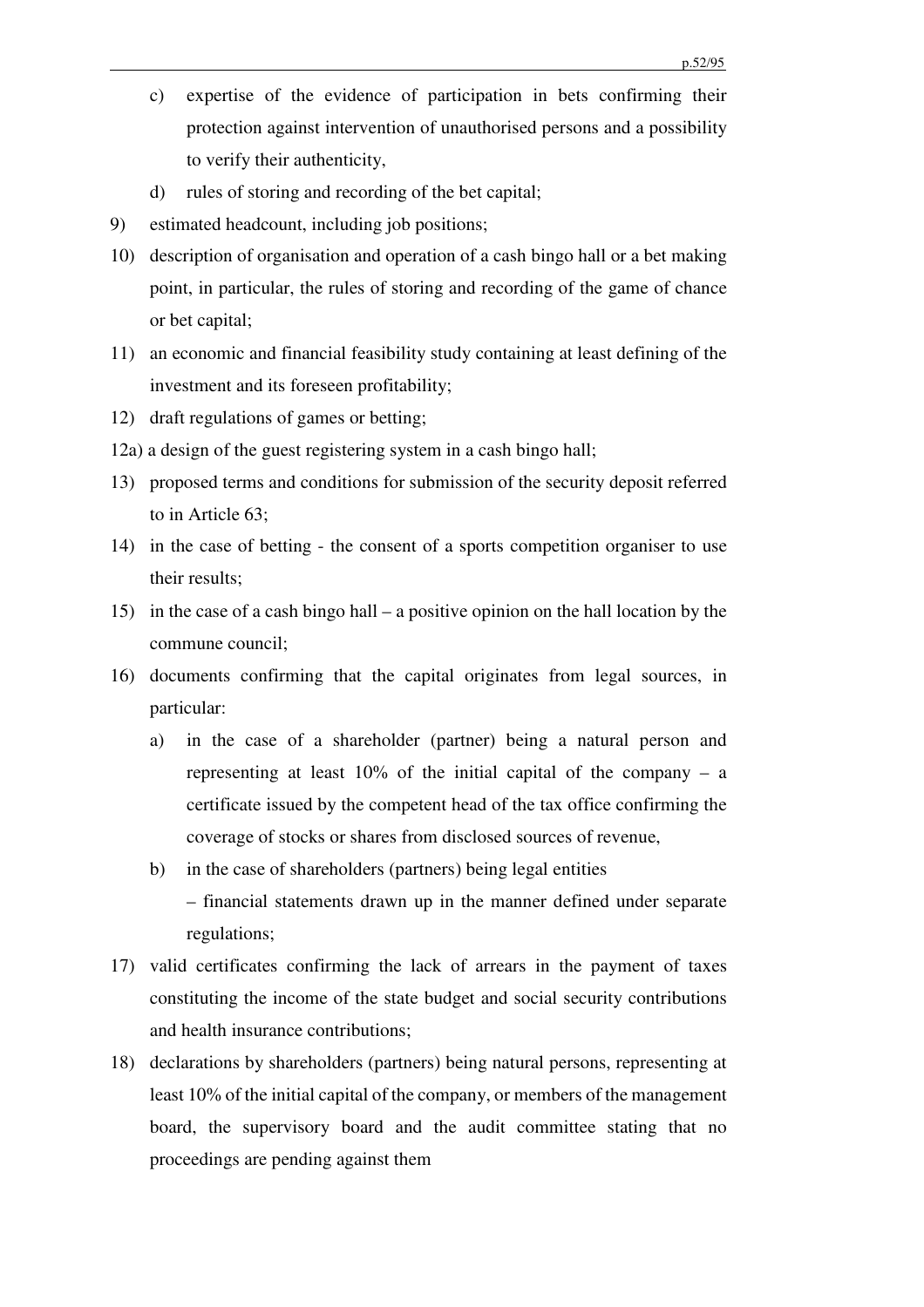c) expertise of the evidence of participation in bets confirming their protection against intervention of unauthorised persons and a possibility to verify their authenticity,

d) rules of storing and recording of the bet capital;

9) estimated headcount, including job positions;

10) description of organisation and operation of a cash bingo hall or a bet making point, in particular, the rules of storing and recording of the game of chance or bet capital;

11) an economic and financial feasibility study containing at least defining of the investment and its foreseen profitability;

12) draft regulations of games or betting;

12a) a design of the guest registering system in a cash bingo hall;

13) proposed terms and conditions for submission of the security deposit referred to in Article 63;

14) in the case of betting - the consent of a sports competition organiser to use their results;

15) in the case of a cash bingo hall – a positive opinion on the hall location by the commune council;

16) documents confirming that the capital originates from legal sources, in particular:

a) in the case of a shareholder (partner) being a natural person and representing at least 10% of the initial capital of the company – a certificate issued by the competent head of the tax office confirming the coverage of stocks or shares from disclosed sources of revenue,

b) in the case of shareholders (partners) being legal entities

– financial statements drawn up in the manner defined under separate regulations;

17) valid certificates confirming the lack of arrears in the payment of taxes constituting the income of the state budget and social security contributions and health insurance contributions;

18) declarations by shareholders (partners) being natural persons, representing at least 10% of the initial capital of the company, or members of the management board, the supervisory board and the audit committee stating that no proceedings are pending against them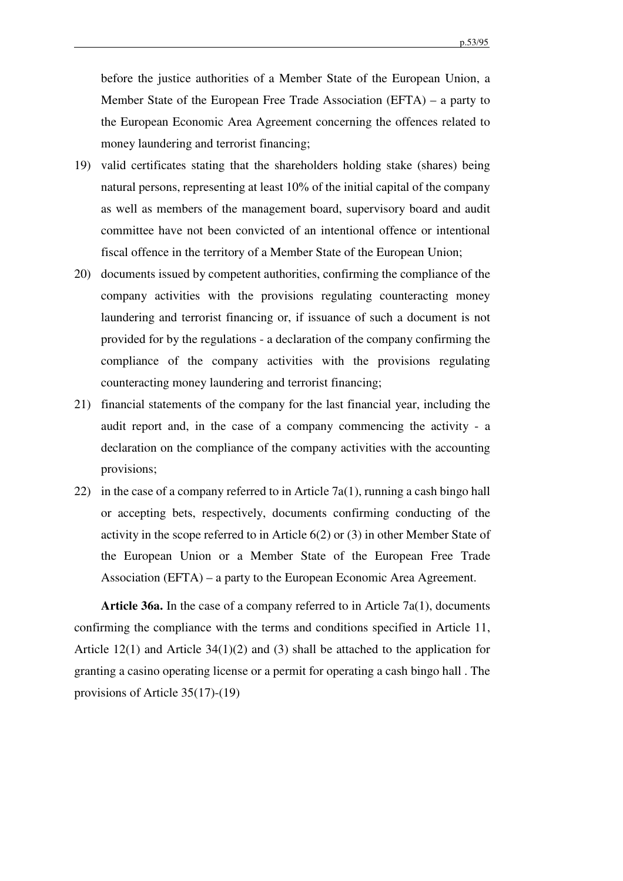before the justice authorities of a Member State of the European Union, a Member State of the European Free Trade Association (EFTA) – a party to the European Economic Area Agreement concerning the offences related to money laundering and terrorist financing;

19) valid certificates stating that the shareholders holding stake (shares) being natural persons, representing at least 10% of the initial capital of the company as well as members of the management board, supervisory board and audit committee have not been convicted of an intentional offence or intentional fiscal offence in the territory of a Member State of the European Union;

20) documents issued by competent authorities, confirming the compliance of the company activities with the provisions regulating counteracting money laundering and terrorist financing or, if issuance of such a document is not provided for by the regulations - a declaration of the company confirming the compliance of the company activities with the provisions regulating counteracting money laundering and terrorist financing;

21) financial statements of the company for the last financial year, including the audit report and, in the case of a company commencing the activity - a declaration on the compliance of the company activities with the accounting provisions;

22) in the case of a company referred to in Article 7a(1), running a cash bingo hall or accepting bets, respectively, documents confirming conducting of the activity in the scope referred to in Article 6(2) or (3) in other Member State of the European Union or a Member State of the European Free Trade Association (EFTA) – a party to the European Economic Area Agreement.

**Article 36a.** In the case of a company referred to in Article 7a(1), documents confirming the compliance with the terms and conditions specified in Article 11, Article 12(1) and Article 34(1)(2) and (3) shall be attached to the application for granting a casino operating license or a permit for operating a cash bingo hall . The provisions of Article 35(17)-(19)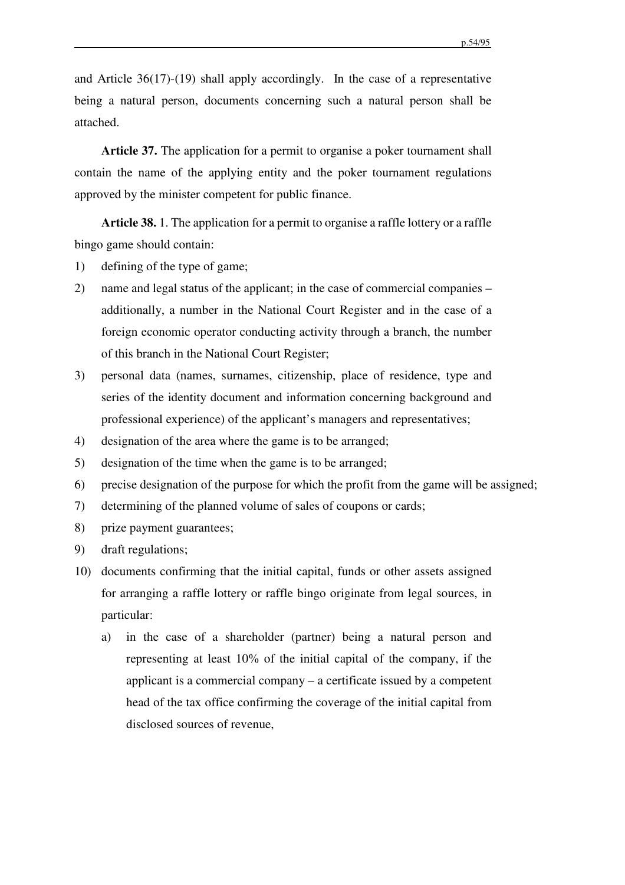and Article 36(17)-(19) shall apply accordingly. In the case of a representative being a natural person, documents concerning such a natural person shall be attached.

**Article 37.** The application for a permit to organise a poker tournament shall contain the name of the applying entity and the poker tournament regulations approved by the minister competent for public finance.

**Article 38.** 1. The application for a permit to organise a raffle lottery or a raffle bingo game should contain:

1) defining of the type of game;
2) name and legal status of the applicant; in the case of commercial companies – additionally, a number in the National Court Register and in the case of a foreign economic operator conducting activity through a branch, the number of this branch in the National Court Register;
3) personal data (names, surnames, citizenship, place of residence, type and series of the identity document and information concerning background and professional experience) of the applicant's managers and representatives;
4) designation of the area where the game is to be arranged;
5) designation of the time when the game is to be arranged;
6) precise designation of the purpose for which the profit from the game will be assigned;
7) determining of the planned volume of sales of coupons or cards;
8) prize payment guarantees;
9) draft regulations;
10) documents confirming that the initial capital, funds or other assets assigned for arranging a raffle lottery or raffle bingo originate from legal sources, in particular:
    a) in the case of a shareholder (partner) being a natural person and representing at least 10% of the initial capital of the company, if the applicant is a commercial company – a certificate issued by a competent head of the tax office confirming the coverage of the initial capital from disclosed sources of revenue,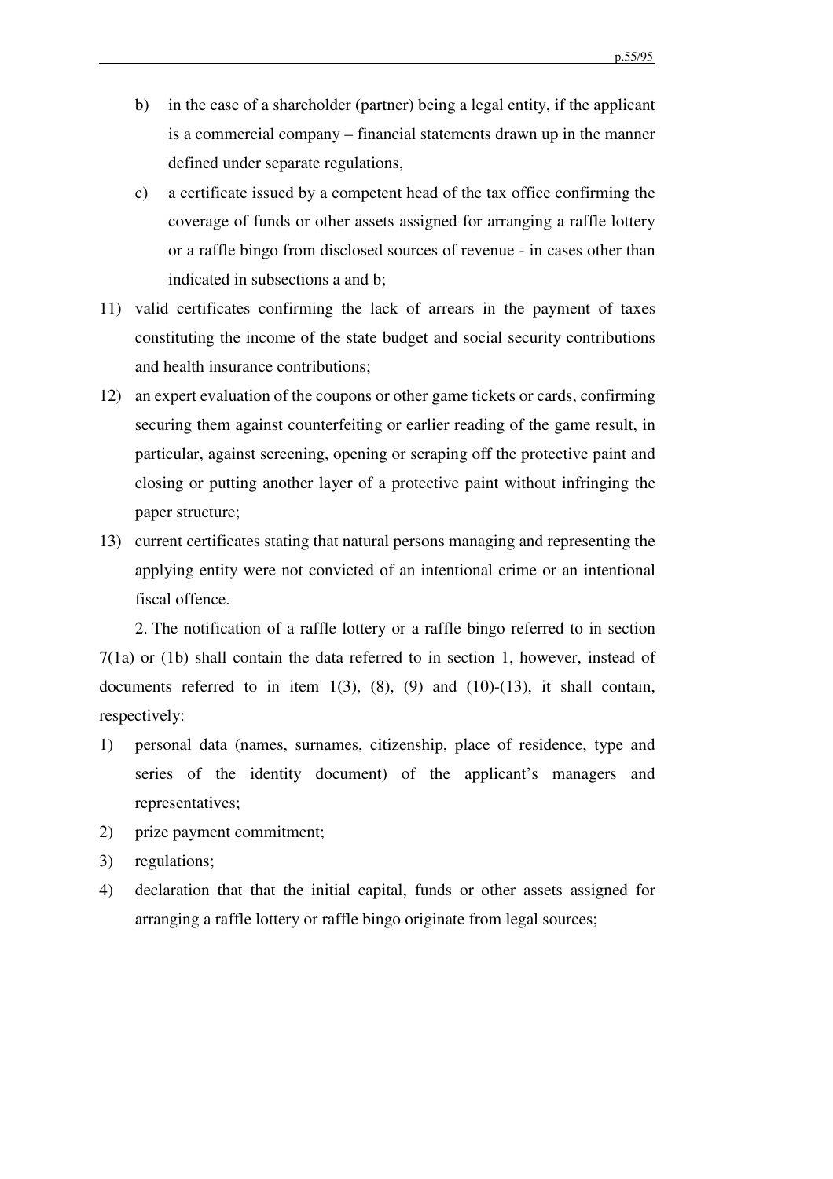b) in the case of a shareholder (partner) being a legal entity, if the applicant is a commercial company – financial statements drawn up in the manner defined under separate regulations,

c) a certificate issued by a competent head of the tax office confirming the coverage of funds or other assets assigned for arranging a raffle lottery or a raffle bingo from disclosed sources of revenue - in cases other than indicated in subsections a and b;

11) valid certificates confirming the lack of arrears in the payment of taxes constituting the income of the state budget and social security contributions and health insurance contributions;

12) an expert evaluation of the coupons or other game tickets or cards, confirming securing them against counterfeiting or earlier reading of the game result, in particular, against screening, opening or scraping off the protective paint and closing or putting another layer of a protective paint without infringing the paper structure;

13) current certificates stating that natural persons managing and representing the applying entity were not convicted of an intentional crime or an intentional fiscal offence.

2. The notification of a raffle lottery or a raffle bingo referred to in section 7(1a) or (1b) shall contain the data referred to in section 1, however, instead of documents referred to in item 1(3), (8), (9) and (10)-(13), it shall contain, respectively:

1) personal data (names, surnames, citizenship, place of residence, type and series of the identity document) of the applicant's managers and representatives;
2) prize payment commitment;
3) regulations;
4) declaration that that the initial capital, funds or other assets assigned for arranging a raffle lottery or raffle bingo originate from legal sources;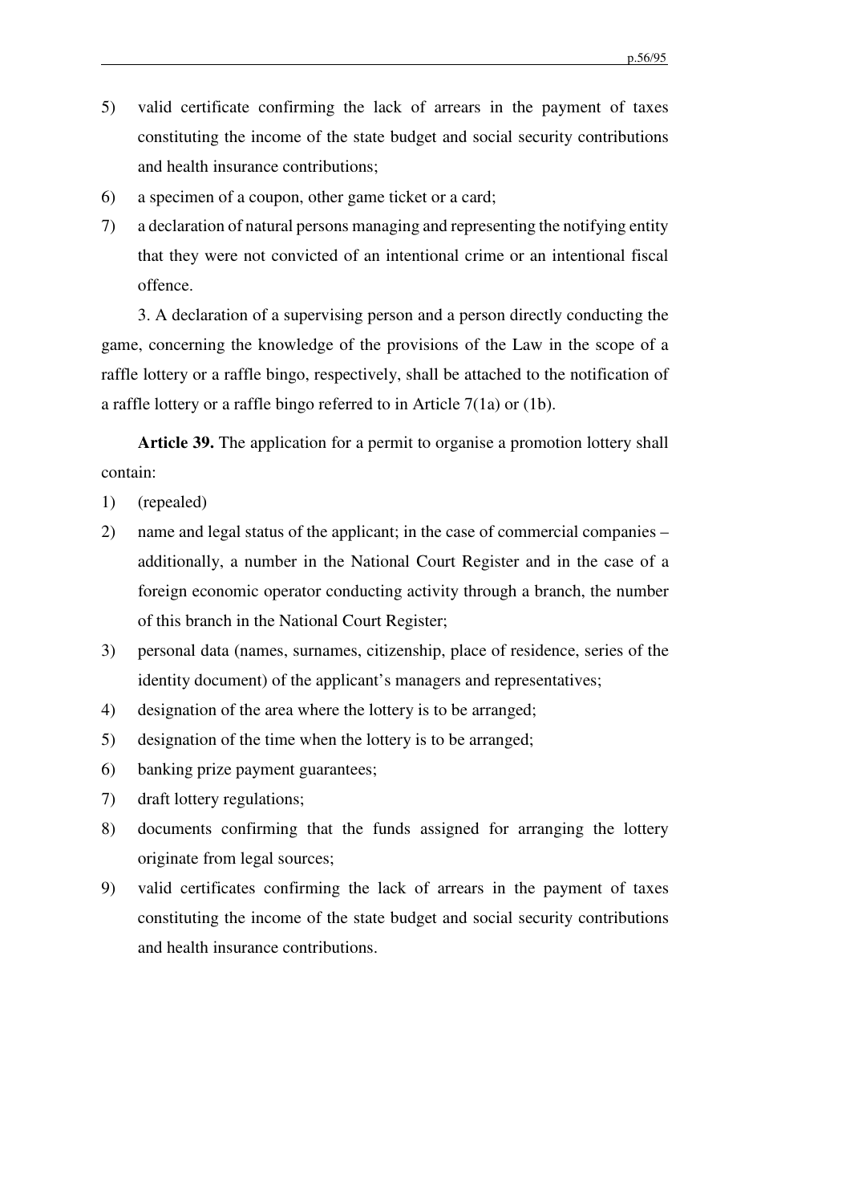5) valid certificate confirming the lack of arrears in the payment of taxes constituting the income of the state budget and social security contributions and health insurance contributions;
6) a specimen of a coupon, other game ticket or a card;
7) a declaration of natural persons managing and representing the notifying entity that they were not convicted of an intentional crime or an intentional fiscal offence.

3. A declaration of a supervising person and a person directly conducting the game, concerning the knowledge of the provisions of the Law in the scope of a raffle lottery or a raffle bingo, respectively, shall be attached to the notification of a raffle lottery or a raffle bingo referred to in Article 7(1a) or (1b).

**Article 39.** The application for a permit to organise a promotion lottery shall contain:

1) (repealed)
2) name and legal status of the applicant; in the case of commercial companies – additionally, a number in the National Court Register and in the case of a foreign economic operator conducting activity through a branch, the number of this branch in the National Court Register;
3) personal data (names, surnames, citizenship, place of residence, series of the identity document) of the applicant's managers and representatives;
4) designation of the area where the lottery is to be arranged;
5) designation of the time when the lottery is to be arranged;
6) banking prize payment guarantees;
7) draft lottery regulations;
8) documents confirming that the funds assigned for arranging the lottery originate from legal sources;
9) valid certificates confirming the lack of arrears in the payment of taxes constituting the income of the state budget and social security contributions and health insurance contributions.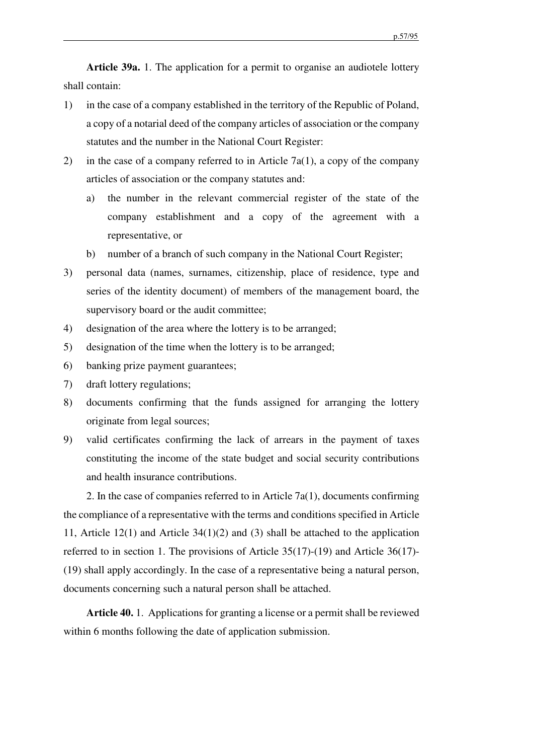**Article 39a.** 1. The application for a permit to organise an audiotele lottery shall contain:

1) in the case of a company established in the territory of the Republic of Poland, a copy of a notarial deed of the company articles of association or the company statutes and the number in the National Court Register:
2) in the case of a company referred to in Article 7a(1), a copy of the company articles of association or the company statutes and:
   a) the number in the relevant commercial register of the state of the company establishment and a copy of the agreement with a representative, or
   b) number of a branch of such company in the National Court Register;
3) personal data (names, surnames, citizenship, place of residence, type and series of the identity document) of members of the management board, the supervisory board or the audit committee;
4) designation of the area where the lottery is to be arranged;
5) designation of the time when the lottery is to be arranged;
6) banking prize payment guarantees;
7) draft lottery regulations;
8) documents confirming that the funds assigned for arranging the lottery originate from legal sources;
9) valid certificates confirming the lack of arrears in the payment of taxes constituting the income of the state budget and social security contributions and health insurance contributions.

2. In the case of companies referred to in Article 7a(1), documents confirming the compliance of a representative with the terms and conditions specified in Article 11, Article 12(1) and Article 34(1)(2) and (3) shall be attached to the application referred to in section 1. The provisions of Article 35(17)-(19) and Article 36(17)-(19) shall apply accordingly. In the case of a representative being a natural person, documents concerning such a natural person shall be attached.

**Article 40.** 1. Applications for granting a license or a permit shall be reviewed within 6 months following the date of application submission.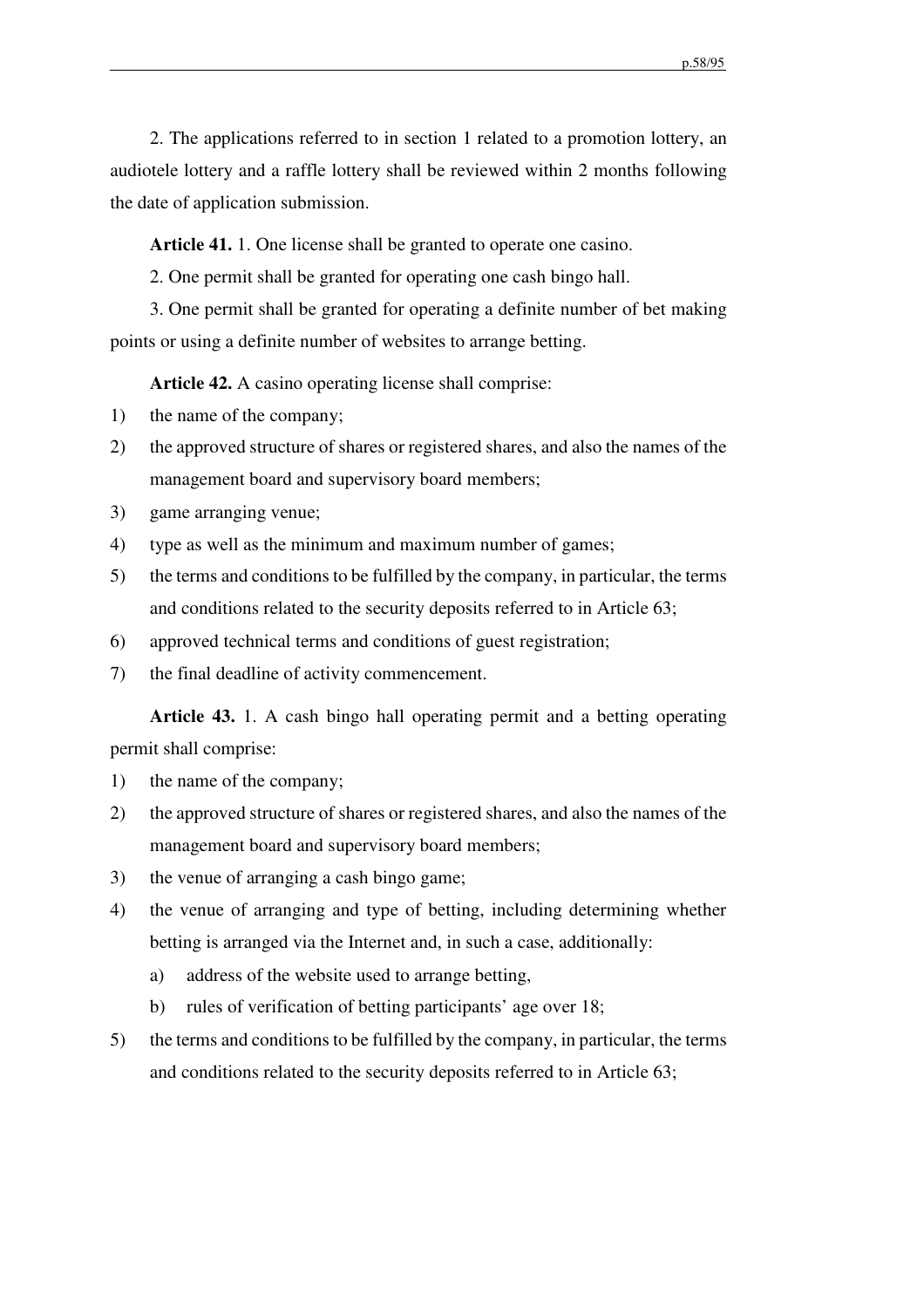2. The applications referred to in section 1 related to a promotion lottery, an audiotele lottery and a raffle lottery shall be reviewed within 2 months following the date of application submission.

**Article 41.** 1. One license shall be granted to operate one casino.

2. One permit shall be granted for operating one cash bingo hall.

3. One permit shall be granted for operating a definite number of bet making points or using a definite number of websites to arrange betting.

**Article 42.** A casino operating license shall comprise:

1) the name of the company;
2) the approved structure of shares or registered shares, and also the names of the management board and supervisory board members;
3) game arranging venue;
4) type as well as the minimum and maximum number of games;
5) the terms and conditions to be fulfilled by the company, in particular, the terms and conditions related to the security deposits referred to in Article 63;
6) approved technical terms and conditions of guest registration;
7) the final deadline of activity commencement.

**Article 43.** 1. A cash bingo hall operating permit and a betting operating permit shall comprise:

1) the name of the company;
2) the approved structure of shares or registered shares, and also the names of the management board and supervisory board members;
3) the venue of arranging a cash bingo game;
4) the venue of arranging and type of betting, including determining whether betting is arranged via the Internet and, in such a case, additionally:
   a) address of the website used to arrange betting,
   b) rules of verification of betting participants' age over 18;
5) the terms and conditions to be fulfilled by the company, in particular, the terms and conditions related to the security deposits referred to in Article 63;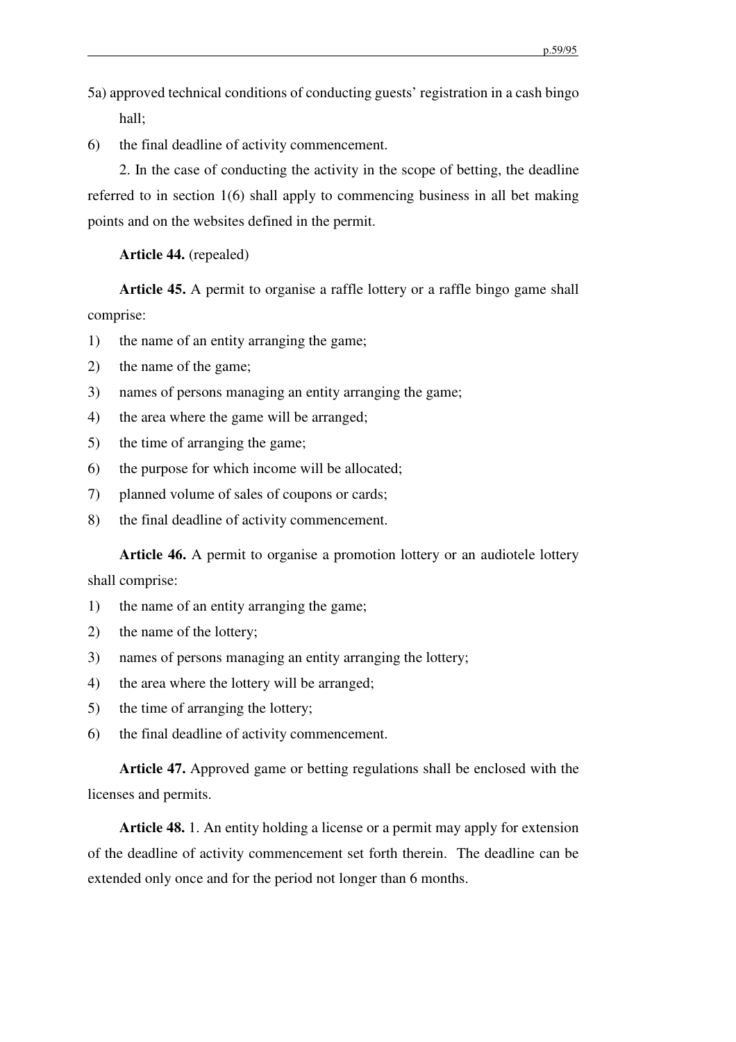5a) approved technical conditions of conducting guests' registration in a cash bingo hall;

6) the final deadline of activity commencement.

2. In the case of conducting the activity in the scope of betting, the deadline referred to in section 1(6) shall apply to commencing business in all bet making points and on the websites defined in the permit.

**Article 44.** (repealed)

**Article 45.** A permit to organise a raffle lottery or a raffle bingo game shall comprise:

1) the name of an entity arranging the game;
2) the name of the game;
3) names of persons managing an entity arranging the game;
4) the area where the game will be arranged;
5) the time of arranging the game;
6) the purpose for which income will be allocated;
7) planned volume of sales of coupons or cards;
8) the final deadline of activity commencement.

**Article 46.** A permit to organise a promotion lottery or an audiotele lottery shall comprise:

1) the name of an entity arranging the game;
2) the name of the lottery;
3) names of persons managing an entity arranging the lottery;
4) the area where the lottery will be arranged;
5) the time of arranging the lottery;
6) the final deadline of activity commencement.

**Article 47.** Approved game or betting regulations shall be enclosed with the licenses and permits.

**Article 48.** 1. An entity holding a license or a permit may apply for extension of the deadline of activity commencement set forth therein. The deadline can be extended only once and for the period not longer than 6 months.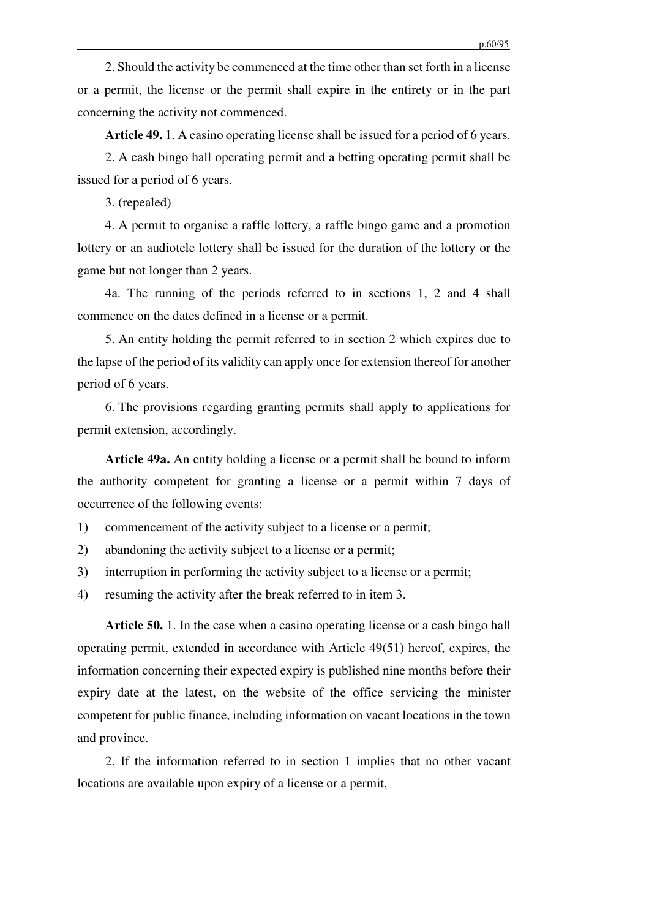2. Should the activity be commenced at the time other than set forth in a license or a permit, the license or the permit shall expire in the entirety or in the part concerning the activity not commenced.

**Article 49.** 1. A casino operating license shall be issued for a period of 6 years.

2. A cash bingo hall operating permit and a betting operating permit shall be issued for a period of 6 years.

3. (repealed)

4. A permit to organise a raffle lottery, a raffle bingo game and a promotion lottery or an audiotele lottery shall be issued for the duration of the lottery or the game but not longer than 2 years.

4a. The running of the periods referred to in sections 1, 2 and 4 shall commence on the dates defined in a license or a permit.

5. An entity holding the permit referred to in section 2 which expires due to the lapse of the period of its validity can apply once for extension thereof for another period of 6 years.

6. The provisions regarding granting permits shall apply to applications for permit extension, accordingly.

**Article 49a.** An entity holding a license or a permit shall be bound to inform the authority competent for granting a license or a permit within 7 days of occurrence of the following events:

1) commencement of the activity subject to a license or a permit;
2) abandoning the activity subject to a license or a permit;
3) interruption in performing the activity subject to a license or a permit;
4) resuming the activity after the break referred to in item 3.

**Article 50.** 1. In the case when a casino operating license or a cash bingo hall operating permit, extended in accordance with Article 49(51) hereof, expires, the information concerning their expected expiry is published nine months before their expiry date at the latest, on the website of the office servicing the minister competent for public finance, including information on vacant locations in the town and province.

2. If the information referred to in section 1 implies that no other vacant locations are available upon expiry of a license or a permit,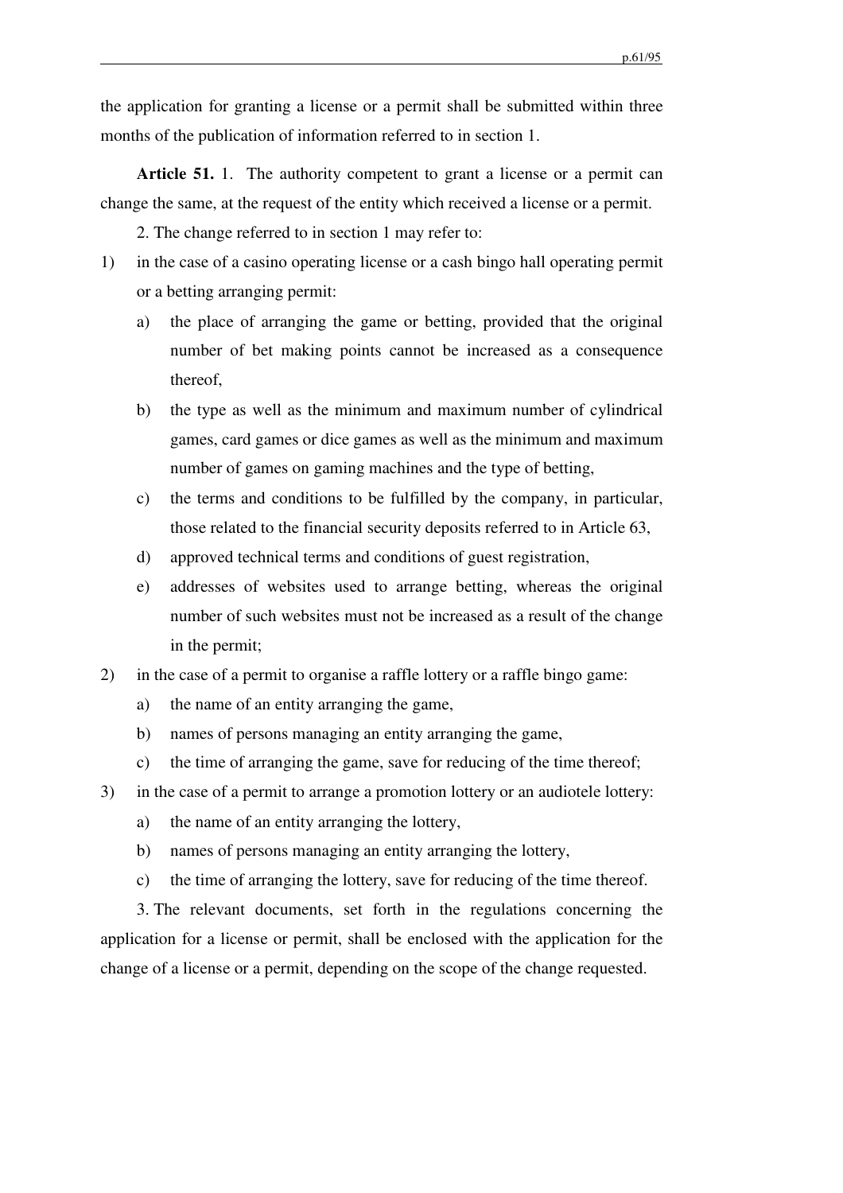the application for granting a license or a permit shall be submitted within three months of the publication of information referred to in section 1.

**Article 51.** 1. The authority competent to grant a license or a permit can change the same, at the request of the entity which received a license or a permit.

2. The change referred to in section 1 may refer to:

1) in the case of a casino operating license or a cash bingo hall operating permit or a betting arranging permit:
   a) the place of arranging the game or betting, provided that the original number of bet making points cannot be increased as a consequence thereof,
   b) the type as well as the minimum and maximum number of cylindrical games, card games or dice games as well as the minimum and maximum number of games on gaming machines and the type of betting,
   c) the terms and conditions to be fulfilled by the company, in particular, those related to the financial security deposits referred to in Article 63,
   d) approved technical terms and conditions of guest registration,
   e) addresses of websites used to arrange betting, whereas the original number of such websites must not be increased as a result of the change in the permit;
2) in the case of a permit to organise a raffle lottery or a raffle bingo game:
   a) the name of an entity arranging the game,
   b) names of persons managing an entity arranging the game,
   c) the time of arranging the game, save for reducing of the time thereof;
3) in the case of a permit to arrange a promotion lottery or an audiotele lottery:
   a) the name of an entity arranging the lottery,
   b) names of persons managing an entity arranging the lottery,
   c) the time of arranging the lottery, save for reducing of the time thereof.

3. The relevant documents, set forth in the regulations concerning the application for a license or permit, shall be enclosed with the application for the change of a license or a permit, depending on the scope of the change requested.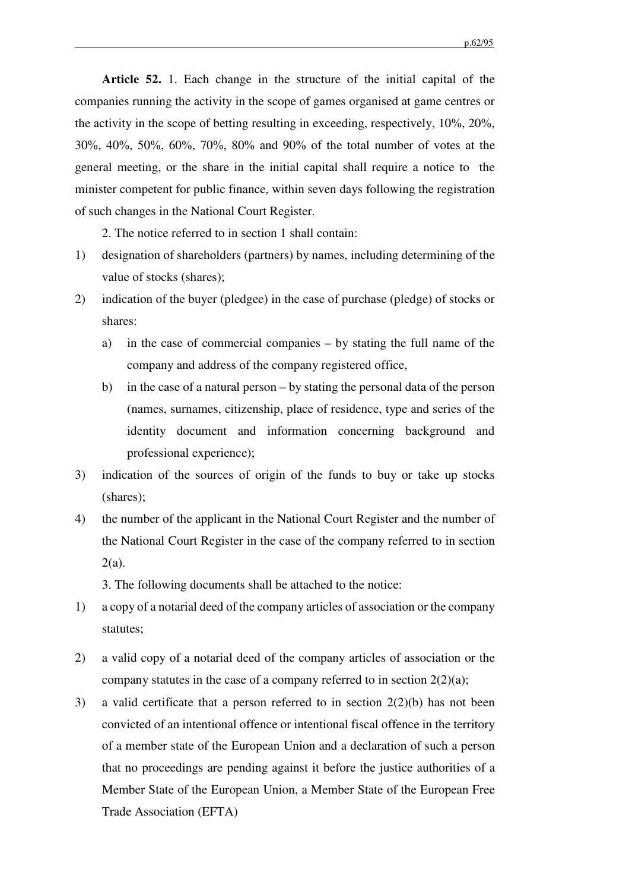**Article 52.** 1. Each change in the structure of the initial capital of the companies running the activity in the scope of games organised at game centres or the activity in the scope of betting resulting in exceeding, respectively, 10%, 20%, 30%, 40%, 50%, 60%, 70%, 80% and 90% of the total number of votes at the general meeting, or the share in the initial capital shall require a notice to the minister competent for public finance, within seven days following the registration of such changes in the National Court Register.

2. The notice referred to in section 1 shall contain:

1) designation of shareholders (partners) by names, including determining of the value of stocks (shares);
2) indication of the buyer (pledgee) in the case of purchase (pledge) of stocks or shares:
   a) in the case of commercial companies – by stating the full name of the company and address of the company registered office,
   b) in the case of a natural person – by stating the personal data of the person (names, surnames, citizenship, place of residence, type and series of the identity document and information concerning background and professional experience);
3) indication of the sources of origin of the funds to buy or take up stocks (shares);
4) the number of the applicant in the National Court Register and the number of the National Court Register in the case of the company referred to in section 2(a).

3. The following documents shall be attached to the notice:

1) a copy of a notarial deed of the company articles of association or the company statutes;
2) a valid copy of a notarial deed of the company articles of association or the company statutes in the case of a company referred to in section 2(2)(a);
3) a valid certificate that a person referred to in section 2(2)(b) has not been convicted of an intentional offence or intentional fiscal offence in the territory of a member state of the European Union and a declaration of such a person that no proceedings are pending against it before the justice authorities of a Member State of the European Union, a Member State of the European Free Trade Association (EFTA)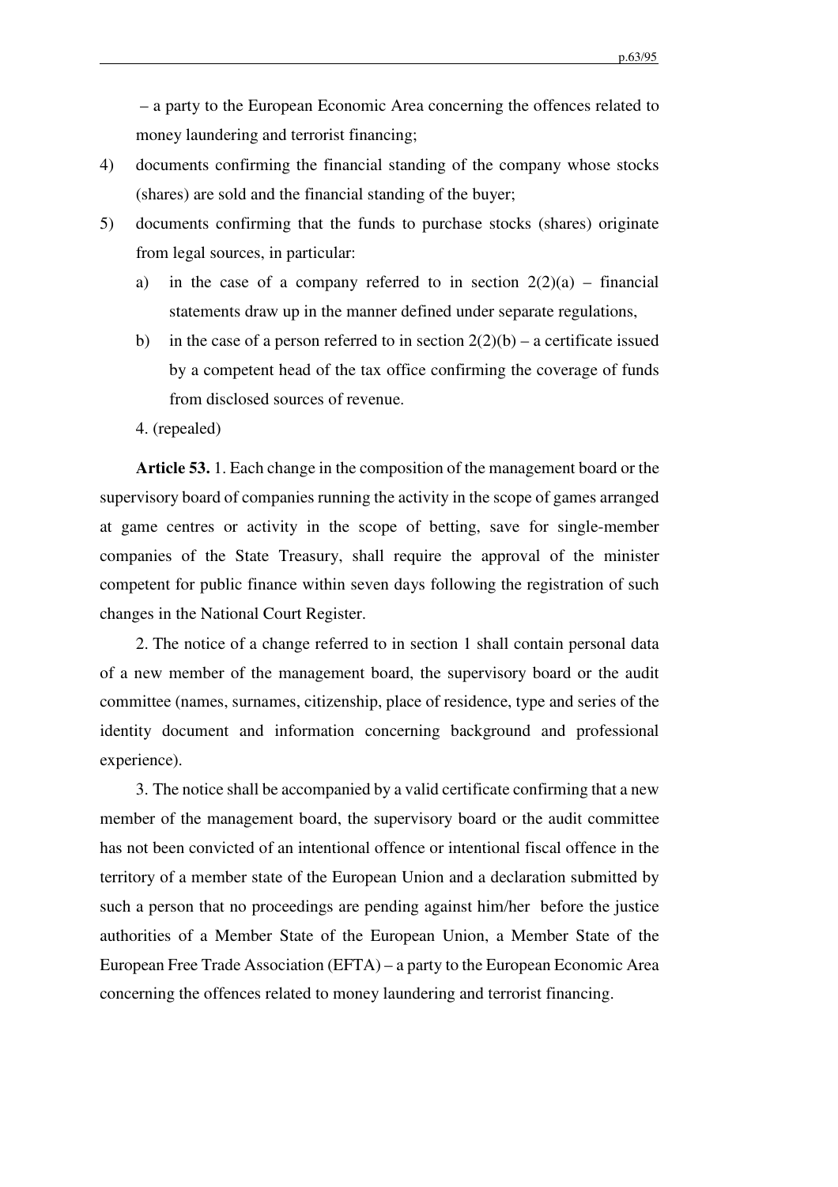– a party to the European Economic Area concerning the offences related to money laundering and terrorist financing;

4) documents confirming the financial standing of the company whose stocks (shares) are sold and the financial standing of the buyer;
5) documents confirming that the funds to purchase stocks (shares) originate from legal sources, in particular:
   a) in the case of a company referred to in section 2(2)(a) – financial statements draw up in the manner defined under separate regulations,
   b) in the case of a person referred to in section 2(2)(b) – a certificate issued by a competent head of the tax office confirming the coverage of funds from disclosed sources of revenue.

4. (repealed)

**Article 53.** 1. Each change in the composition of the management board or the supervisory board of companies running the activity in the scope of games arranged at game centres or activity in the scope of betting, save for single-member companies of the State Treasury, shall require the approval of the minister competent for public finance within seven days following the registration of such changes in the National Court Register.

2. The notice of a change referred to in section 1 shall contain personal data of a new member of the management board, the supervisory board or the audit committee (names, surnames, citizenship, place of residence, type and series of the identity document and information concerning background and professional experience).

3. The notice shall be accompanied by a valid certificate confirming that a new member of the management board, the supervisory board or the audit committee has not been convicted of an intentional offence or intentional fiscal offence in the territory of a member state of the European Union and a declaration submitted by such a person that no proceedings are pending against him/her before the justice authorities of a Member State of the European Union, a Member State of the European Free Trade Association (EFTA) – a party to the European Economic Area concerning the offences related to money laundering and terrorist financing.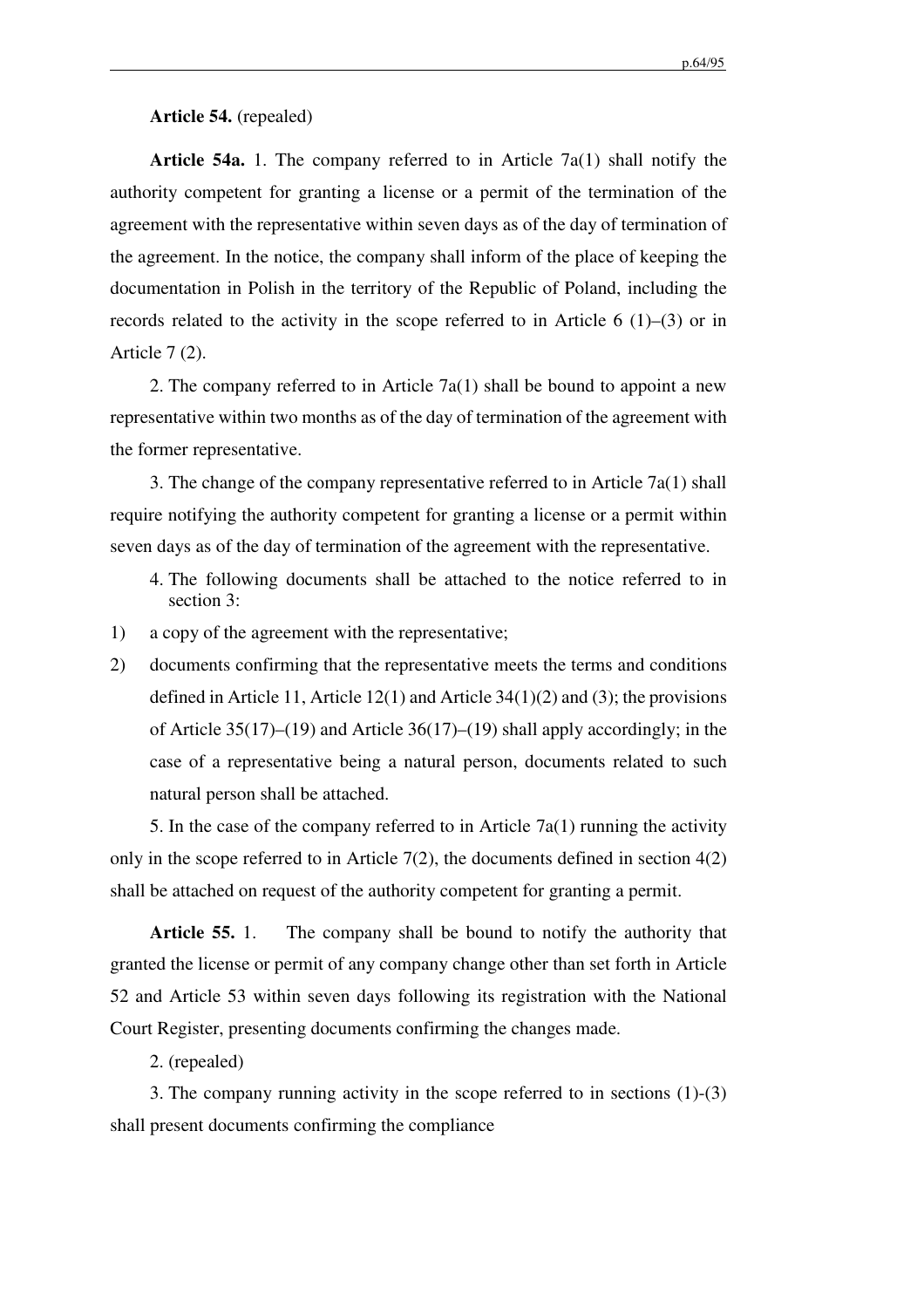**Article 54.** (repealed)

**Article 54a.** 1. The company referred to in Article 7a(1) shall notify the authority competent for granting a license or a permit of the termination of the agreement with the representative within seven days as of the day of termination of the agreement. In the notice, the company shall inform of the place of keeping the documentation in Polish in the territory of the Republic of Poland, including the records related to the activity in the scope referred to in Article 6 (1)–(3) or in Article 7 (2).

2. The company referred to in Article 7a(1) shall be bound to appoint a new representative within two months as of the day of termination of the agreement with the former representative.

3. The change of the company representative referred to in Article 7a(1) shall require notifying the authority competent for granting a license or a permit within seven days as of the day of termination of the agreement with the representative.

4. The following documents shall be attached to the notice referred to in section 3:

1) a copy of the agreement with the representative;
2) documents confirming that the representative meets the terms and conditions defined in Article 11, Article 12(1) and Article 34(1)(2) and (3); the provisions of Article 35(17)–(19) and Article 36(17)–(19) shall apply accordingly; in the case of a representative being a natural person, documents related to such natural person shall be attached.

5. In the case of the company referred to in Article 7a(1) running the activity only in the scope referred to in Article 7(2), the documents defined in section 4(2) shall be attached on request of the authority competent for granting a permit.

**Article 55.** 1. The company shall be bound to notify the authority that granted the license or permit of any company change other than set forth in Article 52 and Article 53 within seven days following its registration with the National Court Register, presenting documents confirming the changes made.

2. (repealed)

3. The company running activity in the scope referred to in sections (1)-(3) shall present documents confirming the compliance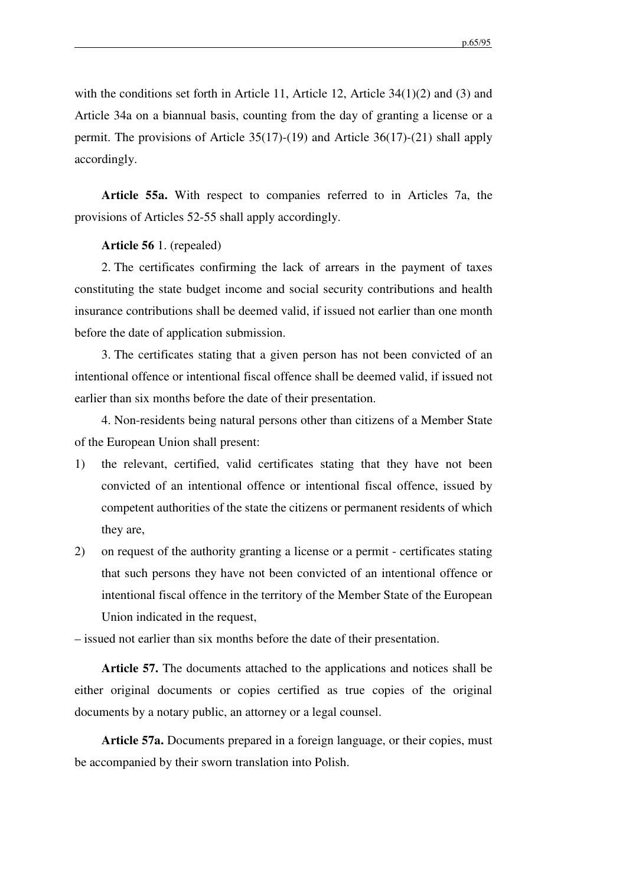with the conditions set forth in Article 11, Article 12, Article 34(1)(2) and (3) and Article 34a on a biannual basis, counting from the day of granting a license or a permit. The provisions of Article 35(17)-(19) and Article 36(17)-(21) shall apply accordingly.

**Article 55a.** With respect to companies referred to in Articles 7a, the provisions of Articles 52-55 shall apply accordingly.

**Article 56** 1. (repealed)

2. The certificates confirming the lack of arrears in the payment of taxes constituting the state budget income and social security contributions and health insurance contributions shall be deemed valid, if issued not earlier than one month before the date of application submission.

3. The certificates stating that a given person has not been convicted of an intentional offence or intentional fiscal offence shall be deemed valid, if issued not earlier than six months before the date of their presentation.

4. Non-residents being natural persons other than citizens of a Member State of the European Union shall present:

1) the relevant, certified, valid certificates stating that they have not been convicted of an intentional offence or intentional fiscal offence, issued by competent authorities of the state the citizens or permanent residents of which they are,
2) on request of the authority granting a license or a permit - certificates stating that such persons they have not been convicted of an intentional offence or intentional fiscal offence in the territory of the Member State of the European Union indicated in the request,

– issued not earlier than six months before the date of their presentation.

**Article 57.** The documents attached to the applications and notices shall be either original documents or copies certified as true copies of the original documents by a notary public, an attorney or a legal counsel.

**Article 57a.** Documents prepared in a foreign language, or their copies, must be accompanied by their sworn translation into Polish.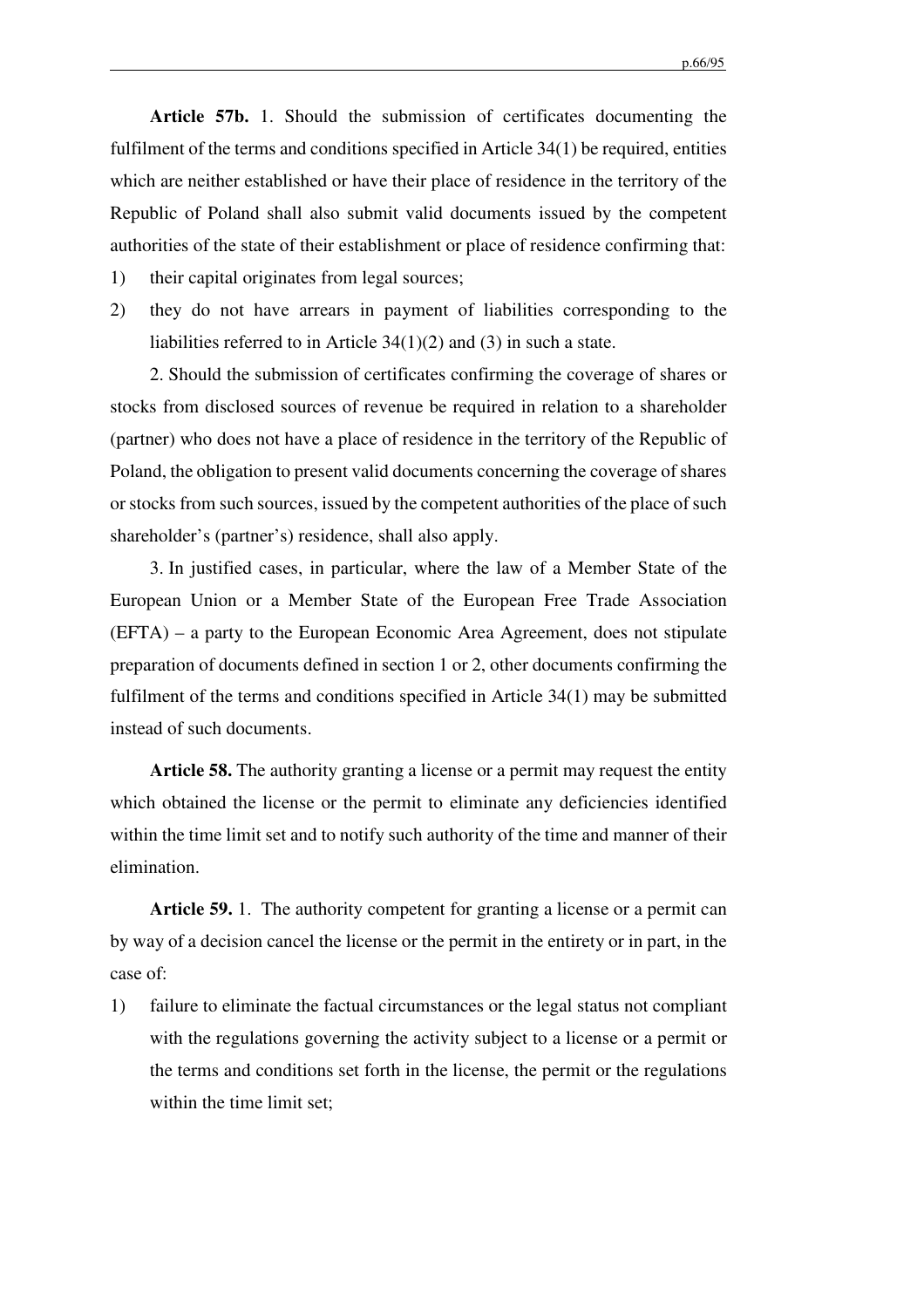**Article 57b.** 1. Should the submission of certificates documenting the fulfilment of the terms and conditions specified in Article 34(1) be required, entities which are neither established or have their place of residence in the territory of the Republic of Poland shall also submit valid documents issued by the competent authorities of the state of their establishment or place of residence confirming that:

1) their capital originates from legal sources;
2) they do not have arrears in payment of liabilities corresponding to the liabilities referred to in Article 34(1)(2) and (3) in such a state.

2. Should the submission of certificates confirming the coverage of shares or stocks from disclosed sources of revenue be required in relation to a shareholder (partner) who does not have a place of residence in the territory of the Republic of Poland, the obligation to present valid documents concerning the coverage of shares or stocks from such sources, issued by the competent authorities of the place of such shareholder's (partner's) residence, shall also apply.

3. In justified cases, in particular, where the law of a Member State of the European Union or a Member State of the European Free Trade Association (EFTA) – a party to the European Economic Area Agreement, does not stipulate preparation of documents defined in section 1 or 2, other documents confirming the fulfilment of the terms and conditions specified in Article 34(1) may be submitted instead of such documents.

**Article 58.** The authority granting a license or a permit may request the entity which obtained the license or the permit to eliminate any deficiencies identified within the time limit set and to notify such authority of the time and manner of their elimination.

**Article 59.** 1. The authority competent for granting a license or a permit can by way of a decision cancel the license or the permit in the entirety or in part, in the case of:

1) failure to eliminate the factual circumstances or the legal status not compliant with the regulations governing the activity subject to a license or a permit or the terms and conditions set forth in the license, the permit or the regulations within the time limit set;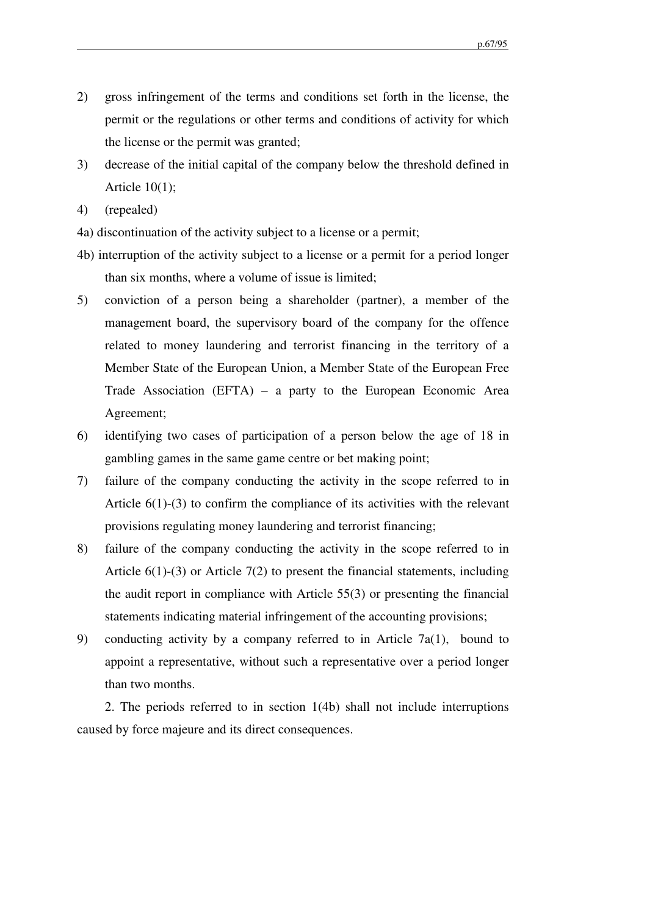2) gross infringement of the terms and conditions set forth in the license, the permit or the regulations or other terms and conditions of activity for which the license or the permit was granted;

3) decrease of the initial capital of the company below the threshold defined in Article 10(1);

4) (repealed)

4a) discontinuation of the activity subject to a license or a permit;

4b) interruption of the activity subject to a license or a permit for a period longer than six months, where a volume of issue is limited;

5) conviction of a person being a shareholder (partner), a member of the management board, the supervisory board of the company for the offence related to money laundering and terrorist financing in the territory of a Member State of the European Union, a Member State of the European Free Trade Association (EFTA) – a party to the European Economic Area Agreement;

6) identifying two cases of participation of a person below the age of 18 in gambling games in the same game centre or bet making point;

7) failure of the company conducting the activity in the scope referred to in Article 6(1)-(3) to confirm the compliance of its activities with the relevant provisions regulating money laundering and terrorist financing;

8) failure of the company conducting the activity in the scope referred to in Article 6(1)-(3) or Article 7(2) to present the financial statements, including the audit report in compliance with Article 55(3) or presenting the financial statements indicating material infringement of the accounting provisions;

9) conducting activity by a company referred to in Article 7a(1), bound to appoint a representative, without such a representative over a period longer than two months.

2. The periods referred to in section 1(4b) shall not include interruptions caused by force majeure and its direct consequences.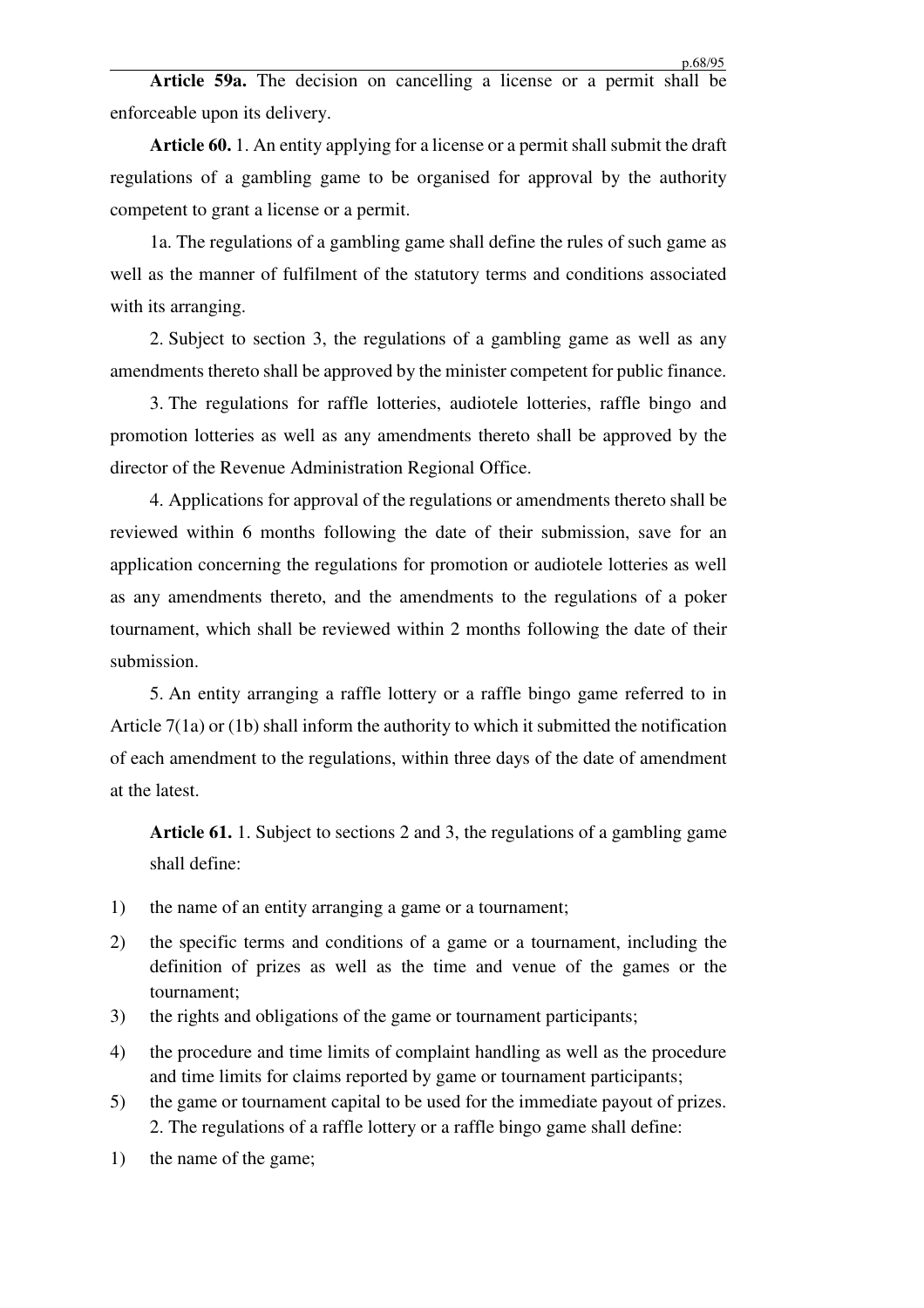**Article 59a.** The decision on cancelling a license or a permit shall be enforceable upon its delivery.

**Article 60.** 1. An entity applying for a license or a permit shall submit the draft regulations of a gambling game to be organised for approval by the authority competent to grant a license or a permit.

1a. The regulations of a gambling game shall define the rules of such game as well as the manner of fulfilment of the statutory terms and conditions associated with its arranging.

2. Subject to section 3, the regulations of a gambling game as well as any amendments thereto shall be approved by the minister competent for public finance.

3. The regulations for raffle lotteries, audiotele lotteries, raffle bingo and promotion lotteries as well as any amendments thereto shall be approved by the director of the Revenue Administration Regional Office.

4. Applications for approval of the regulations or amendments thereto shall be reviewed within 6 months following the date of their submission, save for an application concerning the regulations for promotion or audiotele lotteries as well as any amendments thereto, and the amendments to the regulations of a poker tournament, which shall be reviewed within 2 months following the date of their submission.

5. An entity arranging a raffle lottery or a raffle bingo game referred to in Article 7(1a) or (1b) shall inform the authority to which it submitted the notification of each amendment to the regulations, within three days of the date of amendment at the latest.

**Article 61.** 1. Subject to sections 2 and 3, the regulations of a gambling game shall define:

1) the name of an entity arranging a game or a tournament;
2) the specific terms and conditions of a game or a tournament, including the definition of prizes as well as the time and venue of the games or the tournament;
3) the rights and obligations of the game or tournament participants;
4) the procedure and time limits of complaint handling as well as the procedure and time limits for claims reported by game or tournament participants;
5) the game or tournament capital to be used for the immediate payout of prizes.

2. The regulations of a raffle lottery or a raffle bingo game shall define:

1) the name of the game;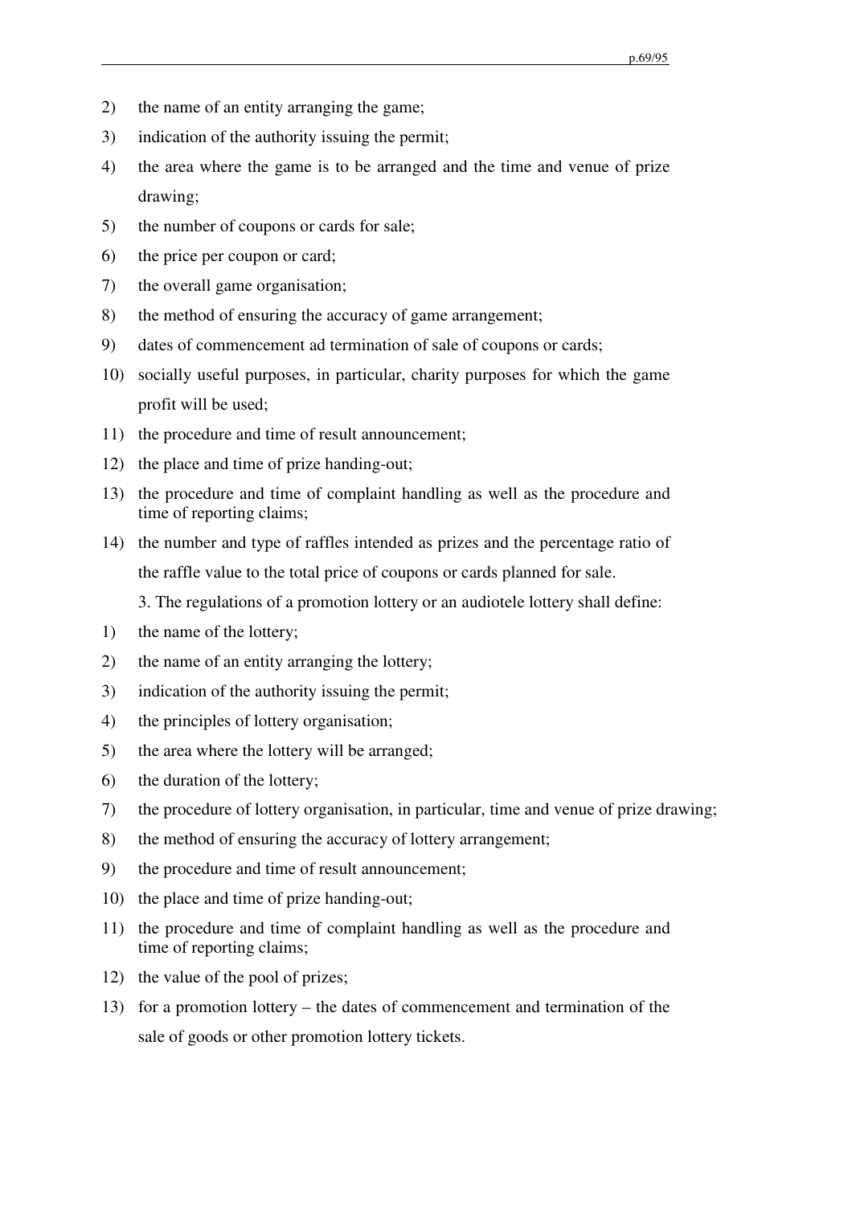2) the name of an entity arranging the game;
3) indication of the authority issuing the permit;
4) the area where the game is to be arranged and the time and venue of prize drawing;
5) the number of coupons or cards for sale;
6) the price per coupon or card;
7) the overall game organisation;
8) the method of ensuring the accuracy of game arrangement;
9) dates of commencement ad termination of sale of coupons or cards;
10) socially useful purposes, in particular, charity purposes for which the game profit will be used;
11) the procedure and time of result announcement;
12) the place and time of prize handing-out;
13) the procedure and time of complaint handling as well as the procedure and time of reporting claims;
14) the number and type of raffles intended as prizes and the percentage ratio of the raffle value to the total price of coupons or cards planned for sale.

3. The regulations of a promotion lottery or an audiotele lottery shall define:

1) the name of the lottery;
2) the name of an entity arranging the lottery;
3) indication of the authority issuing the permit;
4) the principles of lottery organisation;
5) the area where the lottery will be arranged;
6) the duration of the lottery;
7) the procedure of lottery organisation, in particular, time and venue of prize drawing;
8) the method of ensuring the accuracy of lottery arrangement;
9) the procedure and time of result announcement;
10) the place and time of prize handing-out;
11) the procedure and time of complaint handling as well as the procedure and time of reporting claims;
12) the value of the pool of prizes;
13) for a promotion lottery – the dates of commencement and termination of the sale of goods or other promotion lottery tickets.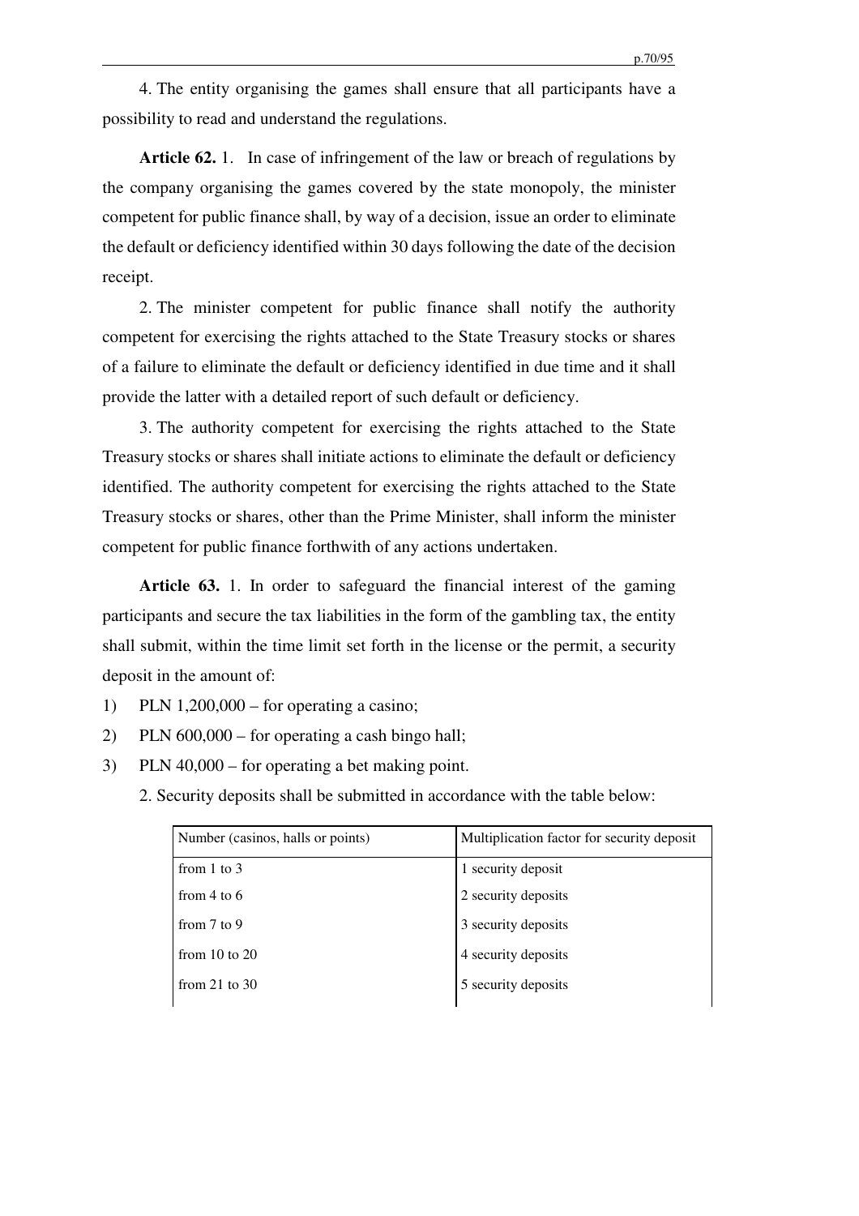4. The entity organising the games shall ensure that all participants have a possibility to read and understand the regulations.

**Article 62.** 1. In case of infringement of the law or breach of regulations by the company organising the games covered by the state monopoly, the minister competent for public finance shall, by way of a decision, issue an order to eliminate the default or deficiency identified within 30 days following the date of the decision receipt.

2. The minister competent for public finance shall notify the authority competent for exercising the rights attached to the State Treasury stocks or shares of a failure to eliminate the default or deficiency identified in due time and it shall provide the latter with a detailed report of such default or deficiency.

3. The authority competent for exercising the rights attached to the State Treasury stocks or shares shall initiate actions to eliminate the default or deficiency identified. The authority competent for exercising the rights attached to the State Treasury stocks or shares, other than the Prime Minister, shall inform the minister competent for public finance forthwith of any actions undertaken.

**Article 63.** 1. In order to safeguard the financial interest of the gaming participants and secure the tax liabilities in the form of the gambling tax, the entity shall submit, within the time limit set forth in the license or the permit, a security deposit in the amount of:

1) PLN 1,200,000 – for operating a casino;
2) PLN 600,000 – for operating a cash bingo hall;
3) PLN 40,000 – for operating a bet making point.

2. Security deposits shall be submitted in accordance with the table below:

| Number (casinos, halls or points) | Multiplication factor for security deposit |
|---|---|
| from 1 to 3 | 1 security deposit |
| from 4 to 6 | 2 security deposits |
| from 7 to 9 | 3 security deposits |
| from 10 to 20 | 4 security deposits |
| from 21 to 30 | 5 security deposits |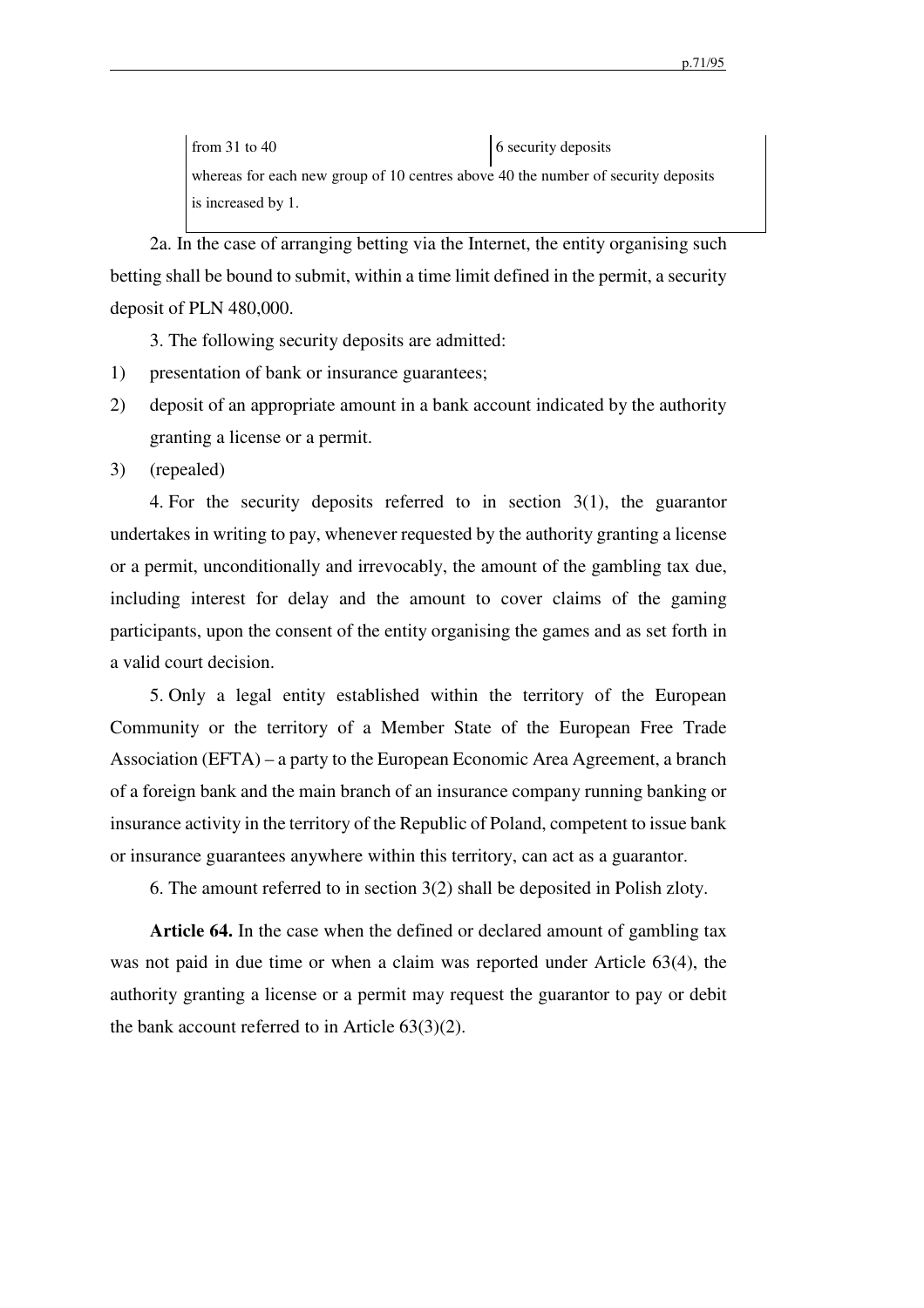| | |
|---|---|
| from 31 to 40 | 6 security deposits |
| whereas for each new group of 10 centres above 40 the number of security deposits is increased by 1. | |

2a. In the case of arranging betting via the Internet, the entity organising such betting shall be bound to submit, within a time limit defined in the permit, a security deposit of PLN 480,000.

3. The following security deposits are admitted:

1) presentation of bank or insurance guarantees;
2) deposit of an appropriate amount in a bank account indicated by the authority granting a license or a permit.
3) (repealed)

4. For the security deposits referred to in section 3(1), the guarantor undertakes in writing to pay, whenever requested by the authority granting a license or a permit, unconditionally and irrevocably, the amount of the gambling tax due, including interest for delay and the amount to cover claims of the gaming participants, upon the consent of the entity organising the games and as set forth in a valid court decision.

5. Only a legal entity established within the territory of the European Community or the territory of a Member State of the European Free Trade Association (EFTA) – a party to the European Economic Area Agreement, a branch of a foreign bank and the main branch of an insurance company running banking or insurance activity in the territory of the Republic of Poland, competent to issue bank or insurance guarantees anywhere within this territory, can act as a guarantor.

6. The amount referred to in section 3(2) shall be deposited in Polish zloty.

**Article 64.** In the case when the defined or declared amount of gambling tax was not paid in due time or when a claim was reported under Article 63(4), the authority granting a license or a permit may request the guarantor to pay or debit the bank account referred to in Article 63(3)(2).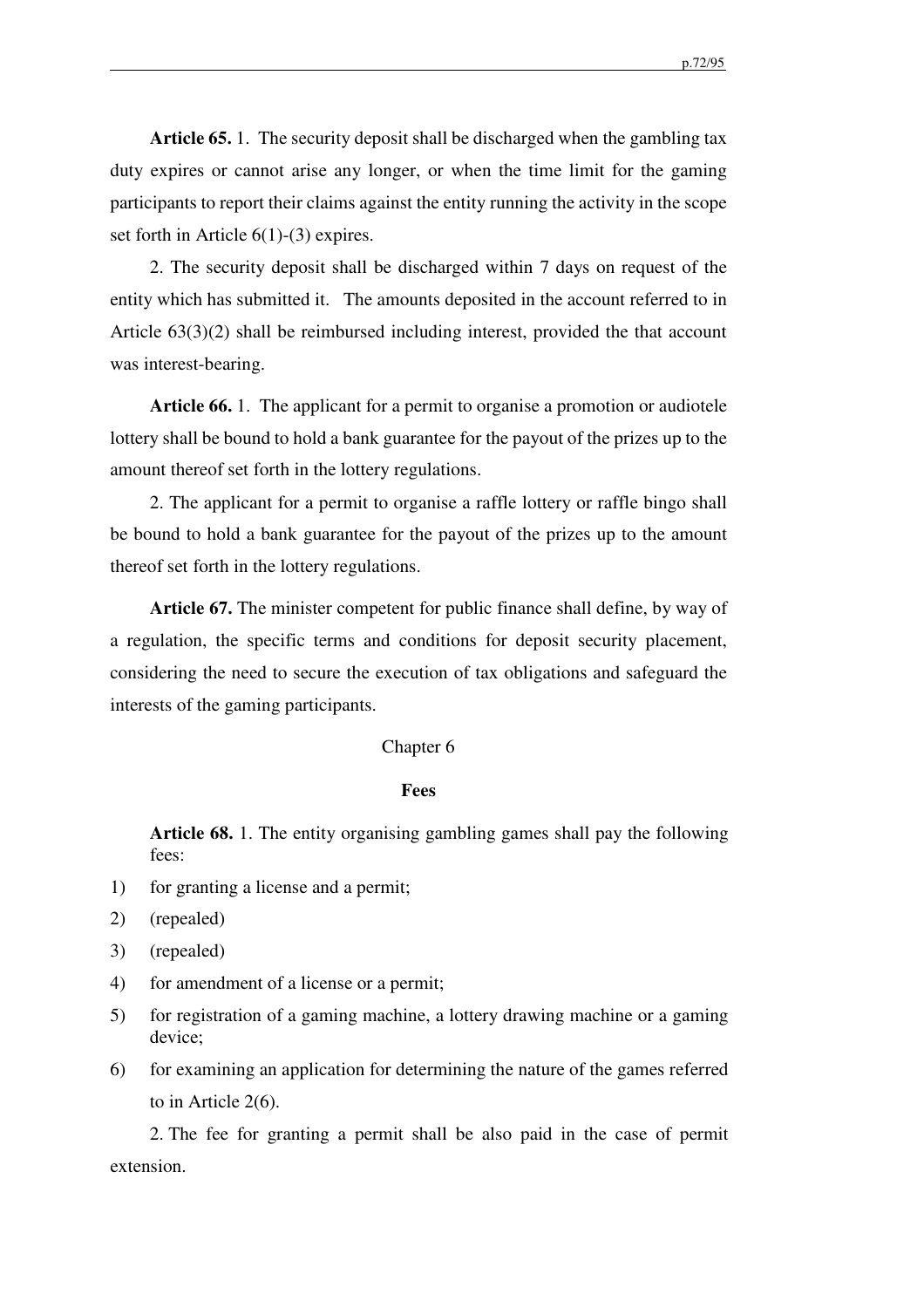**Article 65.** 1. The security deposit shall be discharged when the gambling tax duty expires or cannot arise any longer, or when the time limit for the gaming participants to report their claims against the entity running the activity in the scope set forth in Article 6(1)-(3) expires.

2. The security deposit shall be discharged within 7 days on request of the entity which has submitted it. The amounts deposited in the account referred to in Article 63(3)(2) shall be reimbursed including interest, provided the that account was interest-bearing.

**Article 66.** 1. The applicant for a permit to organise a promotion or audiotele lottery shall be bound to hold a bank guarantee for the payout of the prizes up to the amount thereof set forth in the lottery regulations.

2. The applicant for a permit to organise a raffle lottery or raffle bingo shall be bound to hold a bank guarantee for the payout of the prizes up to the amount thereof set forth in the lottery regulations.

**Article 67.** The minister competent for public finance shall define, by way of a regulation, the specific terms and conditions for deposit security placement, considering the need to secure the execution of tax obligations and safeguard the interests of the gaming participants.

## Chapter 6

### Fees

**Article 68.** 1. The entity organising gambling games shall pay the following fees:

1) for granting a license and a permit;
2) (repealed)
3) (repealed)
4) for amendment of a license or a permit;
5) for registration of a gaming machine, a lottery drawing machine or a gaming device;
6) for examining an application for determining the nature of the games referred to in Article 2(6).

2. The fee for granting a permit shall be also paid in the case of permit extension.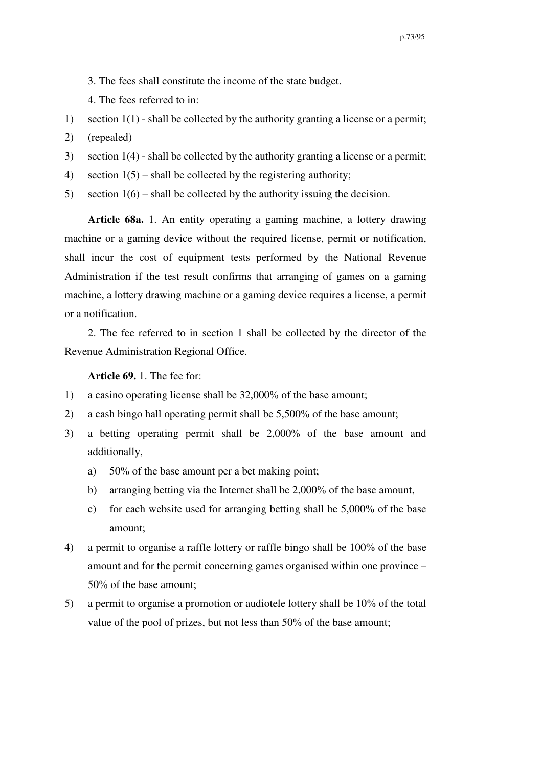3. The fees shall constitute the income of the state budget.

4. The fees referred to in:

1) section 1(1) - shall be collected by the authority granting a license or a permit;
2) (repealed)
3) section 1(4) - shall be collected by the authority granting a license or a permit;
4) section 1(5) – shall be collected by the registering authority;
5) section 1(6) – shall be collected by the authority issuing the decision.

**Article 68a.** 1. An entity operating a gaming machine, a lottery drawing machine or a gaming device without the required license, permit or notification, shall incur the cost of equipment tests performed by the National Revenue Administration if the test result confirms that arranging of games on a gaming machine, a lottery drawing machine or a gaming device requires a license, a permit or a notification.

2. The fee referred to in section 1 shall be collected by the director of the Revenue Administration Regional Office.

**Article 69.** 1. The fee for:

1) a casino operating license shall be 32,000% of the base amount;
2) a cash bingo hall operating permit shall be 5,500% of the base amount;
3) a betting operating permit shall be 2,000% of the base amount and additionally,
   a) 50% of the base amount per a bet making point;
   b) arranging betting via the Internet shall be 2,000% of the base amount,
   c) for each website used for arranging betting shall be 5,000% of the base amount;
4) a permit to organise a raffle lottery or raffle bingo shall be 100% of the base amount and for the permit concerning games organised within one province – 50% of the base amount;
5) a permit to organise a promotion or audiotele lottery shall be 10% of the total value of the pool of prizes, but not less than 50% of the base amount;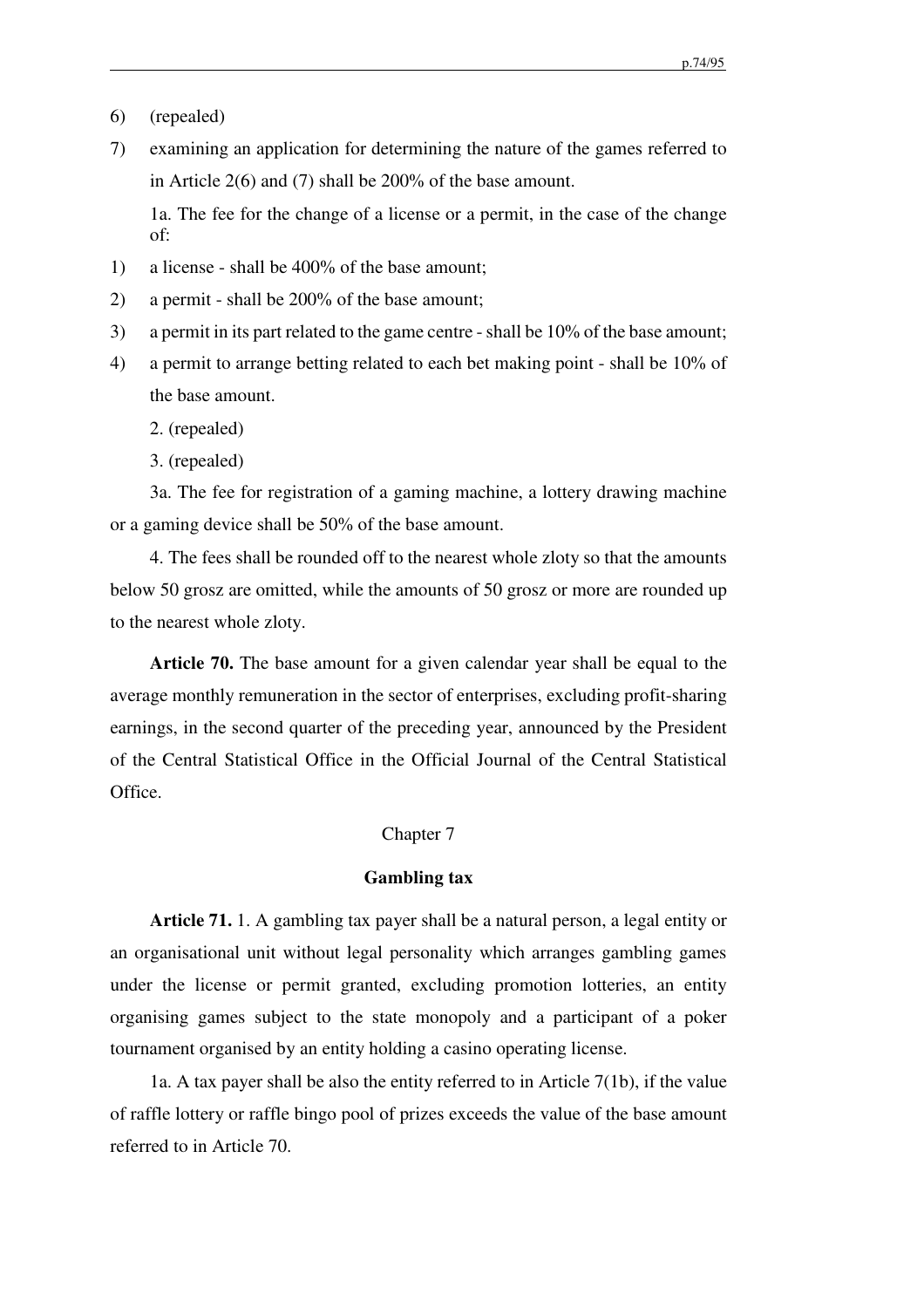6) (repealed)

7) examining an application for determining the nature of the games referred to in Article 2(6) and (7) shall be 200% of the base amount.

1a. The fee for the change of a license or a permit, in the case of the change of:

1) a license - shall be 400% of the base amount;

2) a permit - shall be 200% of the base amount;

3) a permit in its part related to the game centre - shall be 10% of the base amount;

4) a permit to arrange betting related to each bet making point - shall be 10% of the base amount.

2. (repealed)

3. (repealed)

3a. The fee for registration of a gaming machine, a lottery drawing machine or a gaming device shall be 50% of the base amount.

4. The fees shall be rounded off to the nearest whole zloty so that the amounts below 50 grosz are omitted, while the amounts of 50 grosz or more are rounded up to the nearest whole zloty.

**Article 70.** The base amount for a given calendar year shall be equal to the average monthly remuneration in the sector of enterprises, excluding profit-sharing earnings, in the second quarter of the preceding year, announced by the President of the Central Statistical Office in the Official Journal of the Central Statistical Office.

## Chapter 7

## Gambling tax

**Article 71.** 1. A gambling tax payer shall be a natural person, a legal entity or an organisational unit without legal personality which arranges gambling games under the license or permit granted, excluding promotion lotteries, an entity organising games subject to the state monopoly and a participant of a poker tournament organised by an entity holding a casino operating license.

1a. A tax payer shall be also the entity referred to in Article 7(1b), if the value of raffle lottery or raffle bingo pool of prizes exceeds the value of the base amount referred to in Article 70.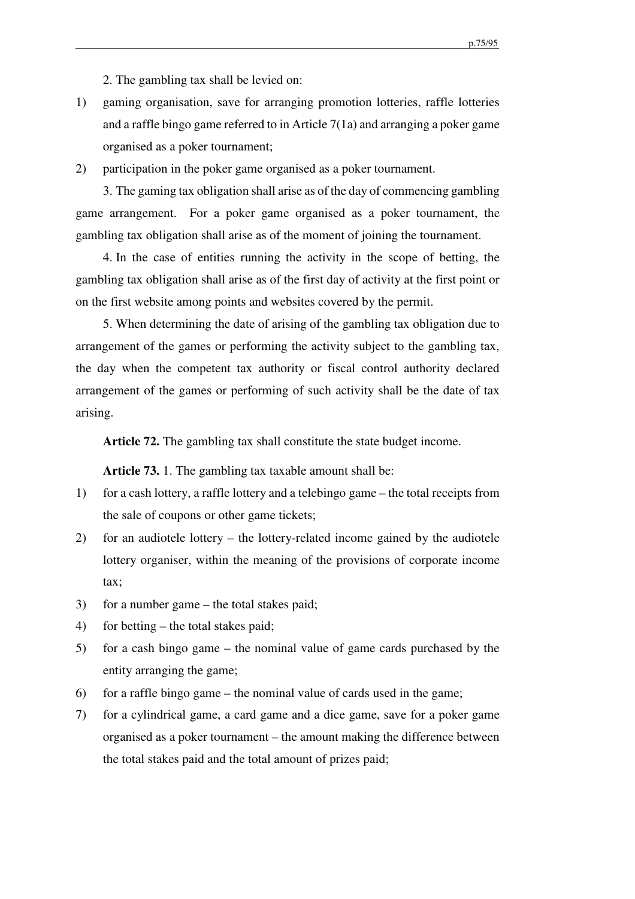2. The gambling tax shall be levied on:

1) gaming organisation, save for arranging promotion lotteries, raffle lotteries and a raffle bingo game referred to in Article 7(1a) and arranging a poker game organised as a poker tournament;
2) participation in the poker game organised as a poker tournament.

3. The gaming tax obligation shall arise as of the day of commencing gambling game arrangement. For a poker game organised as a poker tournament, the gambling tax obligation shall arise as of the moment of joining the tournament.

4. In the case of entities running the activity in the scope of betting, the gambling tax obligation shall arise as of the first day of activity at the first point or on the first website among points and websites covered by the permit.

5. When determining the date of arising of the gambling tax obligation due to arrangement of the games or performing the activity subject to the gambling tax, the day when the competent tax authority or fiscal control authority declared arrangement of the games or performing of such activity shall be the date of tax arising.

**Article 72.** The gambling tax shall constitute the state budget income.

**Article 73.** 1. The gambling tax taxable amount shall be:

1) for a cash lottery, a raffle lottery and a telebingo game – the total receipts from the sale of coupons or other game tickets;
2) for an audiotele lottery – the lottery-related income gained by the audiotele lottery organiser, within the meaning of the provisions of corporate income tax;
3) for a number game – the total stakes paid;
4) for betting – the total stakes paid;
5) for a cash bingo game – the nominal value of game cards purchased by the entity arranging the game;
6) for a raffle bingo game – the nominal value of cards used in the game;
7) for a cylindrical game, a card game and a dice game, save for a poker game organised as a poker tournament – the amount making the difference between the total stakes paid and the total amount of prizes paid;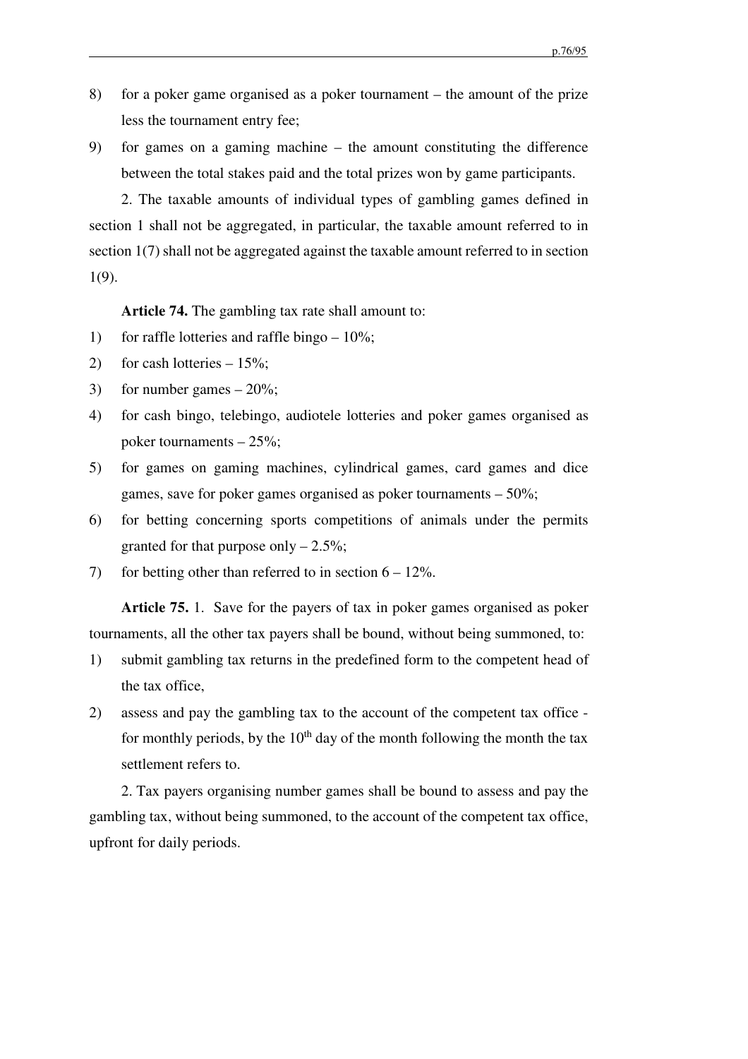8) for a poker game organised as a poker tournament – the amount of the prize less the tournament entry fee;
9) for games on a gaming machine – the amount constituting the difference between the total stakes paid and the total prizes won by game participants.

2. The taxable amounts of individual types of gambling games defined in section 1 shall not be aggregated, in particular, the taxable amount referred to in section 1(7) shall not be aggregated against the taxable amount referred to in section 1(9).

**Article 74.** The gambling tax rate shall amount to:

1) for raffle lotteries and raffle bingo – 10%;
2) for cash lotteries – 15%;
3) for number games – 20%;
4) for cash bingo, telebingo, audiotele lotteries and poker games organised as poker tournaments – 25%;
5) for games on gaming machines, cylindrical games, card games and dice games, save for poker games organised as poker tournaments – 50%;
6) for betting concerning sports competitions of animals under the permits granted for that purpose only – 2.5%;
7) for betting other than referred to in section 6 – 12%.

**Article 75.** 1. Save for the payers of tax in poker games organised as poker tournaments, all the other tax payers shall be bound, without being summoned, to:

1) submit gambling tax returns in the predefined form to the competent head of the tax office,
2) assess and pay the gambling tax to the account of the competent tax office - for monthly periods, by the 10th day of the month following the month the tax settlement refers to.

2. Tax payers organising number games shall be bound to assess and pay the gambling tax, without being summoned, to the account of the competent tax office, upfront for daily periods.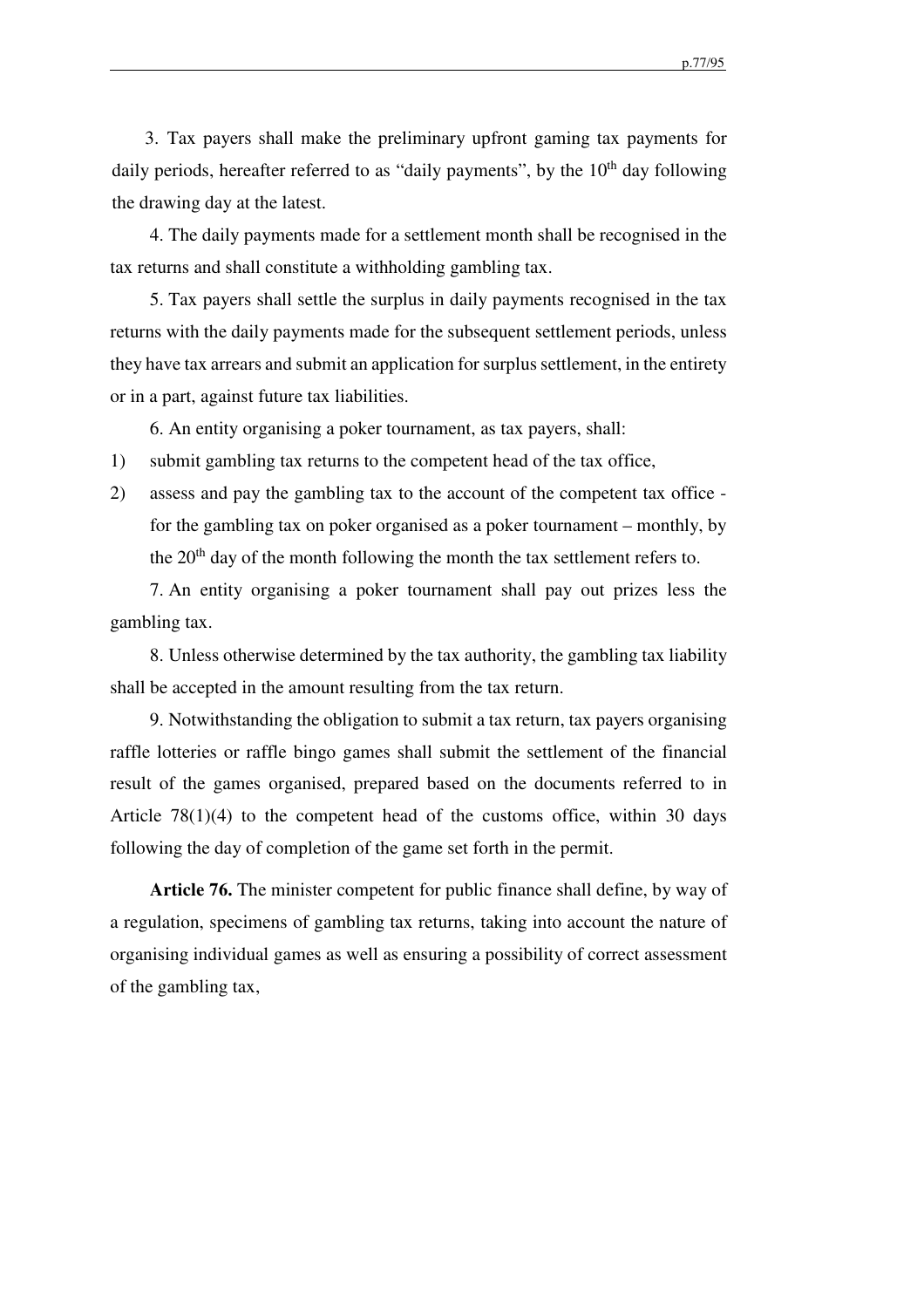3. Tax payers shall make the preliminary upfront gaming tax payments for daily periods, hereafter referred to as "daily payments", by the 10th day following the drawing day at the latest.

4. The daily payments made for a settlement month shall be recognised in the tax returns and shall constitute a withholding gambling tax.

5. Tax payers shall settle the surplus in daily payments recognised in the tax returns with the daily payments made for the subsequent settlement periods, unless they have tax arrears and submit an application for surplus settlement, in the entirety or in a part, against future tax liabilities.

6. An entity organising a poker tournament, as tax payers, shall:

1) submit gambling tax returns to the competent head of the tax office,
2) assess and pay the gambling tax to the account of the competent tax office - for the gambling tax on poker organised as a poker tournament – monthly, by the 20th day of the month following the month the tax settlement refers to.

7. An entity organising a poker tournament shall pay out prizes less the gambling tax.

8. Unless otherwise determined by the tax authority, the gambling tax liability shall be accepted in the amount resulting from the tax return.

9. Notwithstanding the obligation to submit a tax return, tax payers organising raffle lotteries or raffle bingo games shall submit the settlement of the financial result of the games organised, prepared based on the documents referred to in Article 78(1)(4) to the competent head of the customs office, within 30 days following the day of completion of the game set forth in the permit.

**Article 76.** The minister competent for public finance shall define, by way of a regulation, specimens of gambling tax returns, taking into account the nature of organising individual games as well as ensuring a possibility of correct assessment of the gambling tax,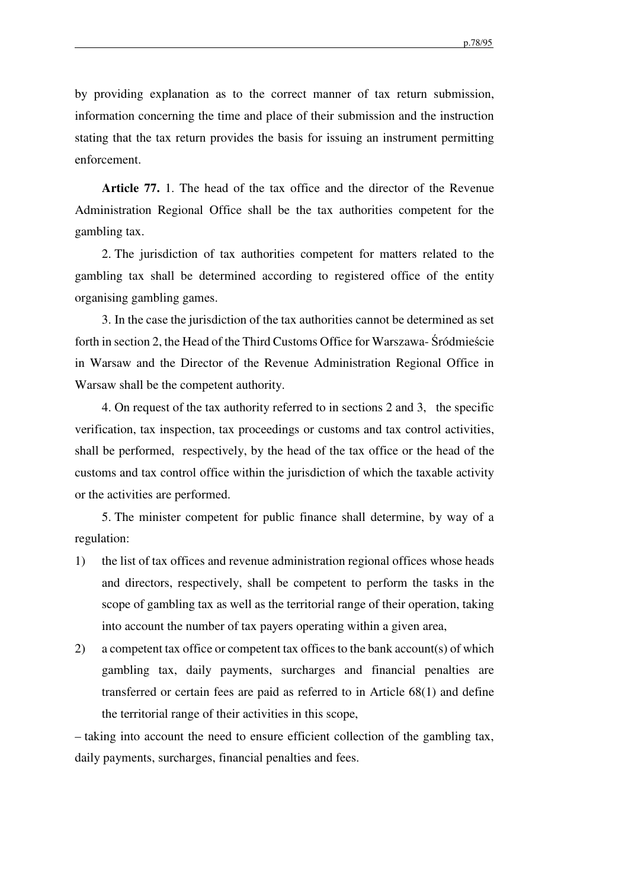by providing explanation as to the correct manner of tax return submission, information concerning the time and place of their submission and the instruction stating that the tax return provides the basis for issuing an instrument permitting enforcement.

**Article 77.** 1. The head of the tax office and the director of the Revenue Administration Regional Office shall be the tax authorities competent for the gambling tax.

2. The jurisdiction of tax authorities competent for matters related to the gambling tax shall be determined according to registered office of the entity organising gambling games.

3. In the case the jurisdiction of the tax authorities cannot be determined as set forth in section 2, the Head of the Third Customs Office for Warszawa- Śródmieście in Warsaw and the Director of the Revenue Administration Regional Office in Warsaw shall be the competent authority.

4. On request of the tax authority referred to in sections 2 and 3, the specific verification, tax inspection, tax proceedings or customs and tax control activities, shall be performed, respectively, by the head of the tax office or the head of the customs and tax control office within the jurisdiction of which the taxable activity or the activities are performed.

5. The minister competent for public finance shall determine, by way of a regulation:

1) the list of tax offices and revenue administration regional offices whose heads and directors, respectively, shall be competent to perform the tasks in the scope of gambling tax as well as the territorial range of their operation, taking into account the number of tax payers operating within a given area,
2) a competent tax office or competent tax offices to the bank account(s) of which gambling tax, daily payments, surcharges and financial penalties are transferred or certain fees are paid as referred to in Article 68(1) and define the territorial range of their activities in this scope,

– taking into account the need to ensure efficient collection of the gambling tax, daily payments, surcharges, financial penalties and fees.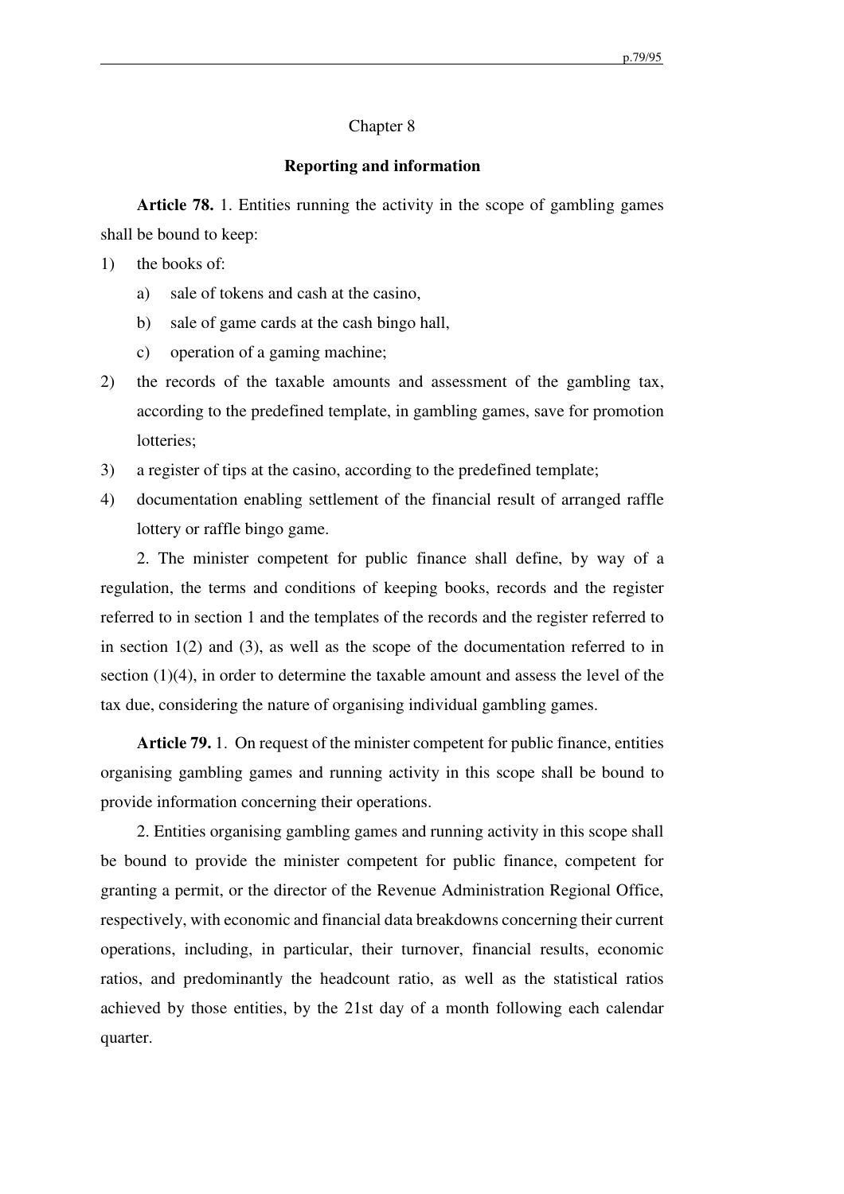## Chapter 8

### Reporting and information

**Article 78.** 1. Entities running the activity in the scope of gambling games shall be bound to keep:

1) the books of:
   a) sale of tokens and cash at the casino,
   b) sale of game cards at the cash bingo hall,
   c) operation of a gaming machine;
2) the records of the taxable amounts and assessment of the gambling tax, according to the predefined template, in gambling games, save for promotion lotteries;
3) a register of tips at the casino, according to the predefined template;
4) documentation enabling settlement of the financial result of arranged raffle lottery or raffle bingo game.

2. The minister competent for public finance shall define, by way of a regulation, the terms and conditions of keeping books, records and the register referred to in section 1 and the templates of the records and the register referred to in section 1(2) and (3), as well as the scope of the documentation referred to in section (1)(4), in order to determine the taxable amount and assess the level of the tax due, considering the nature of organising individual gambling games.

**Article 79.** 1. On request of the minister competent for public finance, entities organising gambling games and running activity in this scope shall be bound to provide information concerning their operations.

2. Entities organising gambling games and running activity in this scope shall be bound to provide the minister competent for public finance, competent for granting a permit, or the director of the Revenue Administration Regional Office, respectively, with economic and financial data breakdowns concerning their current operations, including, in particular, their turnover, financial results, economic ratios, and predominantly the headcount ratio, as well as the statistical ratios achieved by those entities, by the 21st day of a month following each calendar quarter.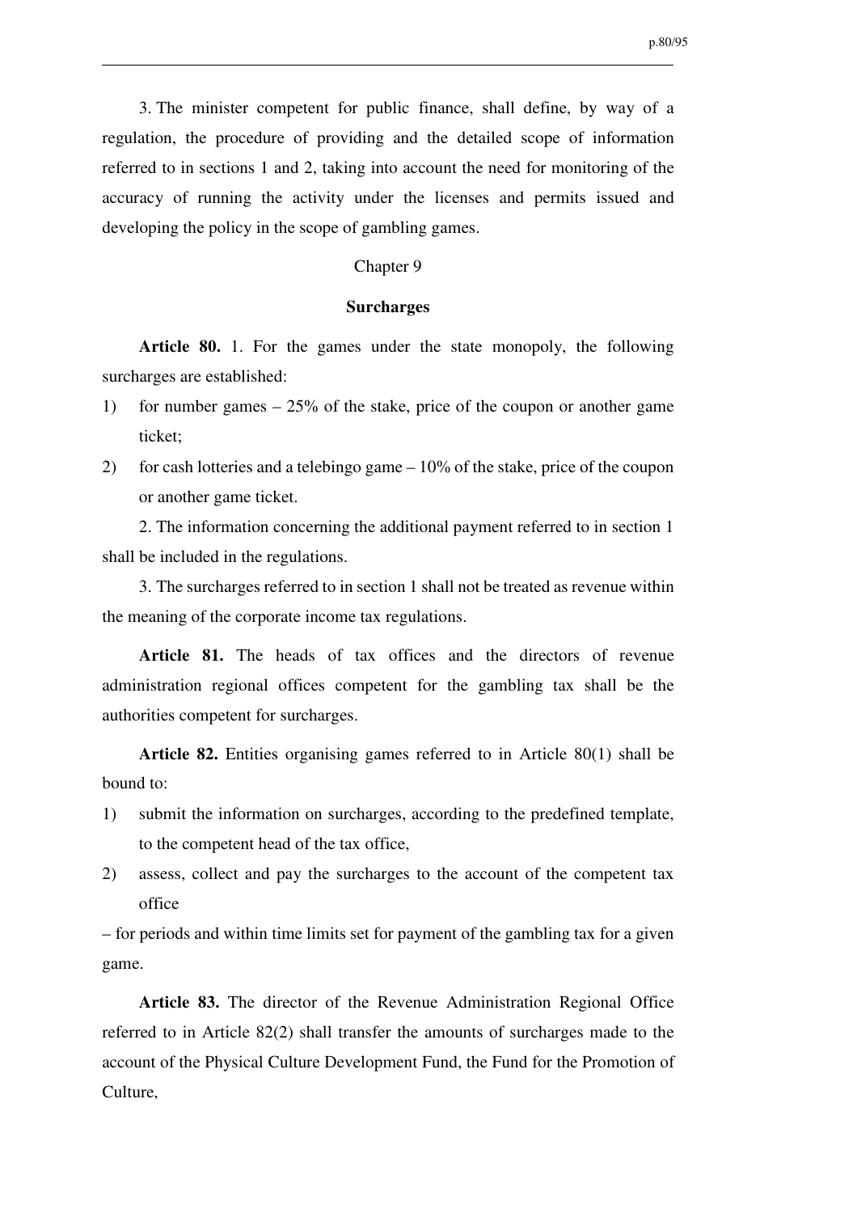3. The minister competent for public finance, shall define, by way of a regulation, the procedure of providing and the detailed scope of information referred to in sections 1 and 2, taking into account the need for monitoring of the accuracy of running the activity under the licenses and permits issued and developing the policy in the scope of gambling games.

## Chapter 9

## Surcharges

**Article 80.** 1. For the games under the state monopoly, the following surcharges are established:

1) for number games – 25% of the stake, price of the coupon or another game ticket;
2) for cash lotteries and a telebingo game – 10% of the stake, price of the coupon or another game ticket.

2. The information concerning the additional payment referred to in section 1 shall be included in the regulations.

3. The surcharges referred to in section 1 shall not be treated as revenue within the meaning of the corporate income tax regulations.

**Article 81.** The heads of tax offices and the directors of revenue administration regional offices competent for the gambling tax shall be the authorities competent for surcharges.

**Article 82.** Entities organising games referred to in Article 80(1) shall be bound to:

1) submit the information on surcharges, according to the predefined template, to the competent head of the tax office,
2) assess, collect and pay the surcharges to the account of the competent tax office

– for periods and within time limits set for payment of the gambling tax for a given game.

**Article 83.** The director of the Revenue Administration Regional Office referred to in Article 82(2) shall transfer the amounts of surcharges made to the account of the Physical Culture Development Fund, the Fund for the Promotion of Culture,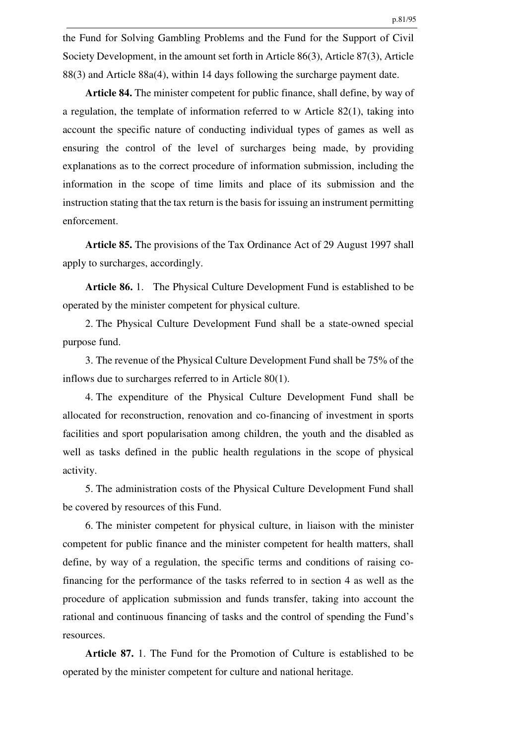the Fund for Solving Gambling Problems and the Fund for the Support of Civil Society Development, in the amount set forth in Article 86(3), Article 87(3), Article 88(3) and Article 88a(4), within 14 days following the surcharge payment date.

**Article 84.** The minister competent for public finance, shall define, by way of a regulation, the template of information referred to w Article 82(1), taking into account the specific nature of conducting individual types of games as well as ensuring the control of the level of surcharges being made, by providing explanations as to the correct procedure of information submission, including the information in the scope of time limits and place of its submission and the instruction stating that the tax return is the basis for issuing an instrument permitting enforcement.

**Article 85.** The provisions of the Tax Ordinance Act of 29 August 1997 shall apply to surcharges, accordingly.

**Article 86.** 1. The Physical Culture Development Fund is established to be operated by the minister competent for physical culture.

2. The Physical Culture Development Fund shall be a state-owned special purpose fund.

3. The revenue of the Physical Culture Development Fund shall be 75% of the inflows due to surcharges referred to in Article 80(1).

4. The expenditure of the Physical Culture Development Fund shall be allocated for reconstruction, renovation and co-financing of investment in sports facilities and sport popularisation among children, the youth and the disabled as well as tasks defined in the public health regulations in the scope of physical activity.

5. The administration costs of the Physical Culture Development Fund shall be covered by resources of this Fund.

6. The minister competent for physical culture, in liaison with the minister competent for public finance and the minister competent for health matters, shall define, by way of a regulation, the specific terms and conditions of raising co-financing for the performance of the tasks referred to in section 4 as well as the procedure of application submission and funds transfer, taking into account the rational and continuous financing of tasks and the control of spending the Fund's resources.

**Article 87.** 1. The Fund for the Promotion of Culture is established to be operated by the minister competent for culture and national heritage.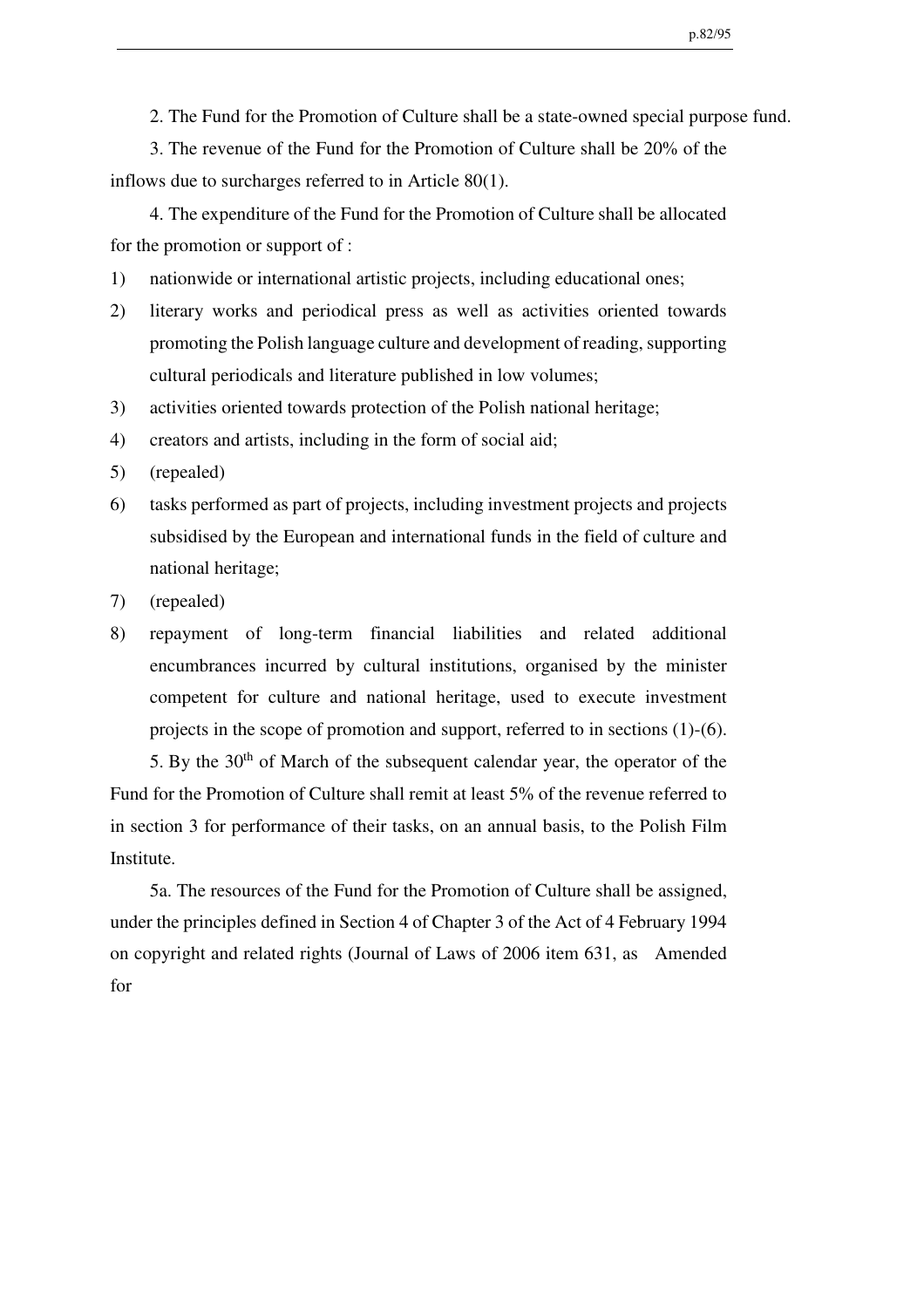2. The Fund for the Promotion of Culture shall be a state-owned special purpose fund.

3. The revenue of the Fund for the Promotion of Culture shall be 20% of the inflows due to surcharges referred to in Article 80(1).

4. The expenditure of the Fund for the Promotion of Culture shall be allocated for the promotion or support of :

1) nationwide or international artistic projects, including educational ones;
2) literary works and periodical press as well as activities oriented towards promoting the Polish language culture and development of reading, supporting cultural periodicals and literature published in low volumes;
3) activities oriented towards protection of the Polish national heritage;
4) creators and artists, including in the form of social aid;
5) (repealed)
6) tasks performed as part of projects, including investment projects and projects subsidised by the European and international funds in the field of culture and national heritage;
7) (repealed)
8) repayment of long-term financial liabilities and related additional encumbrances incurred by cultural institutions, organised by the minister competent for culture and national heritage, used to execute investment projects in the scope of promotion and support, referred to in sections (1)-(6).

5. By the 30th of March of the subsequent calendar year, the operator of the Fund for the Promotion of Culture shall remit at least 5% of the revenue referred to in section 3 for performance of their tasks, on an annual basis, to the Polish Film Institute.

5a. The resources of the Fund for the Promotion of Culture shall be assigned, under the principles defined in Section 4 of Chapter 3 of the Act of 4 February 1994 on copyright and related rights (Journal of Laws of 2006 item 631, as Amended for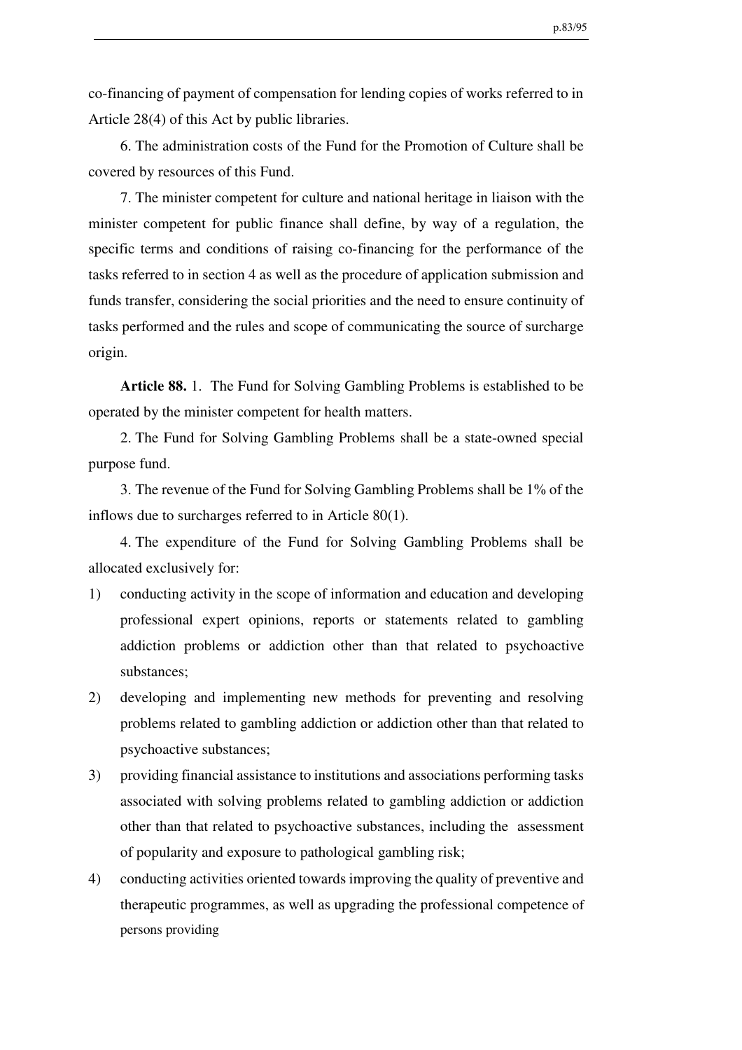co-financing of payment of compensation for lending copies of works referred to in Article 28(4) of this Act by public libraries.

6. The administration costs of the Fund for the Promotion of Culture shall be covered by resources of this Fund.

7. The minister competent for culture and national heritage in liaison with the minister competent for public finance shall define, by way of a regulation, the specific terms and conditions of raising co-financing for the performance of the tasks referred to in section 4 as well as the procedure of application submission and funds transfer, considering the social priorities and the need to ensure continuity of tasks performed and the rules and scope of communicating the source of surcharge origin.

**Article 88.** 1. The Fund for Solving Gambling Problems is established to be operated by the minister competent for health matters.

2. The Fund for Solving Gambling Problems shall be a state-owned special purpose fund.

3. The revenue of the Fund for Solving Gambling Problems shall be 1% of the inflows due to surcharges referred to in Article 80(1).

4. The expenditure of the Fund for Solving Gambling Problems shall be allocated exclusively for:

1) conducting activity in the scope of information and education and developing professional expert opinions, reports or statements related to gambling addiction problems or addiction other than that related to psychoactive substances;
2) developing and implementing new methods for preventing and resolving problems related to gambling addiction or addiction other than that related to psychoactive substances;
3) providing financial assistance to institutions and associations performing tasks associated with solving problems related to gambling addiction or addiction other than that related to psychoactive substances, including the assessment of popularity and exposure to pathological gambling risk;
4) conducting activities oriented towards improving the quality of preventive and therapeutic programmes, as well as upgrading the professional competence of persons providing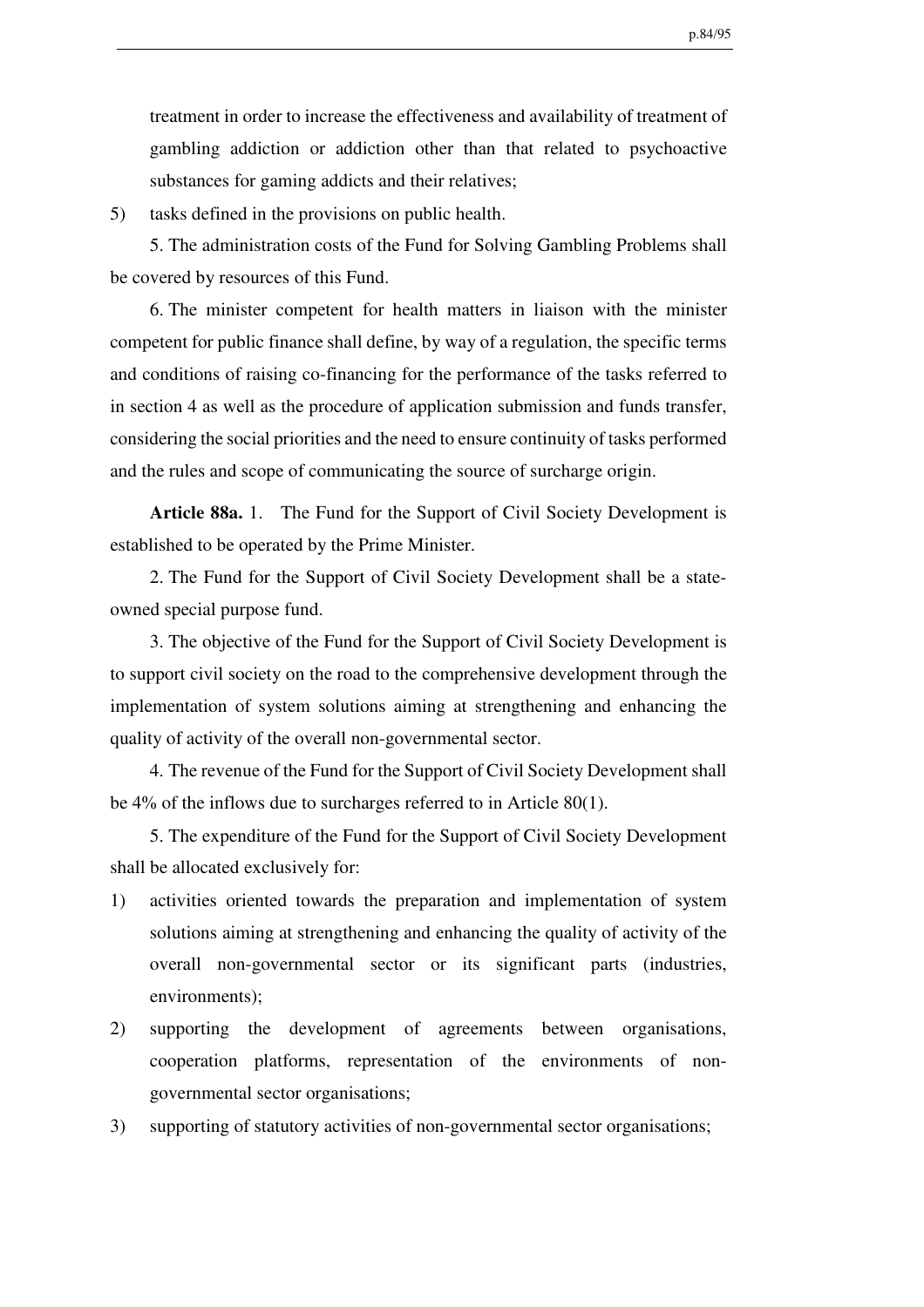treatment in order to increase the effectiveness and availability of treatment of gambling addiction or addiction other than that related to psychoactive substances for gaming addicts and their relatives;

5) tasks defined in the provisions on public health.

5. The administration costs of the Fund for Solving Gambling Problems shall be covered by resources of this Fund.

6. The minister competent for health matters in liaison with the minister competent for public finance shall define, by way of a regulation, the specific terms and conditions of raising co-financing for the performance of the tasks referred to in section 4 as well as the procedure of application submission and funds transfer, considering the social priorities and the need to ensure continuity of tasks performed and the rules and scope of communicating the source of surcharge origin.

**Article 88a.** 1. The Fund for the Support of Civil Society Development is established to be operated by the Prime Minister.

2. The Fund for the Support of Civil Society Development shall be a state-owned special purpose fund.

3. The objective of the Fund for the Support of Civil Society Development is to support civil society on the road to the comprehensive development through the implementation of system solutions aiming at strengthening and enhancing the quality of activity of the overall non-governmental sector.

4. The revenue of the Fund for the Support of Civil Society Development shall be 4% of the inflows due to surcharges referred to in Article 80(1).

5. The expenditure of the Fund for the Support of Civil Society Development shall be allocated exclusively for:

1) activities oriented towards the preparation and implementation of system solutions aiming at strengthening and enhancing the quality of activity of the overall non-governmental sector or its significant parts (industries, environments);
2) supporting the development of agreements between organisations, cooperation platforms, representation of the environments of non-governmental sector organisations;
3) supporting of statutory activities of non-governmental sector organisations;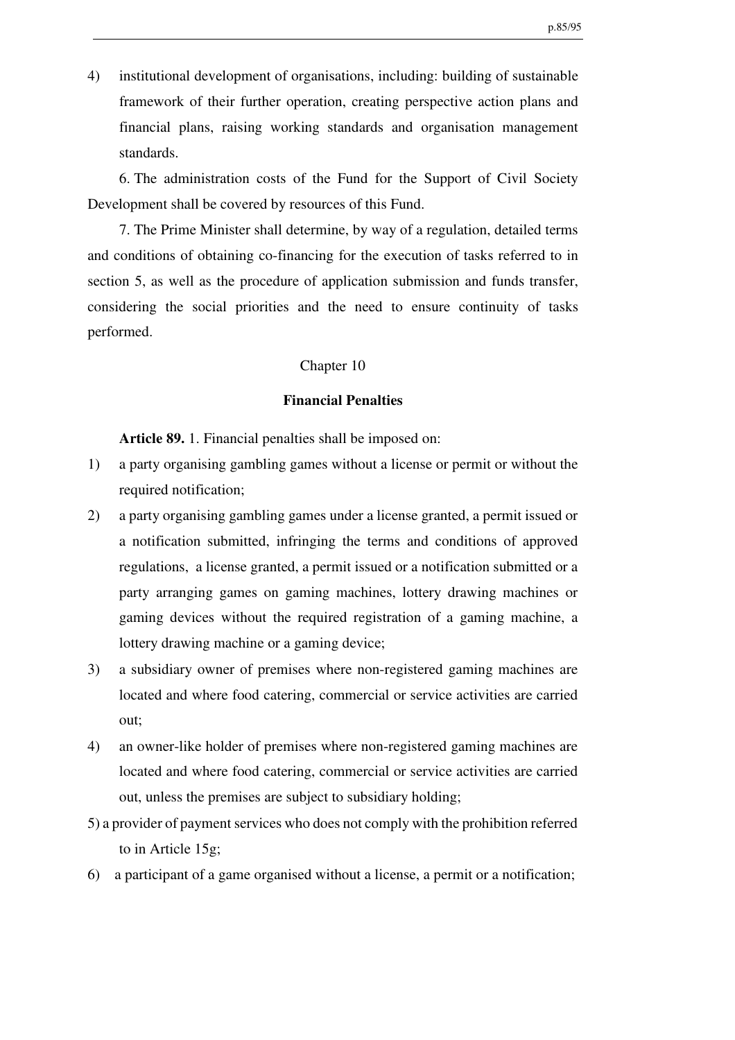4) institutional development of organisations, including: building of sustainable framework of their further operation, creating perspective action plans and financial plans, raising working standards and organisation management standards.

6. The administration costs of the Fund for the Support of Civil Society Development shall be covered by resources of this Fund.

7. The Prime Minister shall determine, by way of a regulation, detailed terms and conditions of obtaining co-financing for the execution of tasks referred to in section 5, as well as the procedure of application submission and funds transfer, considering the social priorities and the need to ensure continuity of tasks performed.

## Chapter 10

## Financial Penalties

**Article 89.** 1. Financial penalties shall be imposed on:

1) a party organising gambling games without a license or permit or without the required notification;
2) a party organising gambling games under a license granted, a permit issued or a notification submitted, infringing the terms and conditions of approved regulations, a license granted, a permit issued or a notification submitted or a party arranging games on gaming machines, lottery drawing machines or gaming devices without the required registration of a gaming machine, a lottery drawing machine or a gaming device;
3) a subsidiary owner of premises where non-registered gaming machines are located and where food catering, commercial or service activities are carried out;
4) an owner-like holder of premises where non-registered gaming machines are located and where food catering, commercial or service activities are carried out, unless the premises are subject to subsidiary holding;
5) a provider of payment services who does not comply with the prohibition referred to in Article 15g;
6) a participant of a game organised without a license, a permit or a notification;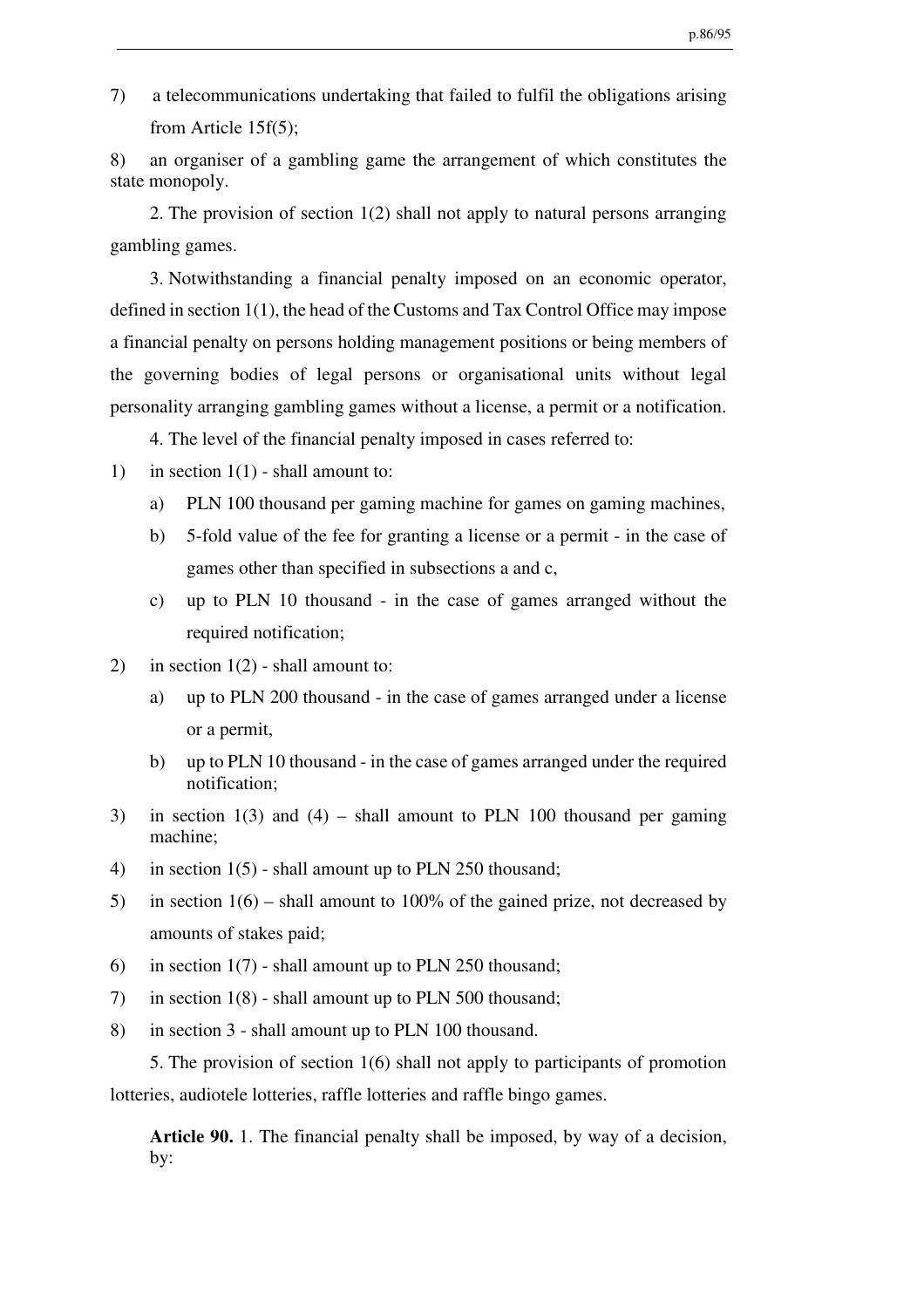7) a telecommunications undertaking that failed to fulfil the obligations arising from Article 15f(5);

8) an organiser of a gambling game the arrangement of which constitutes the state monopoly.

2. The provision of section 1(2) shall not apply to natural persons arranging gambling games.

3. Notwithstanding a financial penalty imposed on an economic operator, defined in section 1(1), the head of the Customs and Tax Control Office may impose a financial penalty on persons holding management positions or being members of the governing bodies of legal persons or organisational units without legal personality arranging gambling games without a license, a permit or a notification.

4. The level of the financial penalty imposed in cases referred to:

1) in section 1(1) - shall amount to:
   a) PLN 100 thousand per gaming machine for games on gaming machines,
   b) 5-fold value of the fee for granting a license or a permit - in the case of games other than specified in subsections a and c,
   c) up to PLN 10 thousand - in the case of games arranged without the required notification;
2) in section 1(2) - shall amount to:
   a) up to PLN 200 thousand - in the case of games arranged under a license or a permit,
   b) up to PLN 10 thousand - in the case of games arranged under the required notification;
3) in section 1(3) and (4) – shall amount to PLN 100 thousand per gaming machine;
4) in section 1(5) - shall amount up to PLN 250 thousand;
5) in section 1(6) – shall amount to 100% of the gained prize, not decreased by amounts of stakes paid;
6) in section 1(7) - shall amount up to PLN 250 thousand;
7) in section 1(8) - shall amount up to PLN 500 thousand;
8) in section 3 - shall amount up to PLN 100 thousand.

5. The provision of section 1(6) shall not apply to participants of promotion lotteries, audiotele lotteries, raffle lotteries and raffle bingo games.

**Article 90.** 1. The financial penalty shall be imposed, by way of a decision, by: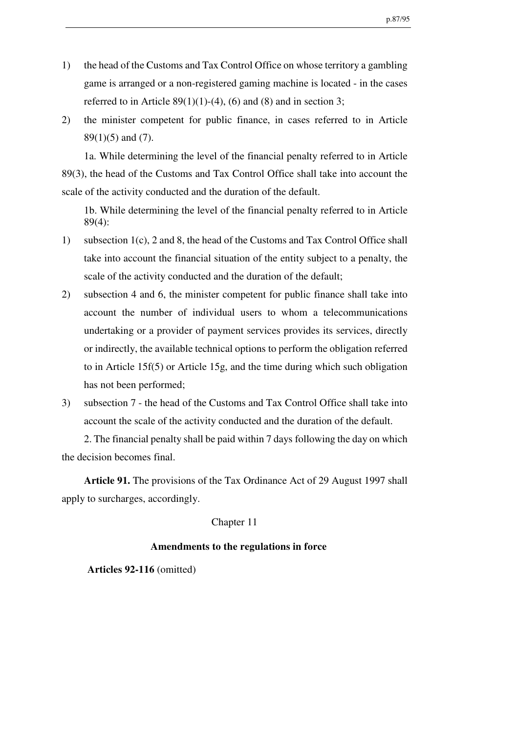1) the head of the Customs and Tax Control Office on whose territory a gambling game is arranged or a non-registered gaming machine is located - in the cases referred to in Article 89(1)(1)-(4), (6) and (8) and in section 3;
2) the minister competent for public finance, in cases referred to in Article 89(1)(5) and (7).

1a. While determining the level of the financial penalty referred to in Article 89(3), the head of the Customs and Tax Control Office shall take into account the scale of the activity conducted and the duration of the default.

1b. While determining the level of the financial penalty referred to in Article 89(4):

1) subsection 1(c), 2 and 8, the head of the Customs and Tax Control Office shall take into account the financial situation of the entity subject to a penalty, the scale of the activity conducted and the duration of the default;
2) subsection 4 and 6, the minister competent for public finance shall take into account the number of individual users to whom a telecommunications undertaking or a provider of payment services provides its services, directly or indirectly, the available technical options to perform the obligation referred to in Article 15f(5) or Article 15g, and the time during which such obligation has not been performed;
3) subsection 7 - the head of the Customs and Tax Control Office shall take into account the scale of the activity conducted and the duration of the default.

2. The financial penalty shall be paid within 7 days following the day on which the decision becomes final.

**Article 91.** The provisions of the Tax Ordinance Act of 29 August 1997 shall apply to surcharges, accordingly.

## Chapter 11

## Amendments to the regulations in force

**Articles 92-116** (omitted)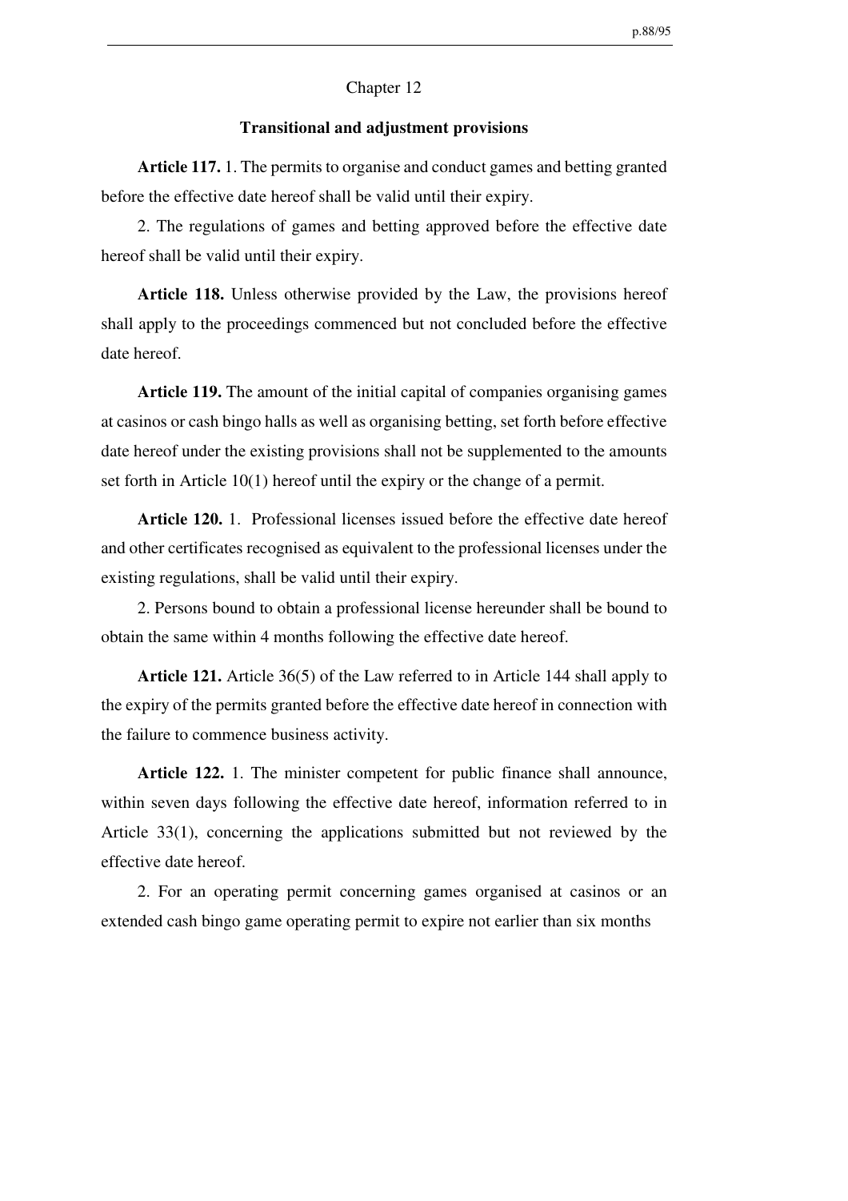## Chapter 12

### Transitional and adjustment provisions

**Article 117.** 1. The permits to organise and conduct games and betting granted before the effective date hereof shall be valid until their expiry.

2. The regulations of games and betting approved before the effective date hereof shall be valid until their expiry.

**Article 118.** Unless otherwise provided by the Law, the provisions hereof shall apply to the proceedings commenced but not concluded before the effective date hereof.

**Article 119.** The amount of the initial capital of companies organising games at casinos or cash bingo halls as well as organising betting, set forth before effective date hereof under the existing provisions shall not be supplemented to the amounts set forth in Article 10(1) hereof until the expiry or the change of a permit.

**Article 120.** 1. Professional licenses issued before the effective date hereof and other certificates recognised as equivalent to the professional licenses under the existing regulations, shall be valid until their expiry.

2. Persons bound to obtain a professional license hereunder shall be bound to obtain the same within 4 months following the effective date hereof.

**Article 121.** Article 36(5) of the Law referred to in Article 144 shall apply to the expiry of the permits granted before the effective date hereof in connection with the failure to commence business activity.

**Article 122.** 1. The minister competent for public finance shall announce, within seven days following the effective date hereof, information referred to in Article 33(1), concerning the applications submitted but not reviewed by the effective date hereof.

2. For an operating permit concerning games organised at casinos or an extended cash bingo game operating permit to expire not earlier than six months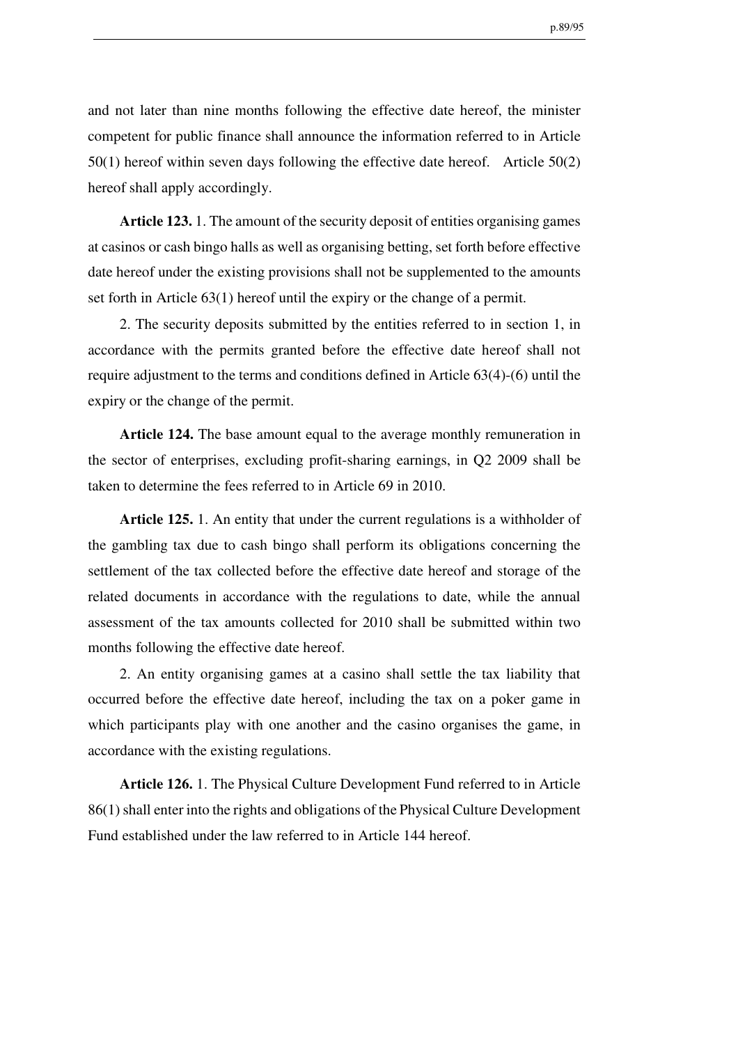and not later than nine months following the effective date hereof, the minister competent for public finance shall announce the information referred to in Article 50(1) hereof within seven days following the effective date hereof. Article 50(2) hereof shall apply accordingly.

**Article 123.** 1. The amount of the security deposit of entities organising games at casinos or cash bingo halls as well as organising betting, set forth before effective date hereof under the existing provisions shall not be supplemented to the amounts set forth in Article 63(1) hereof until the expiry or the change of a permit.

2. The security deposits submitted by the entities referred to in section 1, in accordance with the permits granted before the effective date hereof shall not require adjustment to the terms and conditions defined in Article 63(4)-(6) until the expiry or the change of the permit.

**Article 124.** The base amount equal to the average monthly remuneration in the sector of enterprises, excluding profit-sharing earnings, in Q2 2009 shall be taken to determine the fees referred to in Article 69 in 2010.

**Article 125.** 1. An entity that under the current regulations is a withholder of the gambling tax due to cash bingo shall perform its obligations concerning the settlement of the tax collected before the effective date hereof and storage of the related documents in accordance with the regulations to date, while the annual assessment of the tax amounts collected for 2010 shall be submitted within two months following the effective date hereof.

2. An entity organising games at a casino shall settle the tax liability that occurred before the effective date hereof, including the tax on a poker game in which participants play with one another and the casino organises the game, in accordance with the existing regulations.

**Article 126.** 1. The Physical Culture Development Fund referred to in Article 86(1) shall enter into the rights and obligations of the Physical Culture Development Fund established under the law referred to in Article 144 hereof.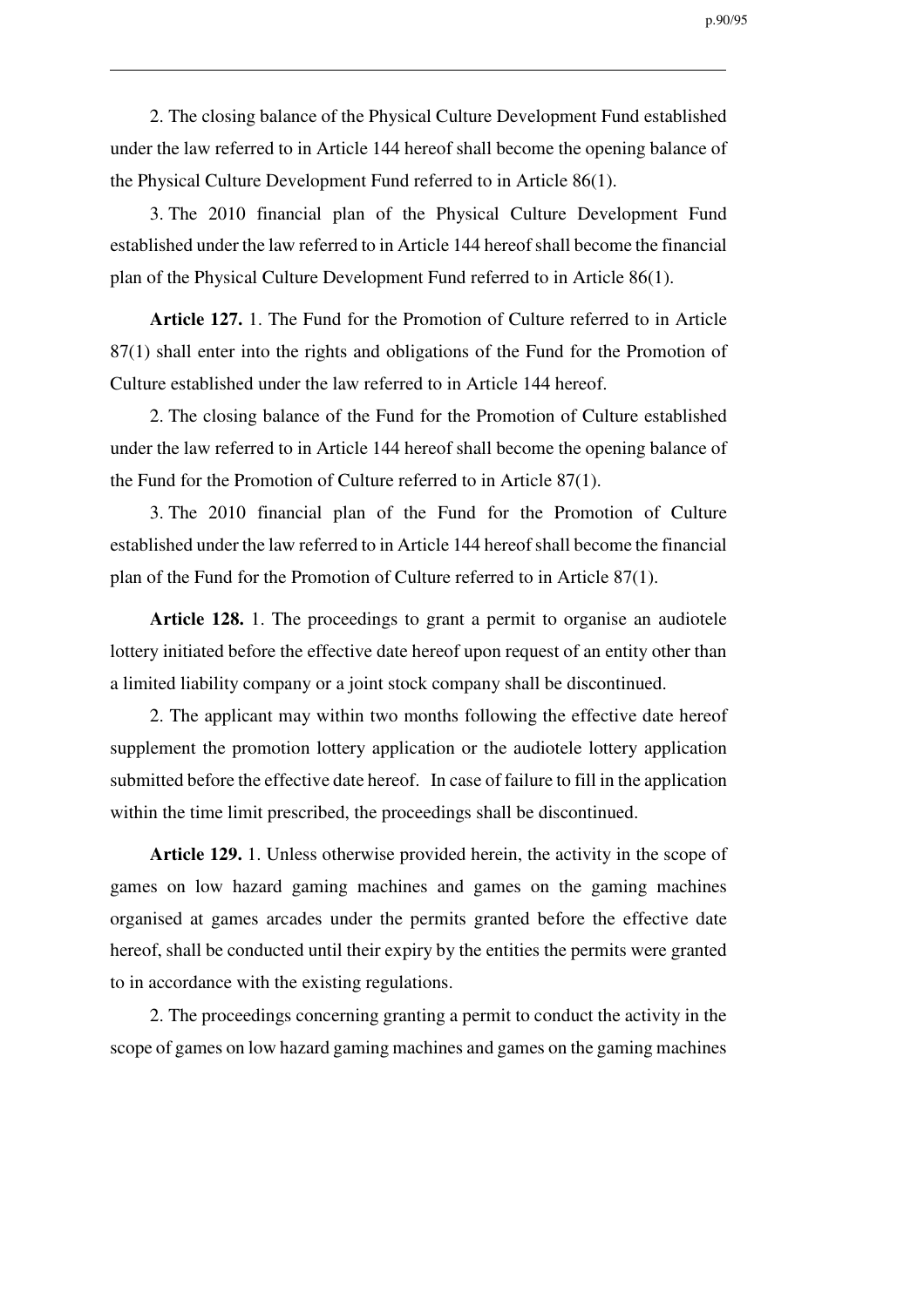2. The closing balance of the Physical Culture Development Fund established under the law referred to in Article 144 hereof shall become the opening balance of the Physical Culture Development Fund referred to in Article 86(1).

3. The 2010 financial plan of the Physical Culture Development Fund established under the law referred to in Article 144 hereof shall become the financial plan of the Physical Culture Development Fund referred to in Article 86(1).

**Article 127.** 1. The Fund for the Promotion of Culture referred to in Article 87(1) shall enter into the rights and obligations of the Fund for the Promotion of Culture established under the law referred to in Article 144 hereof.

2. The closing balance of the Fund for the Promotion of Culture established under the law referred to in Article 144 hereof shall become the opening balance of the Fund for the Promotion of Culture referred to in Article 87(1).

3. The 2010 financial plan of the Fund for the Promotion of Culture established under the law referred to in Article 144 hereof shall become the financial plan of the Fund for the Promotion of Culture referred to in Article 87(1).

**Article 128.** 1. The proceedings to grant a permit to organise an audiotele lottery initiated before the effective date hereof upon request of an entity other than a limited liability company or a joint stock company shall be discontinued.

2. The applicant may within two months following the effective date hereof supplement the promotion lottery application or the audiotele lottery application submitted before the effective date hereof. In case of failure to fill in the application within the time limit prescribed, the proceedings shall be discontinued.

**Article 129.** 1. Unless otherwise provided herein, the activity in the scope of games on low hazard gaming machines and games on the gaming machines organised at games arcades under the permits granted before the effective date hereof, shall be conducted until their expiry by the entities the permits were granted to in accordance with the existing regulations.

2. The proceedings concerning granting a permit to conduct the activity in the scope of games on low hazard gaming machines and games on the gaming machines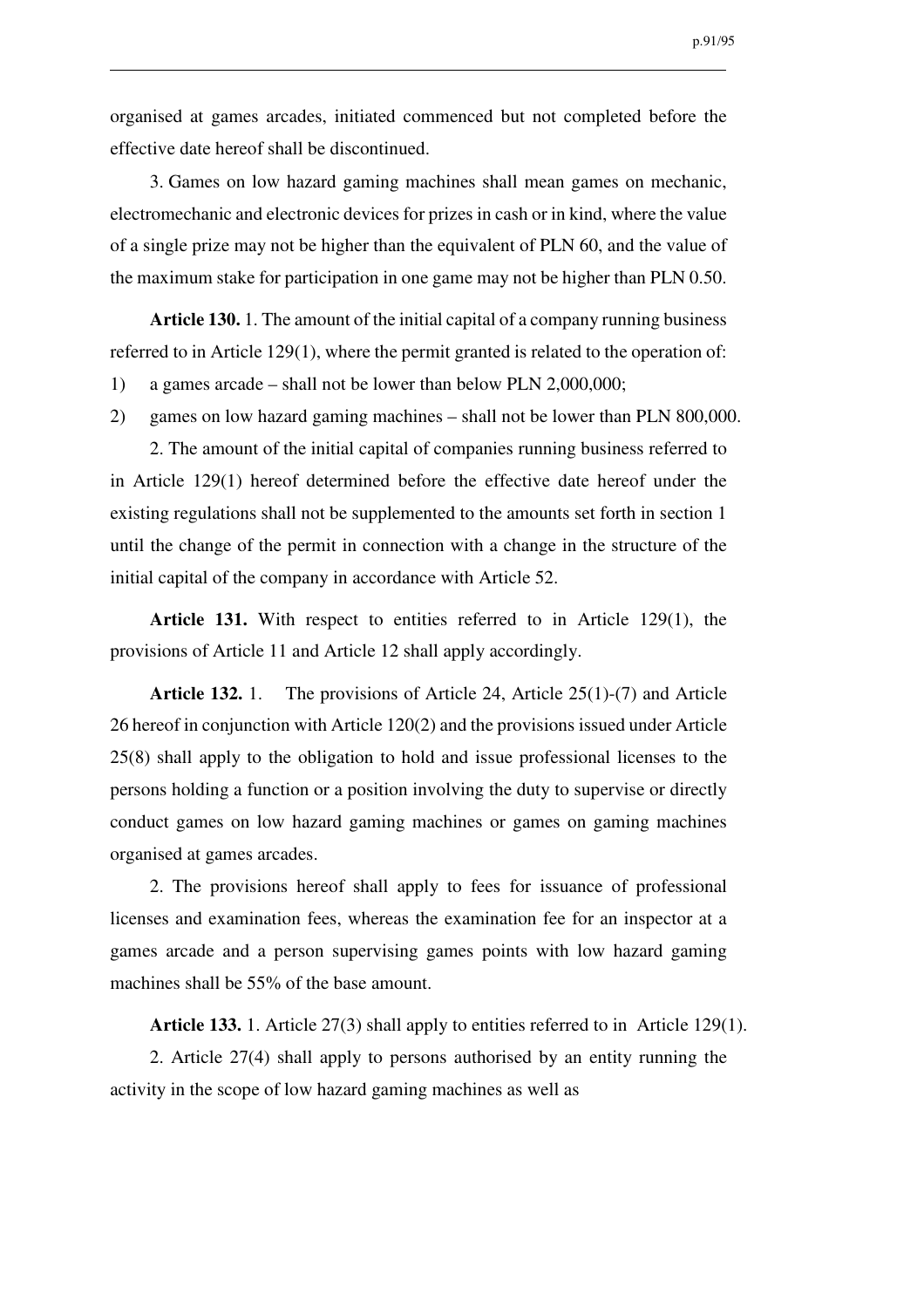organised at games arcades, initiated commenced but not completed before the effective date hereof shall be discontinued.

3. Games on low hazard gaming machines shall mean games on mechanic, electromechanic and electronic devices for prizes in cash or in kind, where the value of a single prize may not be higher than the equivalent of PLN 60, and the value of the maximum stake for participation in one game may not be higher than PLN 0.50.

**Article 130.** 1. The amount of the initial capital of a company running business referred to in Article 129(1), where the permit granted is related to the operation of:

1) a games arcade – shall not be lower than below PLN 2,000,000;
2) games on low hazard gaming machines – shall not be lower than PLN 800,000.

2. The amount of the initial capital of companies running business referred to in Article 129(1) hereof determined before the effective date hereof under the existing regulations shall not be supplemented to the amounts set forth in section 1 until the change of the permit in connection with a change in the structure of the initial capital of the company in accordance with Article 52.

**Article 131.** With respect to entities referred to in Article 129(1), the provisions of Article 11 and Article 12 shall apply accordingly.

**Article 132.** 1. The provisions of Article 24, Article 25(1)-(7) and Article 26 hereof in conjunction with Article 120(2) and the provisions issued under Article 25(8) shall apply to the obligation to hold and issue professional licenses to the persons holding a function or a position involving the duty to supervise or directly conduct games on low hazard gaming machines or games on gaming machines organised at games arcades.

2. The provisions hereof shall apply to fees for issuance of professional licenses and examination fees, whereas the examination fee for an inspector at a games arcade and a person supervising games points with low hazard gaming machines shall be 55% of the base amount.

**Article 133.** 1. Article 27(3) shall apply to entities referred to in Article 129(1).

2. Article 27(4) shall apply to persons authorised by an entity running the activity in the scope of low hazard gaming machines as well as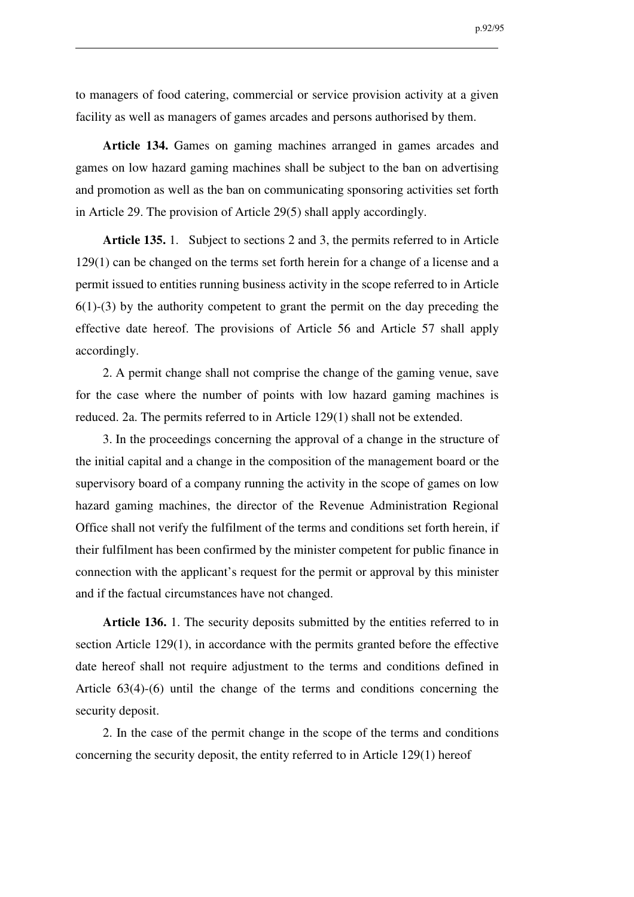to managers of food catering, commercial or service provision activity at a given facility as well as managers of games arcades and persons authorised by them.

**Article 134.** Games on gaming machines arranged in games arcades and games on low hazard gaming machines shall be subject to the ban on advertising and promotion as well as the ban on communicating sponsoring activities set forth in Article 29. The provision of Article 29(5) shall apply accordingly.

**Article 135.** 1. Subject to sections 2 and 3, the permits referred to in Article 129(1) can be changed on the terms set forth herein for a change of a license and a permit issued to entities running business activity in the scope referred to in Article 6(1)-(3) by the authority competent to grant the permit on the day preceding the effective date hereof. The provisions of Article 56 and Article 57 shall apply accordingly.

2. A permit change shall not comprise the change of the gaming venue, save for the case where the number of points with low hazard gaming machines is reduced. 2a. The permits referred to in Article 129(1) shall not be extended.

3. In the proceedings concerning the approval of a change in the structure of the initial capital and a change in the composition of the management board or the supervisory board of a company running the activity in the scope of games on low hazard gaming machines, the director of the Revenue Administration Regional Office shall not verify the fulfilment of the terms and conditions set forth herein, if their fulfilment has been confirmed by the minister competent for public finance in connection with the applicant's request for the permit or approval by this minister and if the factual circumstances have not changed.

**Article 136.** 1. The security deposits submitted by the entities referred to in section Article 129(1), in accordance with the permits granted before the effective date hereof shall not require adjustment to the terms and conditions defined in Article 63(4)-(6) until the change of the terms and conditions concerning the security deposit.

2. In the case of the permit change in the scope of the terms and conditions concerning the security deposit, the entity referred to in Article 129(1) hereof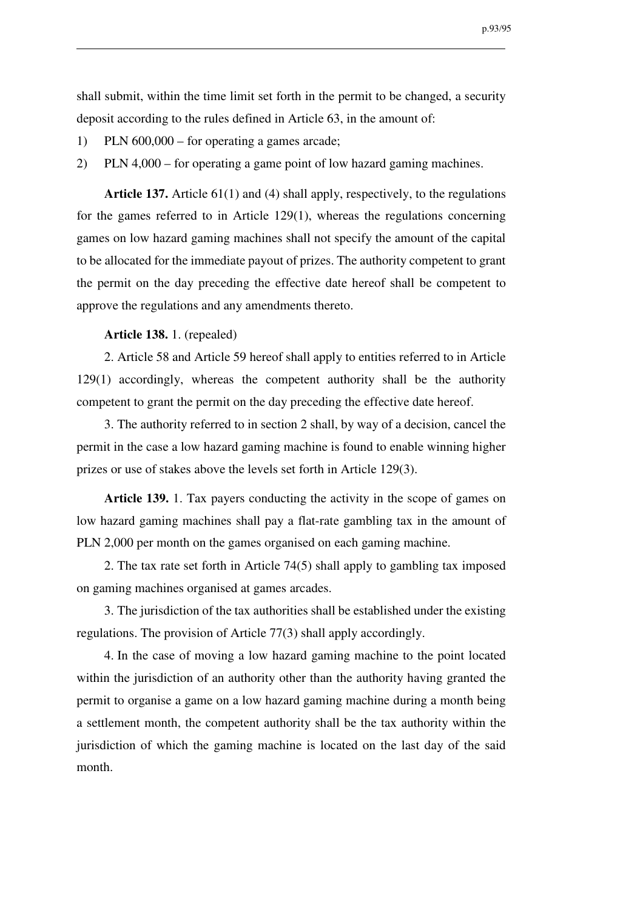shall submit, within the time limit set forth in the permit to be changed, a security deposit according to the rules defined in Article 63, in the amount of:

1) PLN 600,000 – for operating a games arcade;
2) PLN 4,000 – for operating a game point of low hazard gaming machines.

**Article 137.** Article 61(1) and (4) shall apply, respectively, to the regulations for the games referred to in Article 129(1), whereas the regulations concerning games on low hazard gaming machines shall not specify the amount of the capital to be allocated for the immediate payout of prizes. The authority competent to grant the permit on the day preceding the effective date hereof shall be competent to approve the regulations and any amendments thereto.

**Article 138.** 1. (repealed)

2. Article 58 and Article 59 hereof shall apply to entities referred to in Article 129(1) accordingly, whereas the competent authority shall be the authority competent to grant the permit on the day preceding the effective date hereof.

3. The authority referred to in section 2 shall, by way of a decision, cancel the permit in the case a low hazard gaming machine is found to enable winning higher prizes or use of stakes above the levels set forth in Article 129(3).

**Article 139.** 1. Tax payers conducting the activity in the scope of games on low hazard gaming machines shall pay a flat-rate gambling tax in the amount of PLN 2,000 per month on the games organised on each gaming machine.

2. The tax rate set forth in Article 74(5) shall apply to gambling tax imposed on gaming machines organised at games arcades.

3. The jurisdiction of the tax authorities shall be established under the existing regulations. The provision of Article 77(3) shall apply accordingly.

4. In the case of moving a low hazard gaming machine to the point located within the jurisdiction of an authority other than the authority having granted the permit to organise a game on a low hazard gaming machine during a month being a settlement month, the competent authority shall be the tax authority within the jurisdiction of which the gaming machine is located on the last day of the said month.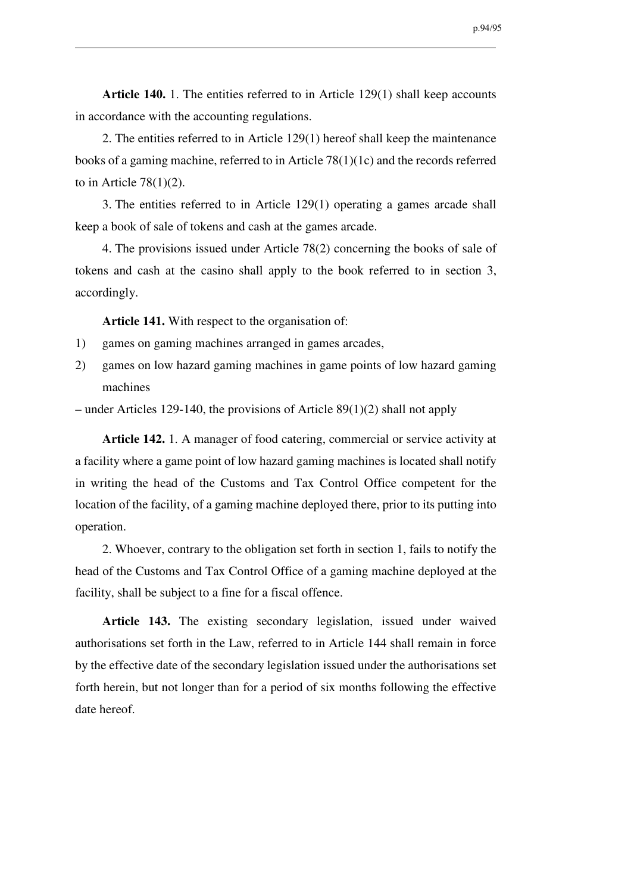**Article 140.** 1. The entities referred to in Article 129(1) shall keep accounts in accordance with the accounting regulations.

2. The entities referred to in Article 129(1) hereof shall keep the maintenance books of a gaming machine, referred to in Article 78(1)(1c) and the records referred to in Article 78(1)(2).

3. The entities referred to in Article 129(1) operating a games arcade shall keep a book of sale of tokens and cash at the games arcade.

4. The provisions issued under Article 78(2) concerning the books of sale of tokens and cash at the casino shall apply to the book referred to in section 3, accordingly.

**Article 141.** With respect to the organisation of:

1) games on gaming machines arranged in games arcades,
2) games on low hazard gaming machines in game points of low hazard gaming machines

– under Articles 129-140, the provisions of Article 89(1)(2) shall not apply

**Article 142.** 1. A manager of food catering, commercial or service activity at a facility where a game point of low hazard gaming machines is located shall notify in writing the head of the Customs and Tax Control Office competent for the location of the facility, of a gaming machine deployed there, prior to its putting into operation.

2. Whoever, contrary to the obligation set forth in section 1, fails to notify the head of the Customs and Tax Control Office of a gaming machine deployed at the facility, shall be subject to a fine for a fiscal offence.

**Article 143.** The existing secondary legislation, issued under waived authorisations set forth in the Law, referred to in Article 144 shall remain in force by the effective date of the secondary legislation issued under the authorisations set forth herein, but not longer than for a period of six months following the effective date hereof.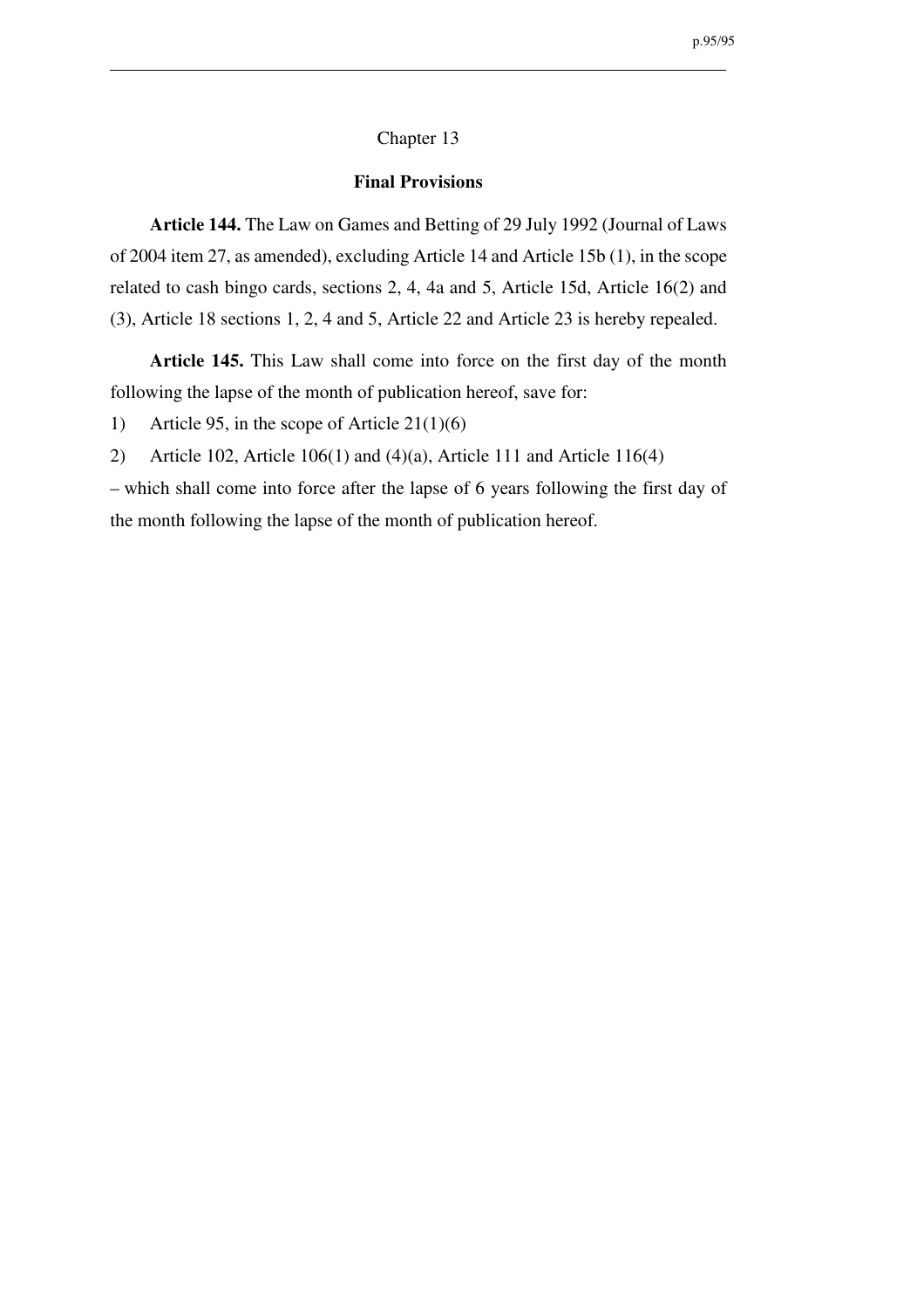Chapter 13

**Final Provisions**

**Article 144.** The Law on Games and Betting of 29 July 1992 (Journal of Laws of 2004 item 27, as amended), excluding Article 14 and Article 15b (1), in the scope related to cash bingo cards, sections 2, 4, 4a and 5, Article 15d, Article 16(2) and (3), Article 18 sections 1, 2, 4 and 5, Article 22 and Article 23 is hereby repealed.

**Article 145.** This Law shall come into force on the first day of the month following the lapse of the month of publication hereof, save for:

1) Article 95, in the scope of Article 21(1)(6)

2) Article 102, Article 106(1) and (4)(a), Article 111 and Article 116(4)

– which shall come into force after the lapse of 6 years following the first day of the month following the lapse of the month of publication hereof.